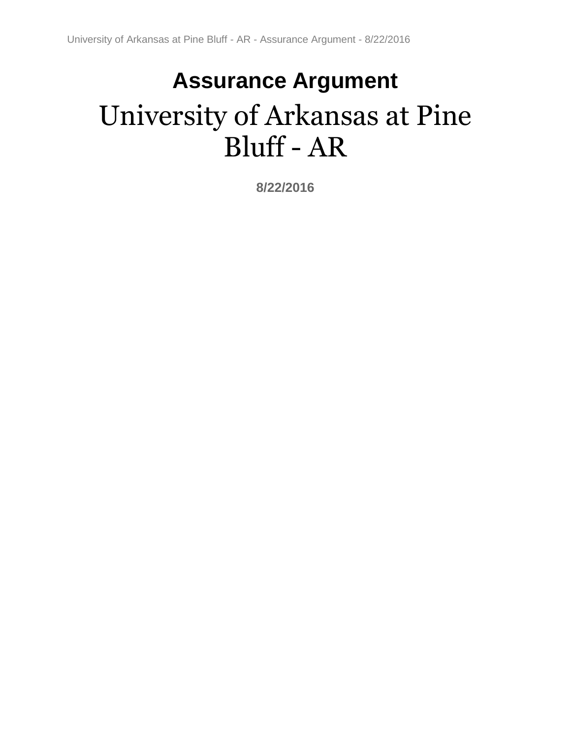# Assurance Argument

# University of Arkansas at Pine Bluff - AR

**8/22/2016**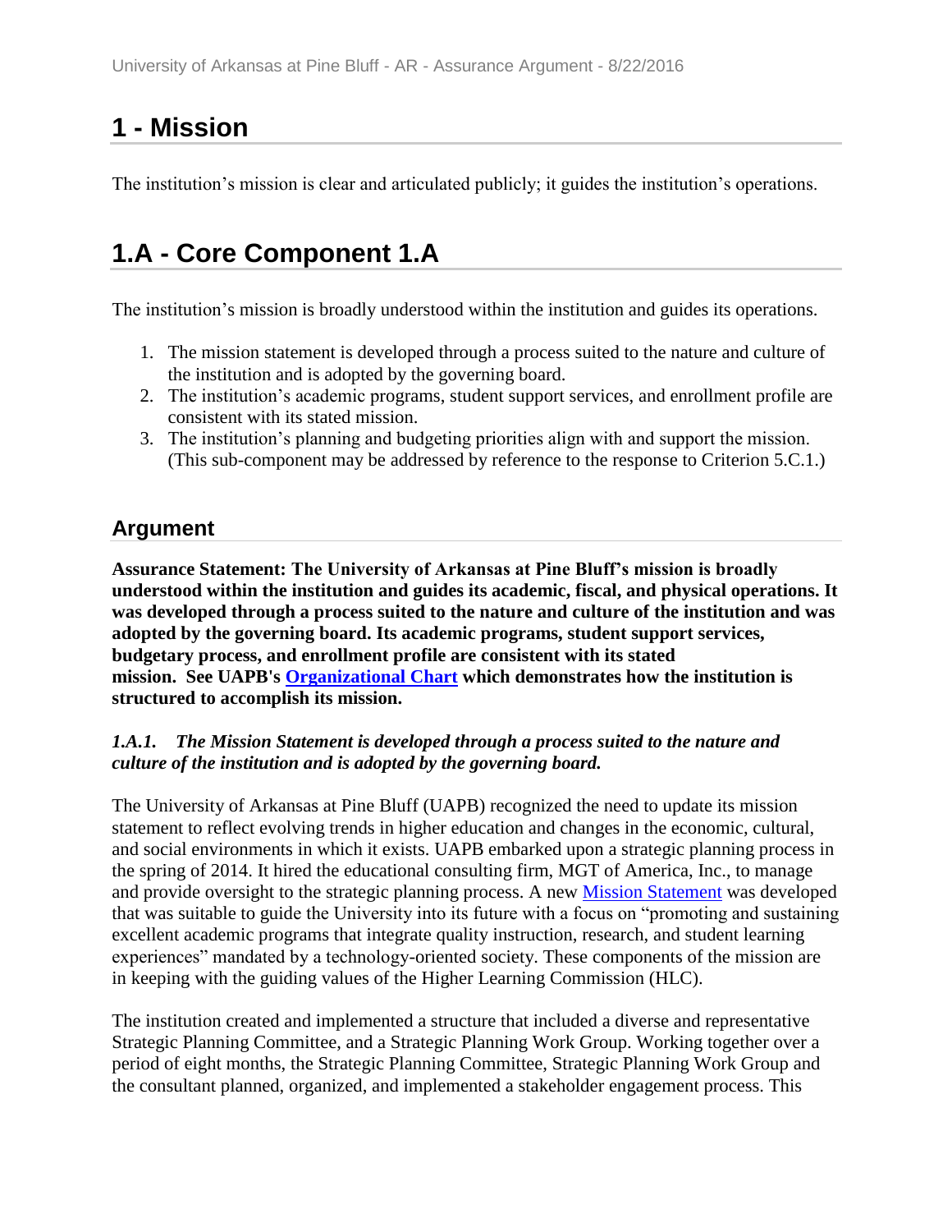# 1 - Mission

The institution's mission is clear and articulated publicly; it guides the institution's operations.

# 1.A - Core Component 1.A

The institution's mission is broadly understood within the institution and guides its operations.

1. The mission statement is developed through a process suited to the nature and culture of the institution and is adopted by the governing board.
2. The institution's academic programs, student support services, and enrollment profile are consistent with its stated mission.
3. The institution's planning and budgeting priorities align with and support the mission. (This sub-component may be addressed by reference to the response to Criterion 5.C.1.)

## Argument

**Assurance Statement: The University of Arkansas at Pine Bluff's mission is broadly understood within the institution and guides its academic, fiscal, and physical operations. It was developed through a process suited to the nature and culture of the institution and was adopted by the governing board. Its academic programs, student support services, budgetary process, and enrollment profile are consistent with its stated mission. See UAPB's Organizational Chart which demonstrates how the institution is structured to accomplish its mission.**

***1.A.1. The Mission Statement is developed through a process suited to the nature and culture of the institution and is adopted by the governing board.***

The University of Arkansas at Pine Bluff (UAPB) recognized the need to update its mission statement to reflect evolving trends in higher education and changes in the economic, cultural, and social environments in which it exists. UAPB embarked upon a strategic planning process in the spring of 2014. It hired the educational consulting firm, MGT of America, Inc., to manage and provide oversight to the strategic planning process. A new Mission Statement was developed that was suitable to guide the University into its future with a focus on "promoting and sustaining excellent academic programs that integrate quality instruction, research, and student learning experiences" mandated by a technology-oriented society. These components of the mission are in keeping with the guiding values of the Higher Learning Commission (HLC).

The institution created and implemented a structure that included a diverse and representative Strategic Planning Committee, and a Strategic Planning Work Group. Working together over a period of eight months, the Strategic Planning Committee, Strategic Planning Work Group and the consultant planned, organized, and implemented a stakeholder engagement process. This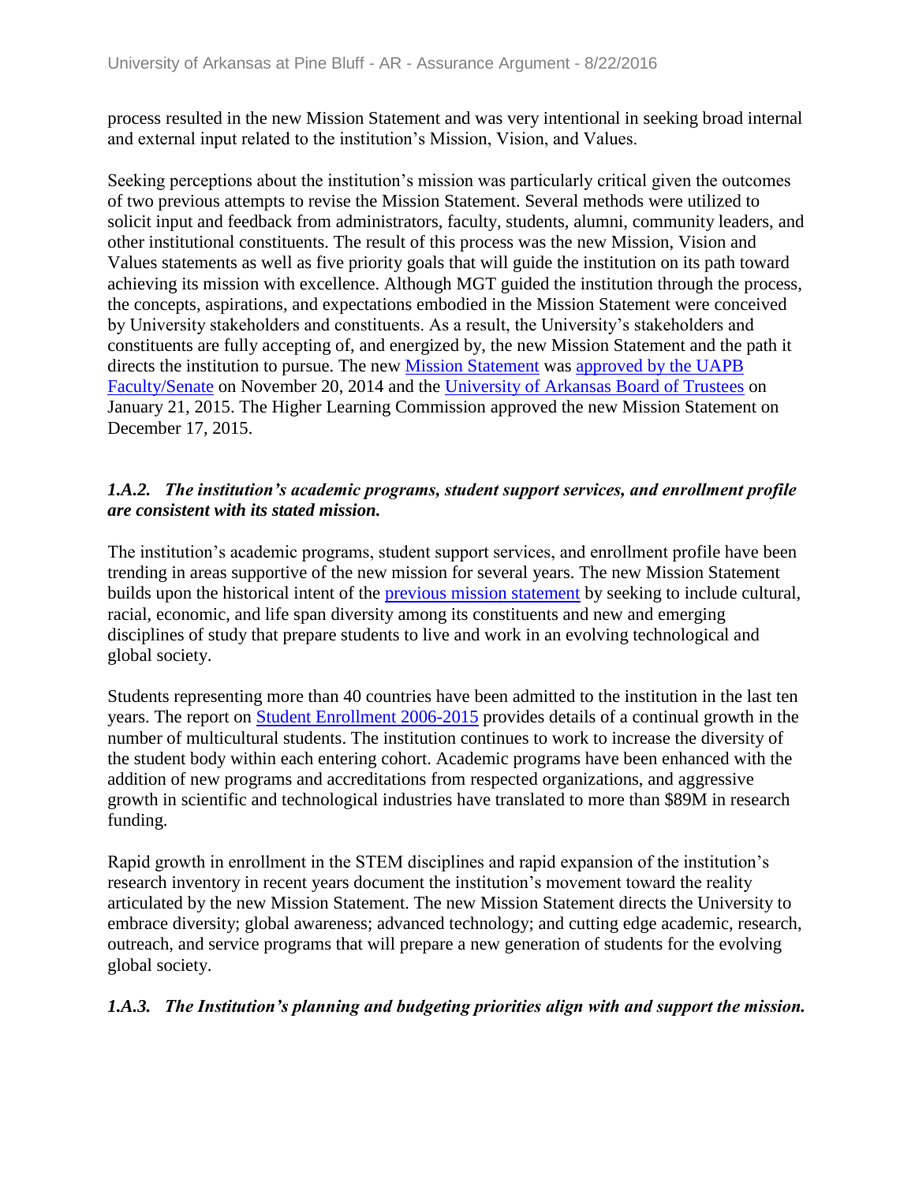process resulted in the new Mission Statement and was very intentional in seeking broad internal and external input related to the institution's Mission, Vision, and Values.

Seeking perceptions about the institution's mission was particularly critical given the outcomes of two previous attempts to revise the Mission Statement. Several methods were utilized to solicit input and feedback from administrators, faculty, students, alumni, community leaders, and other institutional constituents. The result of this process was the new Mission, Vision and Values statements as well as five priority goals that will guide the institution on its path toward achieving its mission with excellence. Although MGT guided the institution through the process, the concepts, aspirations, and expectations embodied in the Mission Statement were conceived by University stakeholders and constituents. As a result, the University's stakeholders and constituents are fully accepting of, and energized by, the new Mission Statement and the path it directs the institution to pursue. The new Mission Statement was approved by the UAPB Faculty/Senate on November 20, 2014 and the University of Arkansas Board of Trustees on January 21, 2015. The Higher Learning Commission approved the new Mission Statement on December 17, 2015.

### *1.A.2. The institution's academic programs, student support services, and enrollment profile are consistent with its stated mission.*

The institution's academic programs, student support services, and enrollment profile have been trending in areas supportive of the new mission for several years. The new Mission Statement builds upon the historical intent of the previous mission statement by seeking to include cultural, racial, economic, and life span diversity among its constituents and new and emerging disciplines of study that prepare students to live and work in an evolving technological and global society.

Students representing more than 40 countries have been admitted to the institution in the last ten years. The report on Student Enrollment 2006-2015 provides details of a continual growth in the number of multicultural students. The institution continues to work to increase the diversity of the student body within each entering cohort. Academic programs have been enhanced with the addition of new programs and accreditations from respected organizations, and aggressive growth in scientific and technological industries have translated to more than $89M in research funding.

Rapid growth in enrollment in the STEM disciplines and rapid expansion of the institution's research inventory in recent years document the institution's movement toward the reality articulated by the new Mission Statement. The new Mission Statement directs the University to embrace diversity; global awareness; advanced technology; and cutting edge academic, research, outreach, and service programs that will prepare a new generation of students for the evolving global society.

### *1.A.3. The Institution's planning and budgeting priorities align with and support the mission.*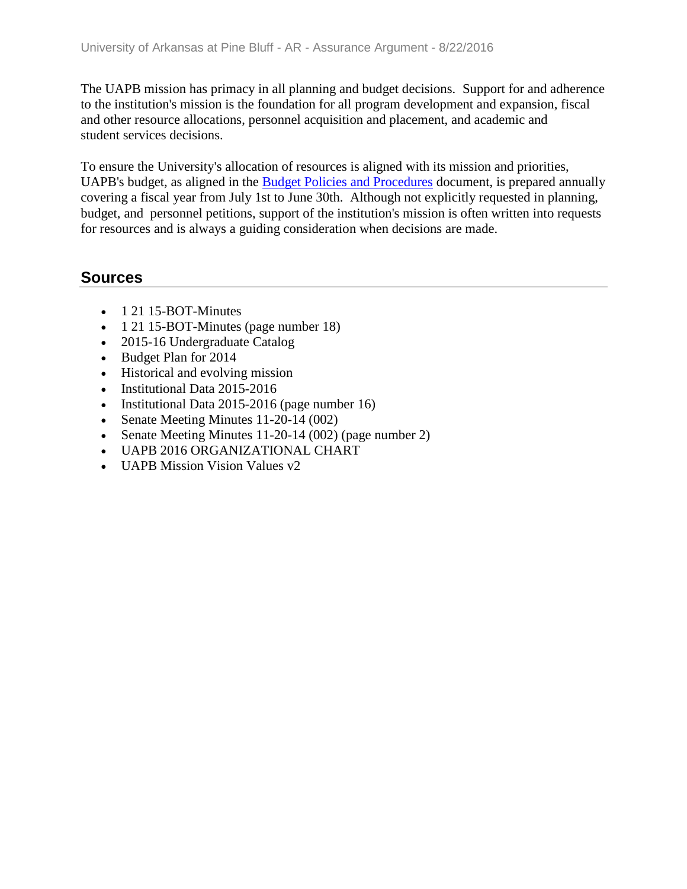The UAPB mission has primacy in all planning and budget decisions.  Support for and adherence to the institution's mission is the foundation for all program development and expansion, fiscal and other resource allocations, personnel acquisition and placement, and academic and student services decisions.

To ensure the University's allocation of resources is aligned with its mission and priorities, UAPB's budget, as aligned in the Budget Policies and Procedures document, is prepared annually covering a fiscal year from July 1st to June 30th.  Although not explicitly requested in planning, budget, and  personnel petitions, support of the institution's mission is often written into requests for resources and is always a guiding consideration when decisions are made.

## Sources

- 1 21 15-BOT-Minutes
- 1 21 15-BOT-Minutes (page number 18)
- 2015-16 Undergraduate Catalog
- Budget Plan for 2014
- Historical and evolving mission
- Institutional Data 2015-2016
- Institutional Data 2015-2016 (page number 16)
- Senate Meeting Minutes 11-20-14 (002)
- Senate Meeting Minutes 11-20-14 (002) (page number 2)
- UAPB 2016 ORGANIZATIONAL CHART
- UAPB Mission Vision Values v2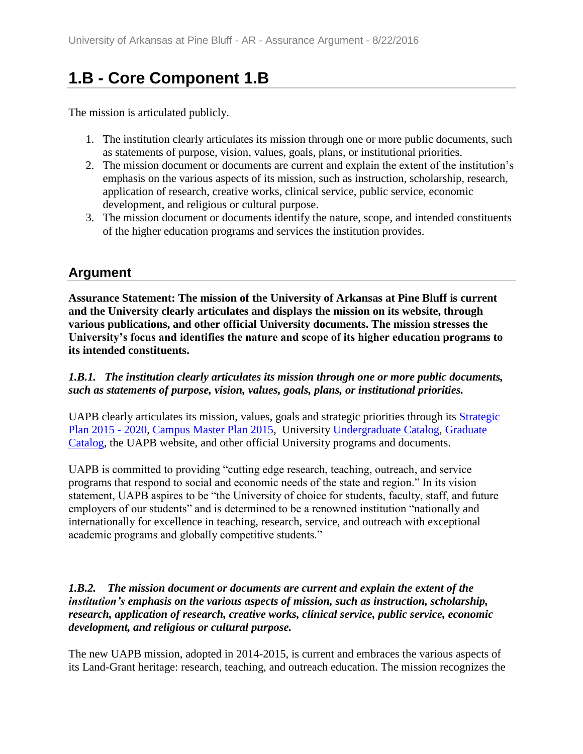# 1.B - Core Component 1.B

The mission is articulated publicly.

1. The institution clearly articulates its mission through one or more public documents, such as statements of purpose, vision, values, goals, plans, or institutional priorities.
2. The mission document or documents are current and explain the extent of the institution's emphasis on the various aspects of its mission, such as instruction, scholarship, research, application of research, creative works, clinical service, public service, economic development, and religious or cultural purpose.
3. The mission document or documents identify the nature, scope, and intended constituents of the higher education programs and services the institution provides.

## Argument

**Assurance Statement: The mission of the University of Arkansas at Pine Bluff is current and the University clearly articulates and displays the mission on its website, through various publications, and other official University documents. The mission stresses the University's focus and identifies the nature and scope of its higher education programs to its intended constituents.**

***1.B.1. The institution clearly articulates its mission through one or more public documents, such as statements of purpose, vision, values, goals, plans, or institutional priorities.***

UAPB clearly articulates its mission, values, goals and strategic priorities through its Strategic Plan 2015 - 2020, Campus Master Plan 2015, University Undergraduate Catalog, Graduate Catalog, the UAPB website, and other official University programs and documents.

UAPB is committed to providing "cutting edge research, teaching, outreach, and service programs that respond to social and economic needs of the state and region." In its vision statement, UAPB aspires to be "the University of choice for students, faculty, staff, and future employers of our students" and is determined to be a renowned institution "nationally and internationally for excellence in teaching, research, service, and outreach with exceptional academic programs and globally competitive students."

***1.B.2. The mission document or documents are current and explain the extent of the institution's emphasis on the various aspects of mission, such as instruction, scholarship, research, application of research, creative works, clinical service, public service, economic development, and religious or cultural purpose.***

The new UAPB mission, adopted in 2014-2015, is current and embraces the various aspects of its Land-Grant heritage: research, teaching, and outreach education. The mission recognizes the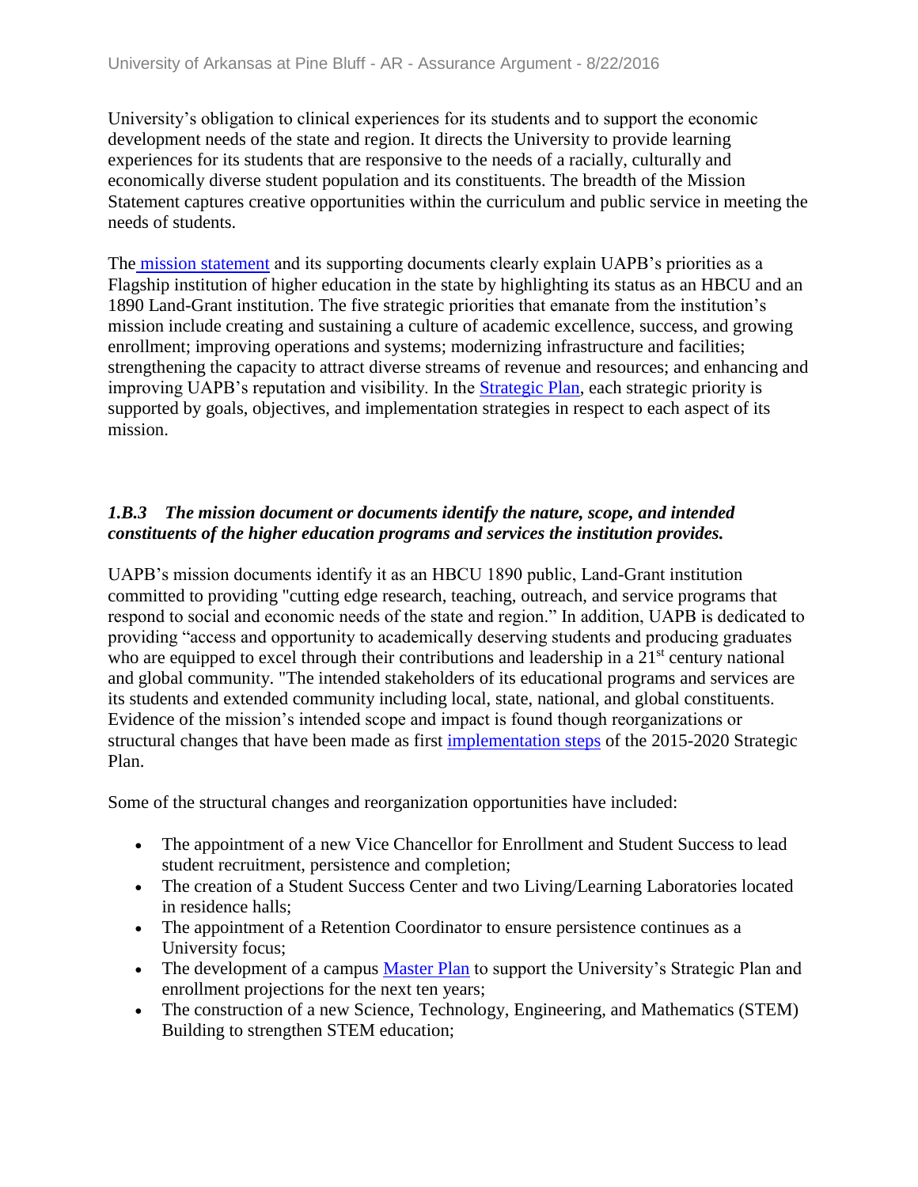University's obligation to clinical experiences for its students and to support the economic development needs of the state and region. It directs the University to provide learning experiences for its students that are responsive to the needs of a racially, culturally and economically diverse student population and its constituents. The breadth of the Mission Statement captures creative opportunities within the curriculum and public service in meeting the needs of students.

The mission statement and its supporting documents clearly explain UAPB's priorities as a Flagship institution of higher education in the state by highlighting its status as an HBCU and an 1890 Land-Grant institution. The five strategic priorities that emanate from the institution's mission include creating and sustaining a culture of academic excellence, success, and growing enrollment; improving operations and systems; modernizing infrastructure and facilities; strengthening the capacity to attract diverse streams of revenue and resources; and enhancing and improving UAPB's reputation and visibility. In the Strategic Plan, each strategic priority is supported by goals, objectives, and implementation strategies in respect to each aspect of its mission.

***1.B.3 The mission document or documents identify the nature, scope, and intended constituents of the higher education programs and services the institution provides.***

UAPB's mission documents identify it as an HBCU 1890 public, Land-Grant institution committed to providing "cutting edge research, teaching, outreach, and service programs that respond to social and economic needs of the state and region." In addition, UAPB is dedicated to providing "access and opportunity to academically deserving students and producing graduates who are equipped to excel through their contributions and leadership in a 21st century national and global community. "The intended stakeholders of its educational programs and services are its students and extended community including local, state, national, and global constituents. Evidence of the mission's intended scope and impact is found though reorganizations or structural changes that have been made as first implementation steps of the 2015-2020 Strategic Plan.

Some of the structural changes and reorganization opportunities have included:

- The appointment of a new Vice Chancellor for Enrollment and Student Success to lead student recruitment, persistence and completion;
- The creation of a Student Success Center and two Living/Learning Laboratories located in residence halls;
- The appointment of a Retention Coordinator to ensure persistence continues as a University focus;
- The development of a campus Master Plan to support the University's Strategic Plan and enrollment projections for the next ten years;
- The construction of a new Science, Technology, Engineering, and Mathematics (STEM) Building to strengthen STEM education;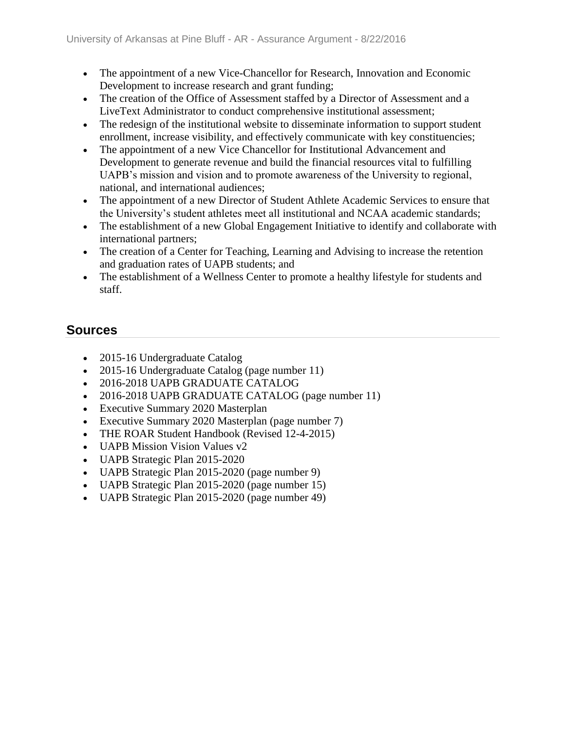- The appointment of a new Vice-Chancellor for Research, Innovation and Economic Development to increase research and grant funding;
- The creation of the Office of Assessment staffed by a Director of Assessment and a LiveText Administrator to conduct comprehensive institutional assessment;
- The redesign of the institutional website to disseminate information to support student enrollment, increase visibility, and effectively communicate with key constituencies;
- The appointment of a new Vice Chancellor for Institutional Advancement and Development to generate revenue and build the financial resources vital to fulfilling UAPB's mission and vision and to promote awareness of the University to regional, national, and international audiences;
- The appointment of a new Director of Student Athlete Academic Services to ensure that the University's student athletes meet all institutional and NCAA academic standards;
- The establishment of a new Global Engagement Initiative to identify and collaborate with international partners;
- The creation of a Center for Teaching, Learning and Advising to increase the retention and graduation rates of UAPB students; and
- The establishment of a Wellness Center to promote a healthy lifestyle for students and staff.

## Sources

- 2015-16 Undergraduate Catalog
- 2015-16 Undergraduate Catalog (page number 11)
- 2016-2018 UAPB GRADUATE CATALOG
- 2016-2018 UAPB GRADUATE CATALOG (page number 11)
- Executive Summary 2020 Masterplan
- Executive Summary 2020 Masterplan (page number 7)
- THE ROAR Student Handbook (Revised 12-4-2015)
- UAPB Mission Vision Values v2
- UAPB Strategic Plan 2015-2020
- UAPB Strategic Plan 2015-2020 (page number 9)
- UAPB Strategic Plan 2015-2020 (page number 15)
- UAPB Strategic Plan 2015-2020 (page number 49)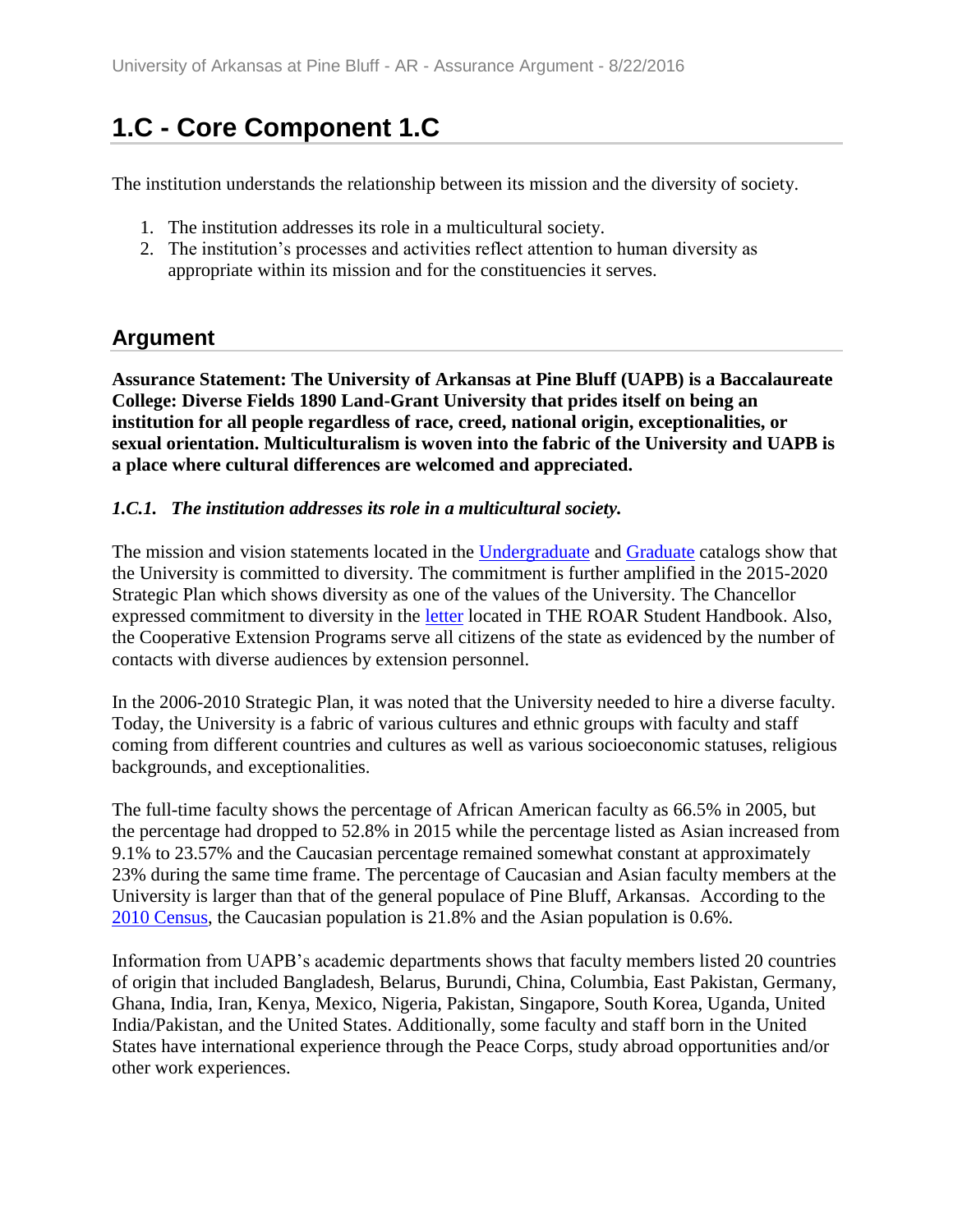# 1.C - Core Component 1.C

The institution understands the relationship between its mission and the diversity of society.

1. The institution addresses its role in a multicultural society.
2. The institution's processes and activities reflect attention to human diversity as appropriate within its mission and for the constituencies it serves.

## Argument

**Assurance Statement: The University of Arkansas at Pine Bluff (UAPB) is a Baccalaureate College: Diverse Fields 1890 Land-Grant University that prides itself on being an institution for all people regardless of race, creed, national origin, exceptionalities, or sexual orientation. Multiculturalism is woven into the fabric of the University and UAPB is a place where cultural differences are welcomed and appreciated.**

***1.C.1. The institution addresses its role in a multicultural society.***

The mission and vision statements located in the Undergraduate and Graduate catalogs show that the University is committed to diversity. The commitment is further amplified in the 2015-2020 Strategic Plan which shows diversity as one of the values of the University. The Chancellor expressed commitment to diversity in the letter located in THE ROAR Student Handbook. Also, the Cooperative Extension Programs serve all citizens of the state as evidenced by the number of contacts with diverse audiences by extension personnel.

In the 2006-2010 Strategic Plan, it was noted that the University needed to hire a diverse faculty. Today, the University is a fabric of various cultures and ethnic groups with faculty and staff coming from different countries and cultures as well as various socioeconomic statuses, religious backgrounds, and exceptionalities.

The full-time faculty shows the percentage of African American faculty as 66.5% in 2005, but the percentage had dropped to 52.8% in 2015 while the percentage listed as Asian increased from 9.1% to 23.57% and the Caucasian percentage remained somewhat constant at approximately 23% during the same time frame. The percentage of Caucasian and Asian faculty members at the University is larger than that of the general populace of Pine Bluff, Arkansas. According to the 2010 Census, the Caucasian population is 21.8% and the Asian population is 0.6%.

Information from UAPB's academic departments shows that faculty members listed 20 countries of origin that included Bangladesh, Belarus, Burundi, China, Columbia, East Pakistan, Germany, Ghana, India, Iran, Kenya, Mexico, Nigeria, Pakistan, Singapore, South Korea, Uganda, United India/Pakistan, and the United States. Additionally, some faculty and staff born in the United States have international experience through the Peace Corps, study abroad opportunities and/or other work experiences.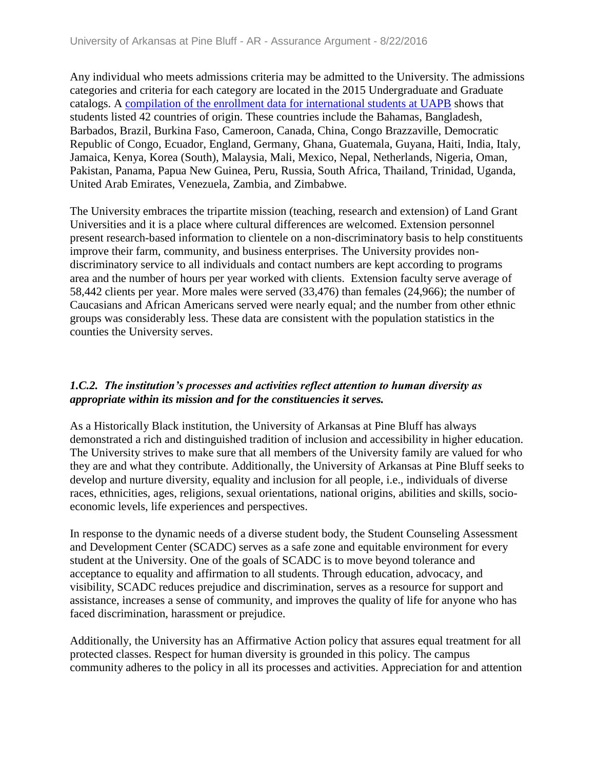Any individual who meets admissions criteria may be admitted to the University. The admissions categories and criteria for each category are located in the 2015 Undergraduate and Graduate catalogs. A compilation of the enrollment data for international students at UAPB shows that students listed 42 countries of origin. These countries include the Bahamas, Bangladesh, Barbados, Brazil, Burkina Faso, Cameroon, Canada, China, Congo Brazzaville, Democratic Republic of Congo, Ecuador, England, Germany, Ghana, Guatemala, Guyana, Haiti, India, Italy, Jamaica, Kenya, Korea (South), Malaysia, Mali, Mexico, Nepal, Netherlands, Nigeria, Oman, Pakistan, Panama, Papua New Guinea, Peru, Russia, South Africa, Thailand, Trinidad, Uganda, United Arab Emirates, Venezuela, Zambia, and Zimbabwe.

The University embraces the tripartite mission (teaching, research and extension) of Land Grant Universities and it is a place where cultural differences are welcomed. Extension personnel present research-based information to clientele on a non-discriminatory basis to help constituents improve their farm, community, and business enterprises. The University provides non-discriminatory service to all individuals and contact numbers are kept according to programs area and the number of hours per year worked with clients. Extension faculty serve average of 58,442 clients per year. More males were served (33,476) than females (24,966); the number of Caucasians and African Americans served were nearly equal; and the number from other ethnic groups was considerably less. These data are consistent with the population statistics in the counties the University serves.

### *1.C.2. The institution's processes and activities reflect attention to human diversity as appropriate within its mission and for the constituencies it serves.*

As a Historically Black institution, the University of Arkansas at Pine Bluff has always demonstrated a rich and distinguished tradition of inclusion and accessibility in higher education. The University strives to make sure that all members of the University family are valued for who they are and what they contribute. Additionally, the University of Arkansas at Pine Bluff seeks to develop and nurture diversity, equality and inclusion for all people, i.e., individuals of diverse races, ethnicities, ages, religions, sexual orientations, national origins, abilities and skills, socio-economic levels, life experiences and perspectives.

In response to the dynamic needs of a diverse student body, the Student Counseling Assessment and Development Center (SCADC) serves as a safe zone and equitable environment for every student at the University. One of the goals of SCADC is to move beyond tolerance and acceptance to equality and affirmation to all students. Through education, advocacy, and visibility, SCADC reduces prejudice and discrimination, serves as a resource for support and assistance, increases a sense of community, and improves the quality of life for anyone who has faced discrimination, harassment or prejudice.

Additionally, the University has an Affirmative Action policy that assures equal treatment for all protected classes. Respect for human diversity is grounded in this policy. The campus community adheres to the policy in all its processes and activities. Appreciation for and attention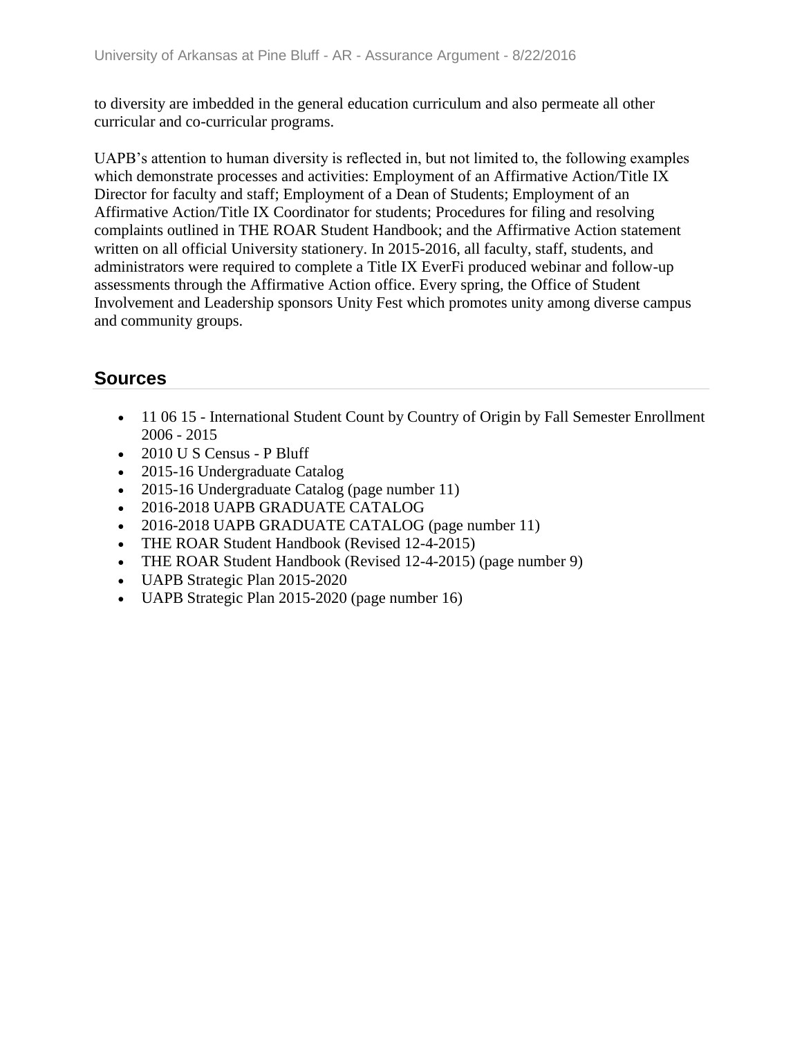to diversity are imbedded in the general education curriculum and also permeate all other curricular and co-curricular programs.

UAPB's attention to human diversity is reflected in, but not limited to, the following examples which demonstrate processes and activities: Employment of an Affirmative Action/Title IX Director for faculty and staff; Employment of a Dean of Students; Employment of an Affirmative Action/Title IX Coordinator for students; Procedures for filing and resolving complaints outlined in THE ROAR Student Handbook; and the Affirmative Action statement written on all official University stationery. In 2015-2016, all faculty, staff, students, and administrators were required to complete a Title IX EverFi produced webinar and follow-up assessments through the Affirmative Action office. Every spring, the Office of Student Involvement and Leadership sponsors Unity Fest which promotes unity among diverse campus and community groups.

## Sources

- 11 06 15 - International Student Count by Country of Origin by Fall Semester Enrollment 2006 - 2015
- 2010 U S Census - P Bluff
- 2015-16 Undergraduate Catalog
- 2015-16 Undergraduate Catalog (page number 11)
- 2016-2018 UAPB GRADUATE CATALOG
- 2016-2018 UAPB GRADUATE CATALOG (page number 11)
- THE ROAR Student Handbook (Revised 12-4-2015)
- THE ROAR Student Handbook (Revised 12-4-2015) (page number 9)
- UAPB Strategic Plan 2015-2020
- UAPB Strategic Plan 2015-2020 (page number 16)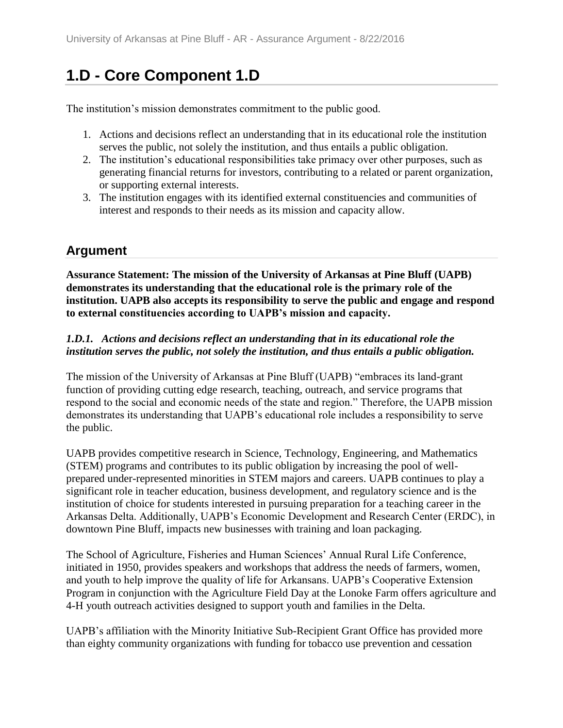# 1.D - Core Component 1.D

The institution's mission demonstrates commitment to the public good.

1. Actions and decisions reflect an understanding that in its educational role the institution serves the public, not solely the institution, and thus entails a public obligation.
2. The institution's educational responsibilities take primacy over other purposes, such as generating financial returns for investors, contributing to a related or parent organization, or supporting external interests.
3. The institution engages with its identified external constituencies and communities of interest and responds to their needs as its mission and capacity allow.

## Argument

**Assurance Statement: The mission of the University of Arkansas at Pine Bluff (UAPB) demonstrates its understanding that the educational role is the primary role of the institution. UAPB also accepts its responsibility to serve the public and engage and respond to external constituencies according to UAPB's mission and capacity.**

***1.D.1. Actions and decisions reflect an understanding that in its educational role the institution serves the public, not solely the institution, and thus entails a public obligation.***

The mission of the University of Arkansas at Pine Bluff (UAPB) "embraces its land-grant function of providing cutting edge research, teaching, outreach, and service programs that respond to the social and economic needs of the state and region." Therefore, the UAPB mission demonstrates its understanding that UAPB's educational role includes a responsibility to serve the public.

UAPB provides competitive research in Science, Technology, Engineering, and Mathematics (STEM) programs and contributes to its public obligation by increasing the pool of well-prepared under-represented minorities in STEM majors and careers. UAPB continues to play a significant role in teacher education, business development, and regulatory science and is the institution of choice for students interested in pursuing preparation for a teaching career in the Arkansas Delta. Additionally, UAPB's Economic Development and Research Center (ERDC), in downtown Pine Bluff, impacts new businesses with training and loan packaging.

The School of Agriculture, Fisheries and Human Sciences' Annual Rural Life Conference, initiated in 1950, provides speakers and workshops that address the needs of farmers, women, and youth to help improve the quality of life for Arkansans. UAPB's Cooperative Extension Program in conjunction with the Agriculture Field Day at the Lonoke Farm offers agriculture and 4-H youth outreach activities designed to support youth and families in the Delta.

UAPB's affiliation with the Minority Initiative Sub-Recipient Grant Office has provided more than eighty community organizations with funding for tobacco use prevention and cessation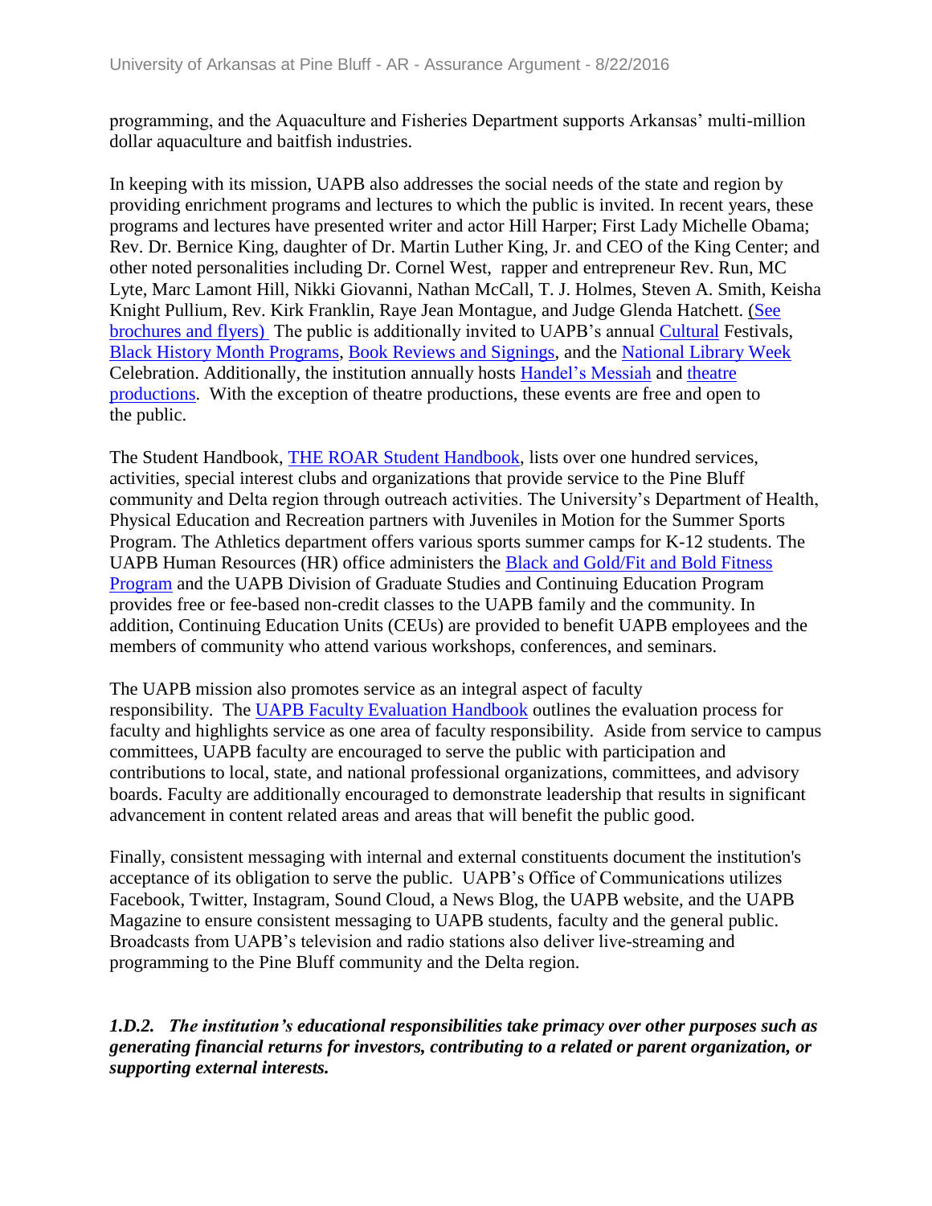programming, and the Aquaculture and Fisheries Department supports Arkansas' multi-million dollar aquaculture and baitfish industries.

In keeping with its mission, UAPB also addresses the social needs of the state and region by providing enrichment programs and lectures to which the public is invited. In recent years, these programs and lectures have presented writer and actor Hill Harper; First Lady Michelle Obama; Rev. Dr. Bernice King, daughter of Dr. Martin Luther King, Jr. and CEO of the King Center; and other noted personalities including Dr. Cornel West, rapper and entrepreneur Rev. Run, MC Lyte, Marc Lamont Hill, Nikki Giovanni, Nathan McCall, T. J. Holmes, Steven A. Smith, Keisha Knight Pullium, Rev. Kirk Franklin, Raye Jean Montague, and Judge Glenda Hatchett. (See brochures and flyers) The public is additionally invited to UAPB's annual Cultural Festivals, Black History Month Programs, Book Reviews and Signings, and the National Library Week Celebration. Additionally, the institution annually hosts Handel's Messiah and theatre productions. With the exception of theatre productions, these events are free and open to the public.

The Student Handbook, THE ROAR Student Handbook, lists over one hundred services, activities, special interest clubs and organizations that provide service to the Pine Bluff community and Delta region through outreach activities. The University's Department of Health, Physical Education and Recreation partners with Juveniles in Motion for the Summer Sports Program. The Athletics department offers various sports summer camps for K-12 students. The UAPB Human Resources (HR) office administers the Black and Gold/Fit and Bold Fitness Program and the UAPB Division of Graduate Studies and Continuing Education Program provides free or fee-based non-credit classes to the UAPB family and the community. In addition, Continuing Education Units (CEUs) are provided to benefit UAPB employees and the members of community who attend various workshops, conferences, and seminars.

The UAPB mission also promotes service as an integral aspect of faculty responsibility. The UAPB Faculty Evaluation Handbook outlines the evaluation process for faculty and highlights service as one area of faculty responsibility. Aside from service to campus committees, UAPB faculty are encouraged to serve the public with participation and contributions to local, state, and national professional organizations, committees, and advisory boards. Faculty are additionally encouraged to demonstrate leadership that results in significant advancement in content related areas and areas that will benefit the public good.

Finally, consistent messaging with internal and external constituents document the institution's acceptance of its obligation to serve the public. UAPB's Office of Communications utilizes Facebook, Twitter, Instagram, Sound Cloud, a News Blog, the UAPB website, and the UAPB Magazine to ensure consistent messaging to UAPB students, faculty and the general public. Broadcasts from UAPB's television and radio stations also deliver live-streaming and programming to the Pine Bluff community and the Delta region.

***1.D.2. The institution's educational responsibilities take primacy over other purposes such as generating financial returns for investors, contributing to a related or parent organization, or supporting external interests.***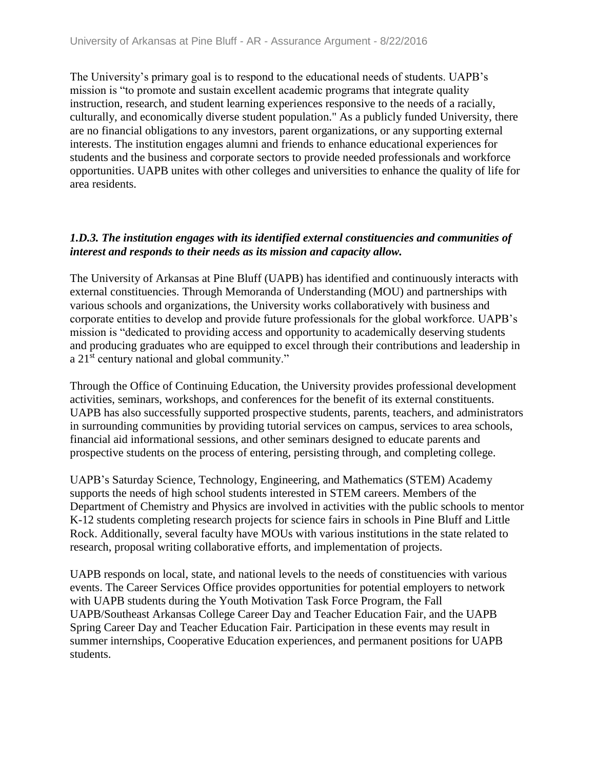The University's primary goal is to respond to the educational needs of students. UAPB's mission is "to promote and sustain excellent academic programs that integrate quality instruction, research, and student learning experiences responsive to the needs of a racially, culturally, and economically diverse student population." As a publicly funded University, there are no financial obligations to any investors, parent organizations, or any supporting external interests. The institution engages alumni and friends to enhance educational experiences for students and the business and corporate sectors to provide needed professionals and workforce opportunities. UAPB unites with other colleges and universities to enhance the quality of life for area residents.

***1.D.3. The institution engages with its identified external constituencies and communities of interest and responds to their needs as its mission and capacity allow.***

The University of Arkansas at Pine Bluff (UAPB) has identified and continuously interacts with external constituencies. Through Memoranda of Understanding (MOU) and partnerships with various schools and organizations, the University works collaboratively with business and corporate entities to develop and provide future professionals for the global workforce. UAPB's mission is "dedicated to providing access and opportunity to academically deserving students and producing graduates who are equipped to excel through their contributions and leadership in a 21st century national and global community."

Through the Office of Continuing Education, the University provides professional development activities, seminars, workshops, and conferences for the benefit of its external constituents. UAPB has also successfully supported prospective students, parents, teachers, and administrators in surrounding communities by providing tutorial services on campus, services to area schools, financial aid informational sessions, and other seminars designed to educate parents and prospective students on the process of entering, persisting through, and completing college.

UAPB's Saturday Science, Technology, Engineering, and Mathematics (STEM) Academy supports the needs of high school students interested in STEM careers. Members of the Department of Chemistry and Physics are involved in activities with the public schools to mentor K-12 students completing research projects for science fairs in schools in Pine Bluff and Little Rock. Additionally, several faculty have MOUs with various institutions in the state related to research, proposal writing collaborative efforts, and implementation of projects.

UAPB responds on local, state, and national levels to the needs of constituencies with various events. The Career Services Office provides opportunities for potential employers to network with UAPB students during the Youth Motivation Task Force Program, the Fall UAPB/Southeast Arkansas College Career Day and Teacher Education Fair, and the UAPB Spring Career Day and Teacher Education Fair. Participation in these events may result in summer internships, Cooperative Education experiences, and permanent positions for UAPB students.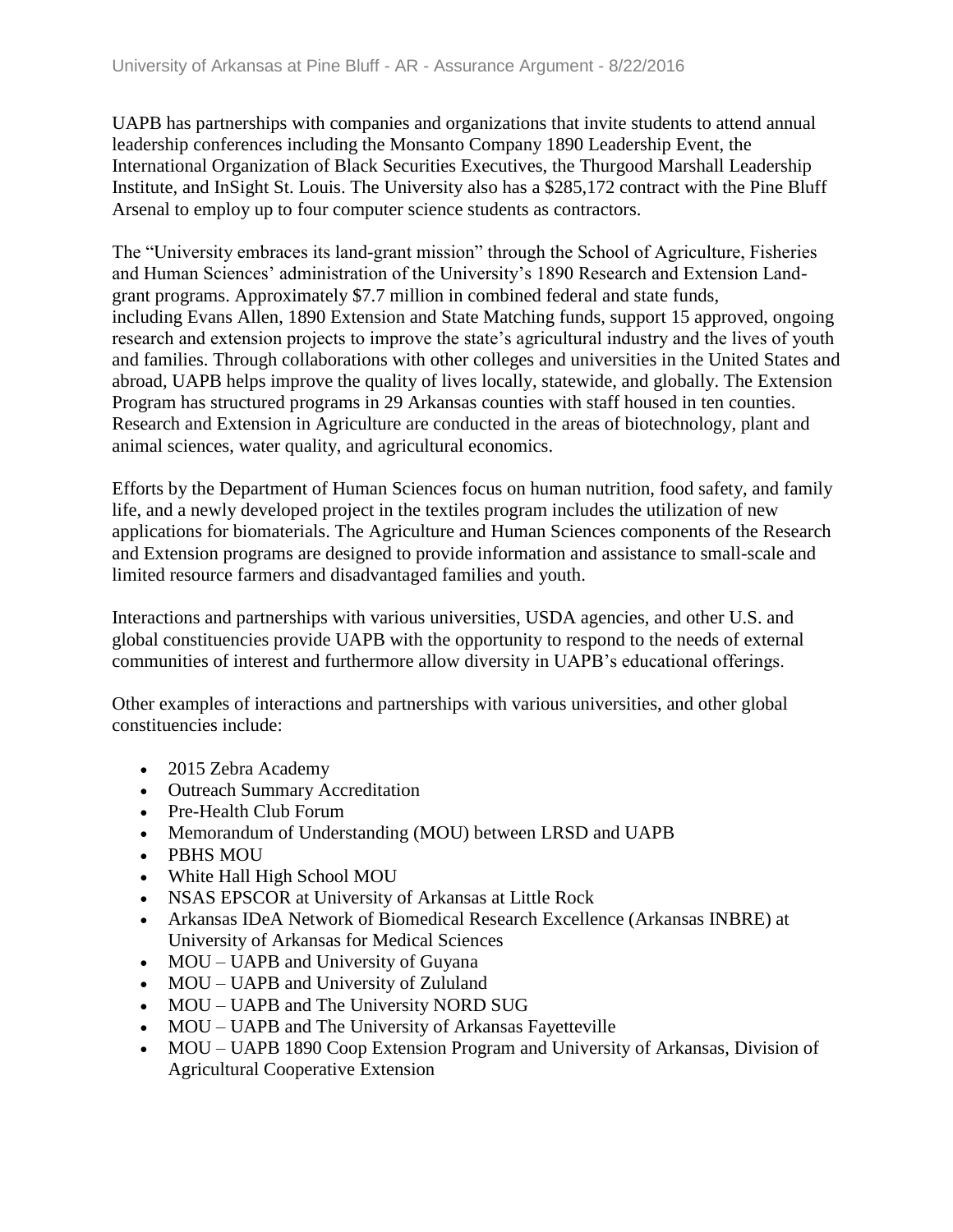UAPB has partnerships with companies and organizations that invite students to attend annual leadership conferences including the Monsanto Company 1890 Leadership Event, the International Organization of Black Securities Executives, the Thurgood Marshall Leadership Institute, and InSight St. Louis. The University also has a $285,172 contract with the Pine Bluff Arsenal to employ up to four computer science students as contractors.

The "University embraces its land-grant mission" through the School of Agriculture, Fisheries and Human Sciences' administration of the University's 1890 Research and Extension Land-grant programs. Approximately $7.7 million in combined federal and state funds, including Evans Allen, 1890 Extension and State Matching funds, support 15 approved, ongoing research and extension projects to improve the state's agricultural industry and the lives of youth and families. Through collaborations with other colleges and universities in the United States and abroad, UAPB helps improve the quality of lives locally, statewide, and globally. The Extension Program has structured programs in 29 Arkansas counties with staff housed in ten counties. Research and Extension in Agriculture are conducted in the areas of biotechnology, plant and animal sciences, water quality, and agricultural economics.

Efforts by the Department of Human Sciences focus on human nutrition, food safety, and family life, and a newly developed project in the textiles program includes the utilization of new applications for biomaterials. The Agriculture and Human Sciences components of the Research and Extension programs are designed to provide information and assistance to small-scale and limited resource farmers and disadvantaged families and youth.

Interactions and partnerships with various universities, USDA agencies, and other U.S. and global constituencies provide UAPB with the opportunity to respond to the needs of external communities of interest and furthermore allow diversity in UAPB's educational offerings.

Other examples of interactions and partnerships with various universities, and other global constituencies include:

- 2015 Zebra Academy
- Outreach Summary Accreditation
- Pre-Health Club Forum
- Memorandum of Understanding (MOU) between LRSD and UAPB
- PBHS MOU
- White Hall High School MOU
- NSAS EPSCOR at University of Arkansas at Little Rock
- Arkansas IDeA Network of Biomedical Research Excellence (Arkansas INBRE) at University of Arkansas for Medical Sciences
- MOU – UAPB and University of Guyana
- MOU – UAPB and University of Zululand
- MOU – UAPB and The University NORD SUG
- MOU – UAPB and The University of Arkansas Fayetteville
- MOU – UAPB 1890 Coop Extension Program and University of Arkansas, Division of Agricultural Cooperative Extension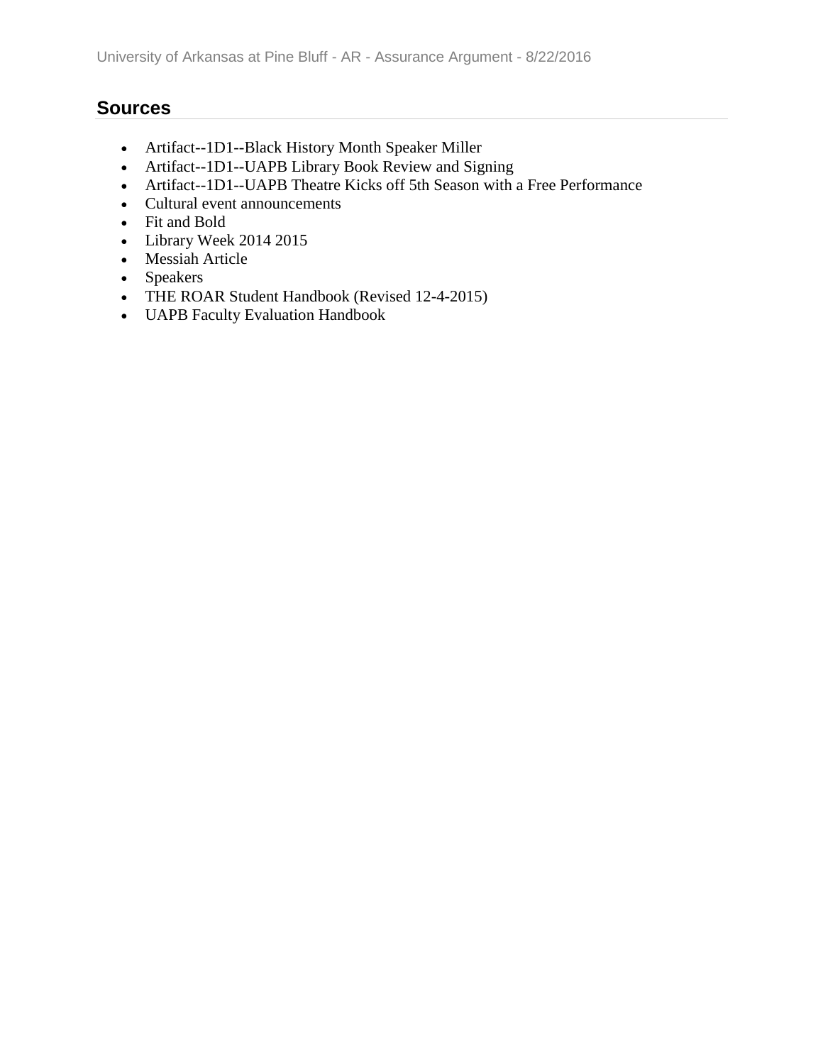## Sources

- Artifact--1D1--Black History Month Speaker Miller
- Artifact--1D1--UAPB Library Book Review and Signing
- Artifact--1D1--UAPB Theatre Kicks off 5th Season with a Free Performance
- Cultural event announcements
- Fit and Bold
- Library Week 2014 2015
- Messiah Article
- Speakers
- THE ROAR Student Handbook (Revised 12-4-2015)
- UAPB Faculty Evaluation Handbook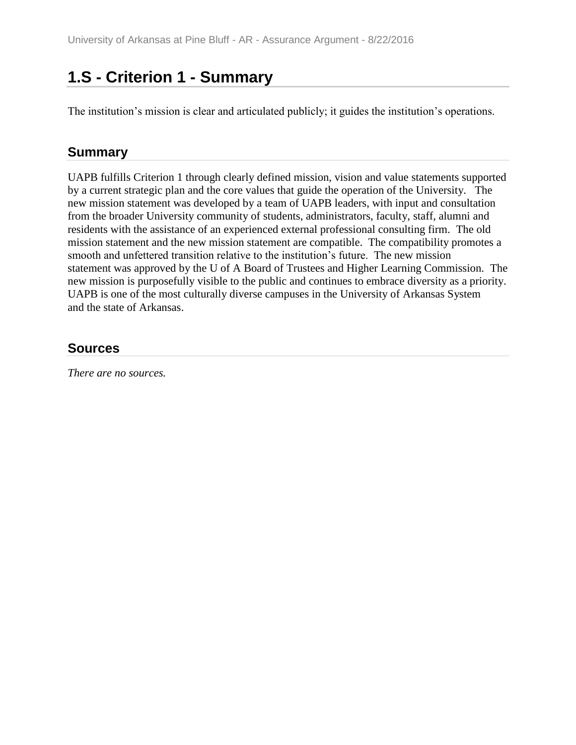# 1.S - Criterion 1 - Summary

The institution's mission is clear and articulated publicly; it guides the institution's operations.

## Summary

UAPB fulfills Criterion 1 through clearly defined mission, vision and value statements supported by a current strategic plan and the core values that guide the operation of the University. The new mission statement was developed by a team of UAPB leaders, with input and consultation from the broader University community of students, administrators, faculty, staff, alumni and residents with the assistance of an experienced external professional consulting firm. The old mission statement and the new mission statement are compatible. The compatibility promotes a smooth and unfettered transition relative to the institution's future. The new mission statement was approved by the U of A Board of Trustees and Higher Learning Commission. The new mission is purposefully visible to the public and continues to embrace diversity as a priority. UAPB is one of the most culturally diverse campuses in the University of Arkansas System and the state of Arkansas.

## Sources

*There are no sources.*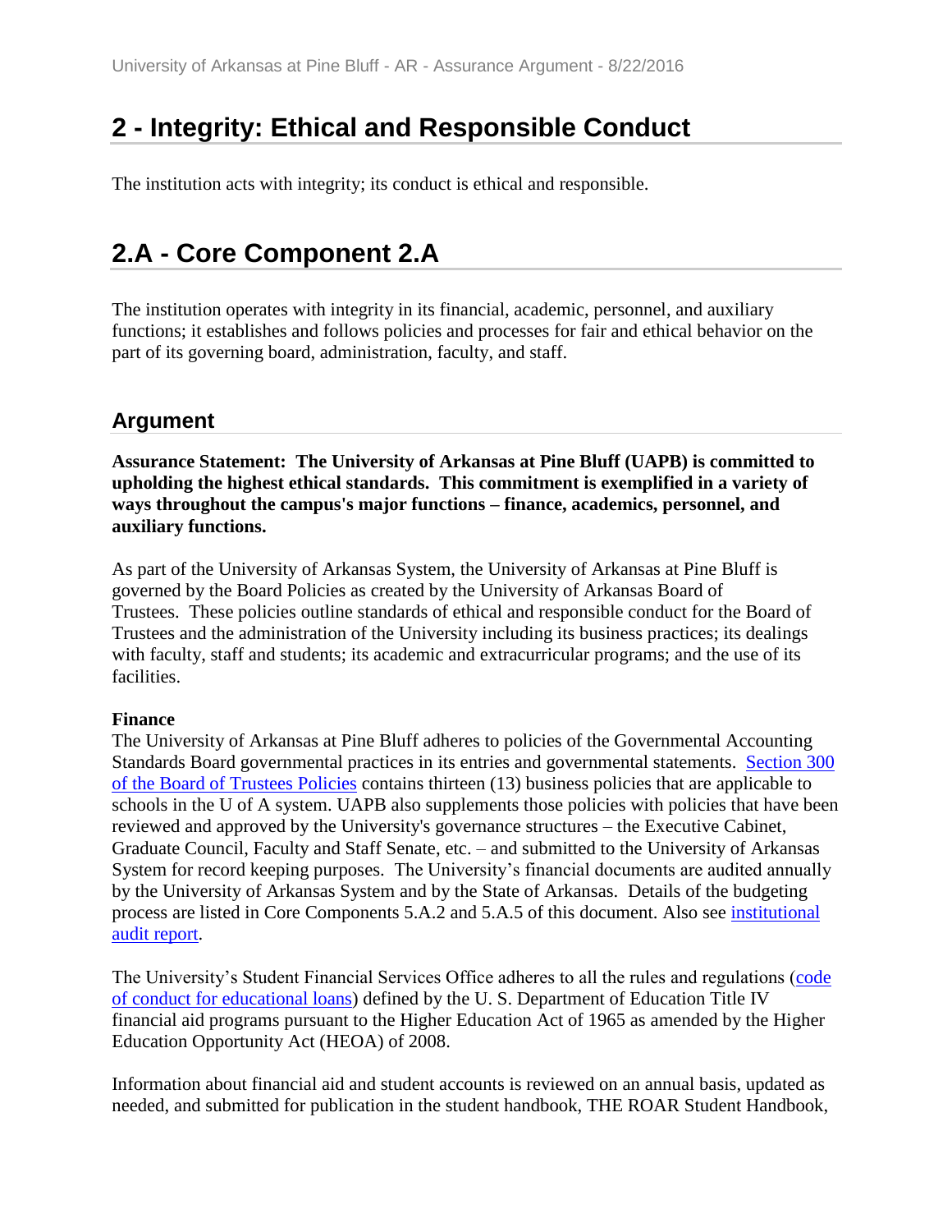# 2 - Integrity: Ethical and Responsible Conduct

The institution acts with integrity; its conduct is ethical and responsible.

# 2.A - Core Component 2.A

The institution operates with integrity in its financial, academic, personnel, and auxiliary functions; it establishes and follows policies and processes for fair and ethical behavior on the part of its governing board, administration, faculty, and staff.

## Argument

**Assurance Statement: The University of Arkansas at Pine Bluff (UAPB) is committed to upholding the highest ethical standards. This commitment is exemplified in a variety of ways throughout the campus's major functions – finance, academics, personnel, and auxiliary functions.**

As part of the University of Arkansas System, the University of Arkansas at Pine Bluff is governed by the Board Policies as created by the University of Arkansas Board of Trustees. These policies outline standards of ethical and responsible conduct for the Board of Trustees and the administration of the University including its business practices; its dealings with faculty, staff and students; its academic and extracurricular programs; and the use of its facilities.

**Finance**
The University of Arkansas at Pine Bluff adheres to policies of the Governmental Accounting Standards Board governmental practices in its entries and governmental statements. Section 300 of the Board of Trustees Policies contains thirteen (13) business policies that are applicable to schools in the U of A system. UAPB also supplements those policies with policies that have been reviewed and approved by the University's governance structures – the Executive Cabinet, Graduate Council, Faculty and Staff Senate, etc. – and submitted to the University of Arkansas System for record keeping purposes. The University's financial documents are audited annually by the University of Arkansas System and by the State of Arkansas. Details of the budgeting process are listed in Core Components 5.A.2 and 5.A.5 of this document. Also see institutional audit report.

The University's Student Financial Services Office adheres to all the rules and regulations (code of conduct for educational loans) defined by the U. S. Department of Education Title IV financial aid programs pursuant to the Higher Education Act of 1965 as amended by the Higher Education Opportunity Act (HEOA) of 2008.

Information about financial aid and student accounts is reviewed on an annual basis, updated as needed, and submitted for publication in the student handbook, THE ROAR Student Handbook,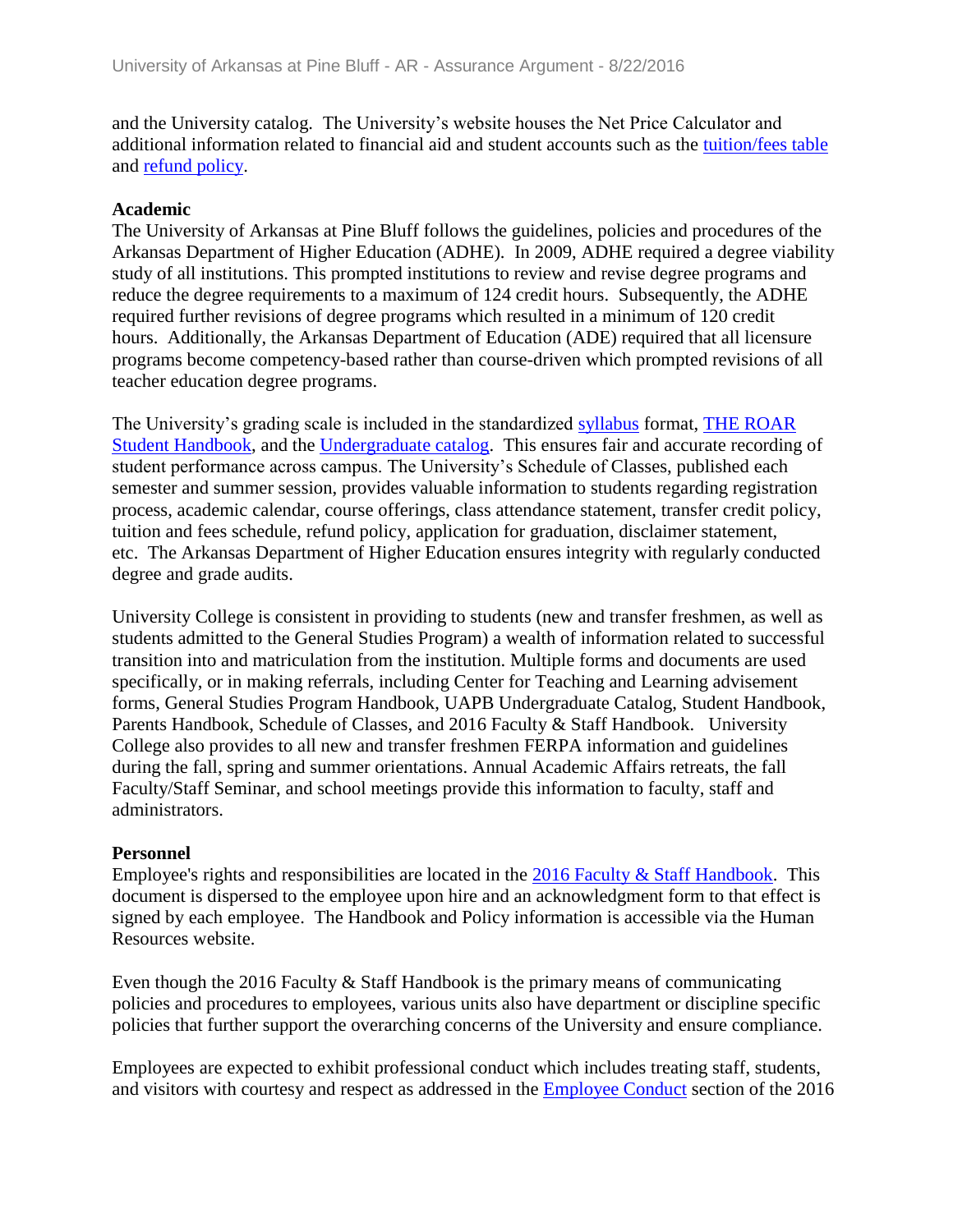and the University catalog. The University's website houses the Net Price Calculator and additional information related to financial aid and student accounts such as the tuition/fees table and refund policy.

**Academic**

The University of Arkansas at Pine Bluff follows the guidelines, policies and procedures of the Arkansas Department of Higher Education (ADHE). In 2009, ADHE required a degree viability study of all institutions. This prompted institutions to review and revise degree programs and reduce the degree requirements to a maximum of 124 credit hours. Subsequently, the ADHE required further revisions of degree programs which resulted in a minimum of 120 credit hours. Additionally, the Arkansas Department of Education (ADE) required that all licensure programs become competency-based rather than course-driven which prompted revisions of all teacher education degree programs.

The University's grading scale is included in the standardized syllabus format, THE ROAR Student Handbook, and the Undergraduate catalog. This ensures fair and accurate recording of student performance across campus. The University's Schedule of Classes, published each semester and summer session, provides valuable information to students regarding registration process, academic calendar, course offerings, class attendance statement, transfer credit policy, tuition and fees schedule, refund policy, application for graduation, disclaimer statement, etc. The Arkansas Department of Higher Education ensures integrity with regularly conducted degree and grade audits.

University College is consistent in providing to students (new and transfer freshmen, as well as students admitted to the General Studies Program) a wealth of information related to successful transition into and matriculation from the institution. Multiple forms and documents are used specifically, or in making referrals, including Center for Teaching and Learning advisement forms, General Studies Program Handbook, UAPB Undergraduate Catalog, Student Handbook, Parents Handbook, Schedule of Classes, and 2016 Faculty & Staff Handbook. University College also provides to all new and transfer freshmen FERPA information and guidelines during the fall, spring and summer orientations. Annual Academic Affairs retreats, the fall Faculty/Staff Seminar, and school meetings provide this information to faculty, staff and administrators.

**Personnel**

Employee's rights and responsibilities are located in the 2016 Faculty & Staff Handbook. This document is dispersed to the employee upon hire and an acknowledgment form to that effect is signed by each employee. The Handbook and Policy information is accessible via the Human Resources website.

Even though the 2016 Faculty & Staff Handbook is the primary means of communicating policies and procedures to employees, various units also have department or discipline specific policies that further support the overarching concerns of the University and ensure compliance.

Employees are expected to exhibit professional conduct which includes treating staff, students, and visitors with courtesy and respect as addressed in the Employee Conduct section of the 2016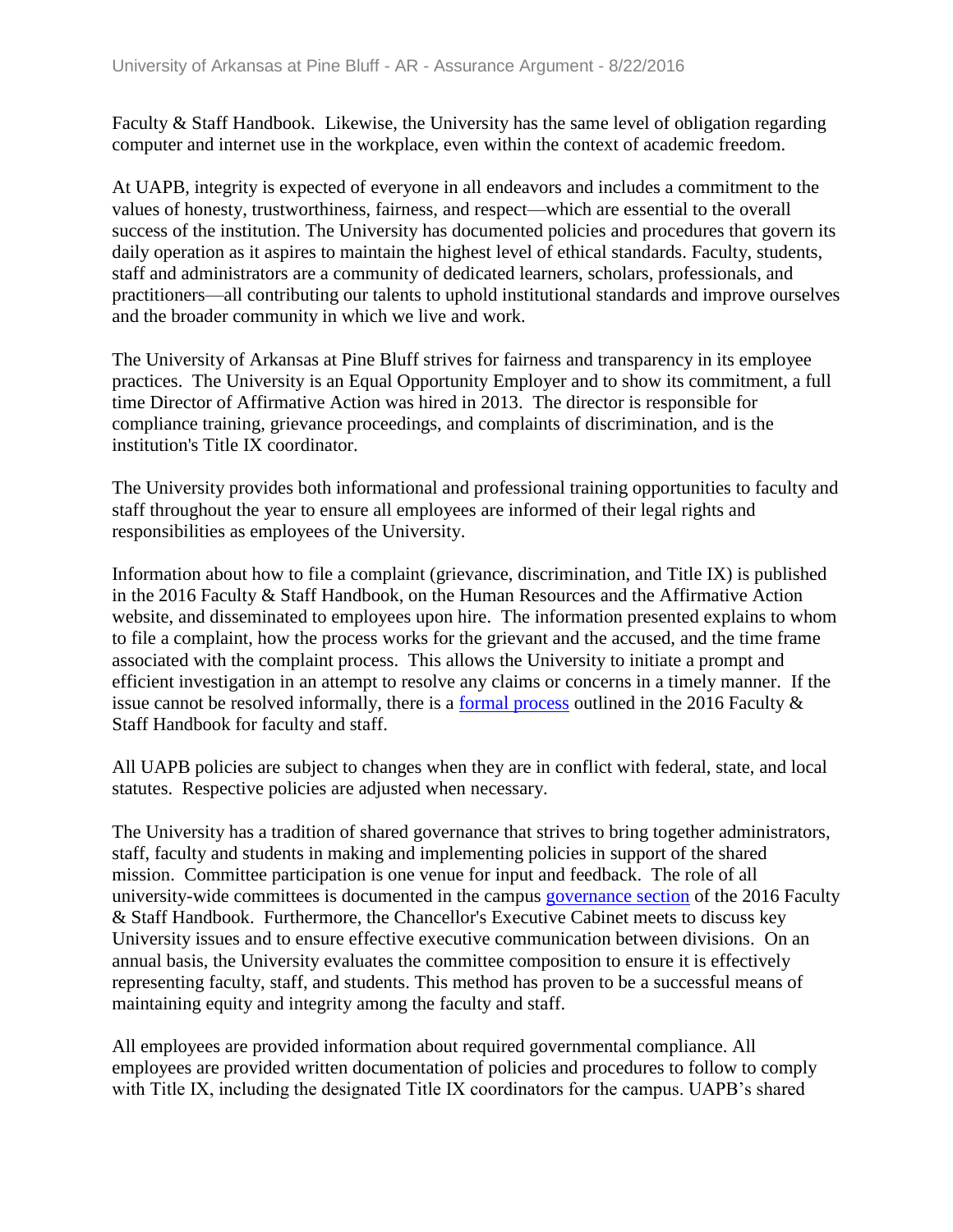Faculty & Staff Handbook. Likewise, the University has the same level of obligation regarding computer and internet use in the workplace, even within the context of academic freedom.

At UAPB, integrity is expected of everyone in all endeavors and includes a commitment to the values of honesty, trustworthiness, fairness, and respect—which are essential to the overall success of the institution. The University has documented policies and procedures that govern its daily operation as it aspires to maintain the highest level of ethical standards. Faculty, students, staff and administrators are a community of dedicated learners, scholars, professionals, and practitioners—all contributing our talents to uphold institutional standards and improve ourselves and the broader community in which we live and work.

The University of Arkansas at Pine Bluff strives for fairness and transparency in its employee practices. The University is an Equal Opportunity Employer and to show its commitment, a full time Director of Affirmative Action was hired in 2013. The director is responsible for compliance training, grievance proceedings, and complaints of discrimination, and is the institution's Title IX coordinator.

The University provides both informational and professional training opportunities to faculty and staff throughout the year to ensure all employees are informed of their legal rights and responsibilities as employees of the University.

Information about how to file a complaint (grievance, discrimination, and Title IX) is published in the 2016 Faculty & Staff Handbook, on the Human Resources and the Affirmative Action website, and disseminated to employees upon hire. The information presented explains to whom to file a complaint, how the process works for the grievant and the accused, and the time frame associated with the complaint process. This allows the University to initiate a prompt and efficient investigation in an attempt to resolve any claims or concerns in a timely manner. If the issue cannot be resolved informally, there is a formal process outlined in the 2016 Faculty & Staff Handbook for faculty and staff.

All UAPB policies are subject to changes when they are in conflict with federal, state, and local statutes. Respective policies are adjusted when necessary.

The University has a tradition of shared governance that strives to bring together administrators, staff, faculty and students in making and implementing policies in support of the shared mission. Committee participation is one venue for input and feedback. The role of all university-wide committees is documented in the campus governance section of the 2016 Faculty & Staff Handbook. Furthermore, the Chancellor's Executive Cabinet meets to discuss key University issues and to ensure effective executive communication between divisions. On an annual basis, the University evaluates the committee composition to ensure it is effectively representing faculty, staff, and students. This method has proven to be a successful means of maintaining equity and integrity among the faculty and staff.

All employees are provided information about required governmental compliance. All employees are provided written documentation of policies and procedures to follow to comply with Title IX, including the designated Title IX coordinators for the campus. UAPB's shared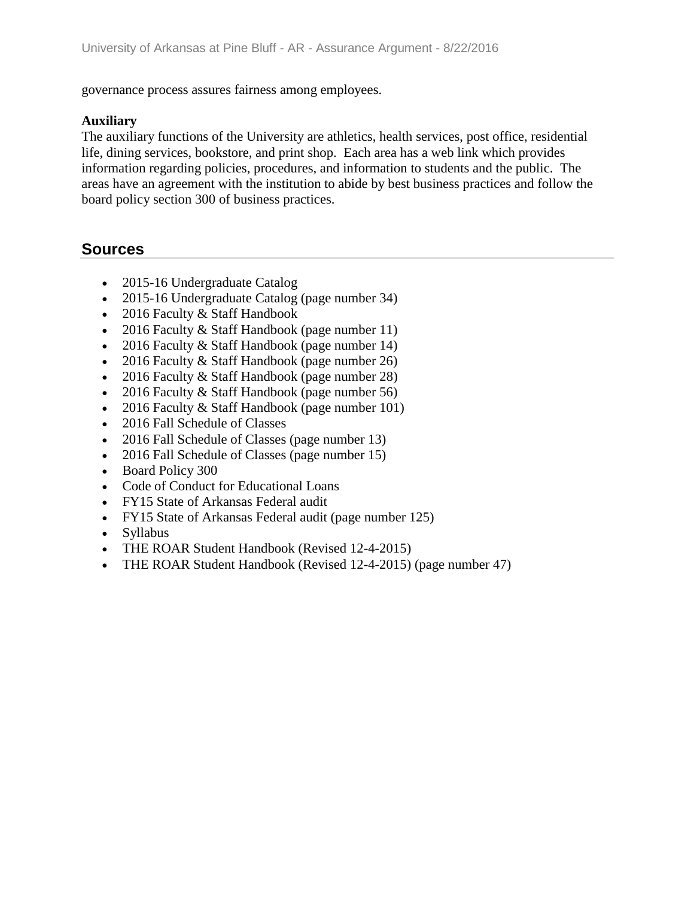governance process assures fairness among employees.

**Auxiliary**

The auxiliary functions of the University are athletics, health services, post office, residential life, dining services, bookstore, and print shop. Each area has a web link which provides information regarding policies, procedures, and information to students and the public. The areas have an agreement with the institution to abide by best business practices and follow the board policy section 300 of business practices.

## Sources

- 2015-16 Undergraduate Catalog
- 2015-16 Undergraduate Catalog (page number 34)
- 2016 Faculty & Staff Handbook
- 2016 Faculty & Staff Handbook (page number 11)
- 2016 Faculty & Staff Handbook (page number 14)
- 2016 Faculty & Staff Handbook (page number 26)
- 2016 Faculty & Staff Handbook (page number 28)
- 2016 Faculty & Staff Handbook (page number 56)
- 2016 Faculty & Staff Handbook (page number 101)
- 2016 Fall Schedule of Classes
- 2016 Fall Schedule of Classes (page number 13)
- 2016 Fall Schedule of Classes (page number 15)
- Board Policy 300
- Code of Conduct for Educational Loans
- FY15 State of Arkansas Federal audit
- FY15 State of Arkansas Federal audit (page number 125)
- Syllabus
- THE ROAR Student Handbook (Revised 12-4-2015)
- THE ROAR Student Handbook (Revised 12-4-2015) (page number 47)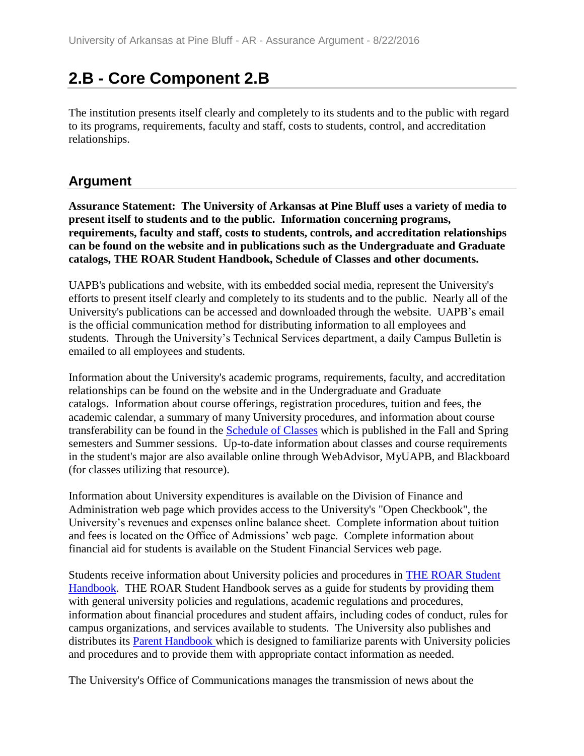# 2.B - Core Component 2.B

The institution presents itself clearly and completely to its students and to the public with regard to its programs, requirements, faculty and staff, costs to students, control, and accreditation relationships.

## Argument

**Assurance Statement: The University of Arkansas at Pine Bluff uses a variety of media to present itself to students and to the public. Information concerning programs, requirements, faculty and staff, costs to students, controls, and accreditation relationships can be found on the website and in publications such as the Undergraduate and Graduate catalogs, THE ROAR Student Handbook, Schedule of Classes and other documents.**

UAPB's publications and website, with its embedded social media, represent the University's efforts to present itself clearly and completely to its students and to the public. Nearly all of the University's publications can be accessed and downloaded through the website. UAPB's email is the official communication method for distributing information to all employees and students. Through the University's Technical Services department, a daily Campus Bulletin is emailed to all employees and students.

Information about the University's academic programs, requirements, faculty, and accreditation relationships can be found on the website and in the Undergraduate and Graduate catalogs. Information about course offerings, registration procedures, tuition and fees, the academic calendar, a summary of many University procedures, and information about course transferability can be found in the Schedule of Classes which is published in the Fall and Spring semesters and Summer sessions. Up-to-date information about classes and course requirements in the student's major are also available online through WebAdvisor, MyUAPB, and Blackboard (for classes utilizing that resource).

Information about University expenditures is available on the Division of Finance and Administration web page which provides access to the University's "Open Checkbook", the University's revenues and expenses online balance sheet. Complete information about tuition and fees is located on the Office of Admissions' web page. Complete information about financial aid for students is available on the Student Financial Services web page.

Students receive information about University policies and procedures in THE ROAR Student Handbook. THE ROAR Student Handbook serves as a guide for students by providing them with general university policies and regulations, academic regulations and procedures, information about financial procedures and student affairs, including codes of conduct, rules for campus organizations, and services available to students. The University also publishes and distributes its Parent Handbook which is designed to familiarize parents with University policies and procedures and to provide them with appropriate contact information as needed.

The University's Office of Communications manages the transmission of news about the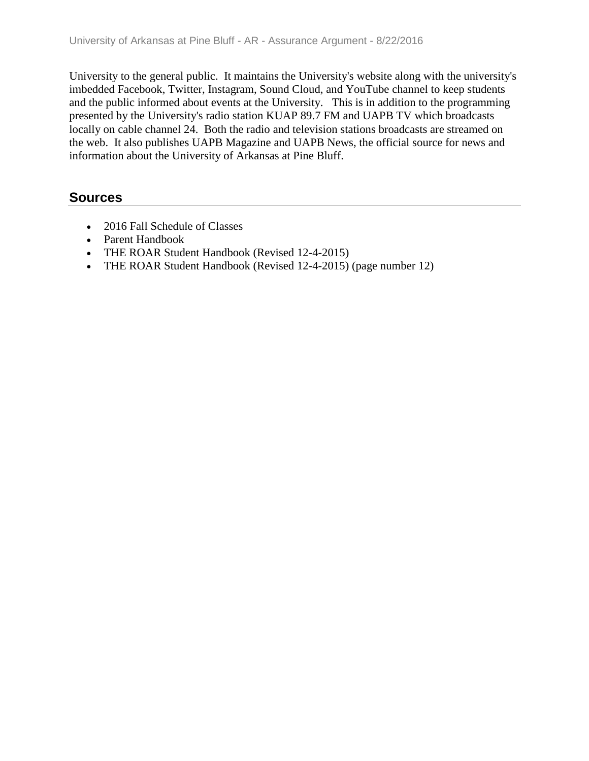University to the general public. It maintains the University's website along with the university's imbedded Facebook, Twitter, Instagram, Sound Cloud, and YouTube channel to keep students and the public informed about events at the University. This is in addition to the programming presented by the University's radio station KUAP 89.7 FM and UAPB TV which broadcasts locally on cable channel 24. Both the radio and television stations broadcasts are streamed on the web. It also publishes UAPB Magazine and UAPB News, the official source for news and information about the University of Arkansas at Pine Bluff.

## Sources

- 2016 Fall Schedule of Classes
- Parent Handbook
- THE ROAR Student Handbook (Revised 12-4-2015)
- THE ROAR Student Handbook (Revised 12-4-2015) (page number 12)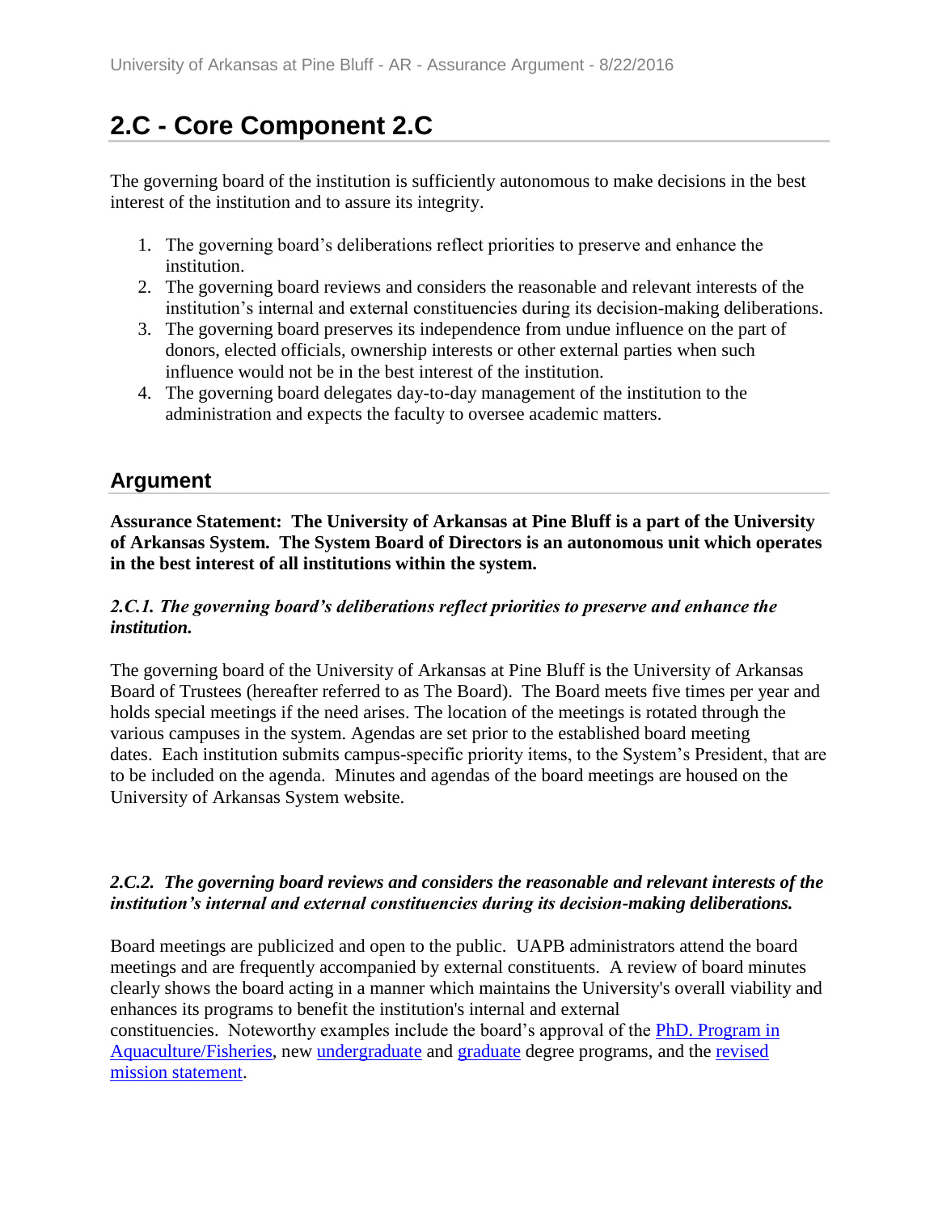# 2.C - Core Component 2.C

The governing board of the institution is sufficiently autonomous to make decisions in the best interest of the institution and to assure its integrity.

1. The governing board's deliberations reflect priorities to preserve and enhance the institution.
2. The governing board reviews and considers the reasonable and relevant interests of the institution's internal and external constituencies during its decision-making deliberations.
3. The governing board preserves its independence from undue influence on the part of donors, elected officials, ownership interests or other external parties when such influence would not be in the best interest of the institution.
4. The governing board delegates day-to-day management of the institution to the administration and expects the faculty to oversee academic matters.

## Argument

**Assurance Statement: The University of Arkansas at Pine Bluff is a part of the University of Arkansas System. The System Board of Directors is an autonomous unit which operates in the best interest of all institutions within the system.**

***2.C.1. The governing board's deliberations reflect priorities to preserve and enhance the institution.***

The governing board of the University of Arkansas at Pine Bluff is the University of Arkansas Board of Trustees (hereafter referred to as The Board). The Board meets five times per year and holds special meetings if the need arises. The location of the meetings is rotated through the various campuses in the system. Agendas are set prior to the established board meeting dates. Each institution submits campus-specific priority items, to the System's President, that are to be included on the agenda. Minutes and agendas of the board meetings are housed on the University of Arkansas System website.

***2.C.2. The governing board reviews and considers the reasonable and relevant interests of the institution's internal and external constituencies during its decision-making deliberations.***

Board meetings are publicized and open to the public. UAPB administrators attend the board meetings and are frequently accompanied by external constituents. A review of board minutes clearly shows the board acting in a manner which maintains the University's overall viability and enhances its programs to benefit the institution's internal and external constituencies. Noteworthy examples include the board's approval of the PhD. Program in Aquaculture/Fisheries, new undergraduate and graduate degree programs, and the revised mission statement.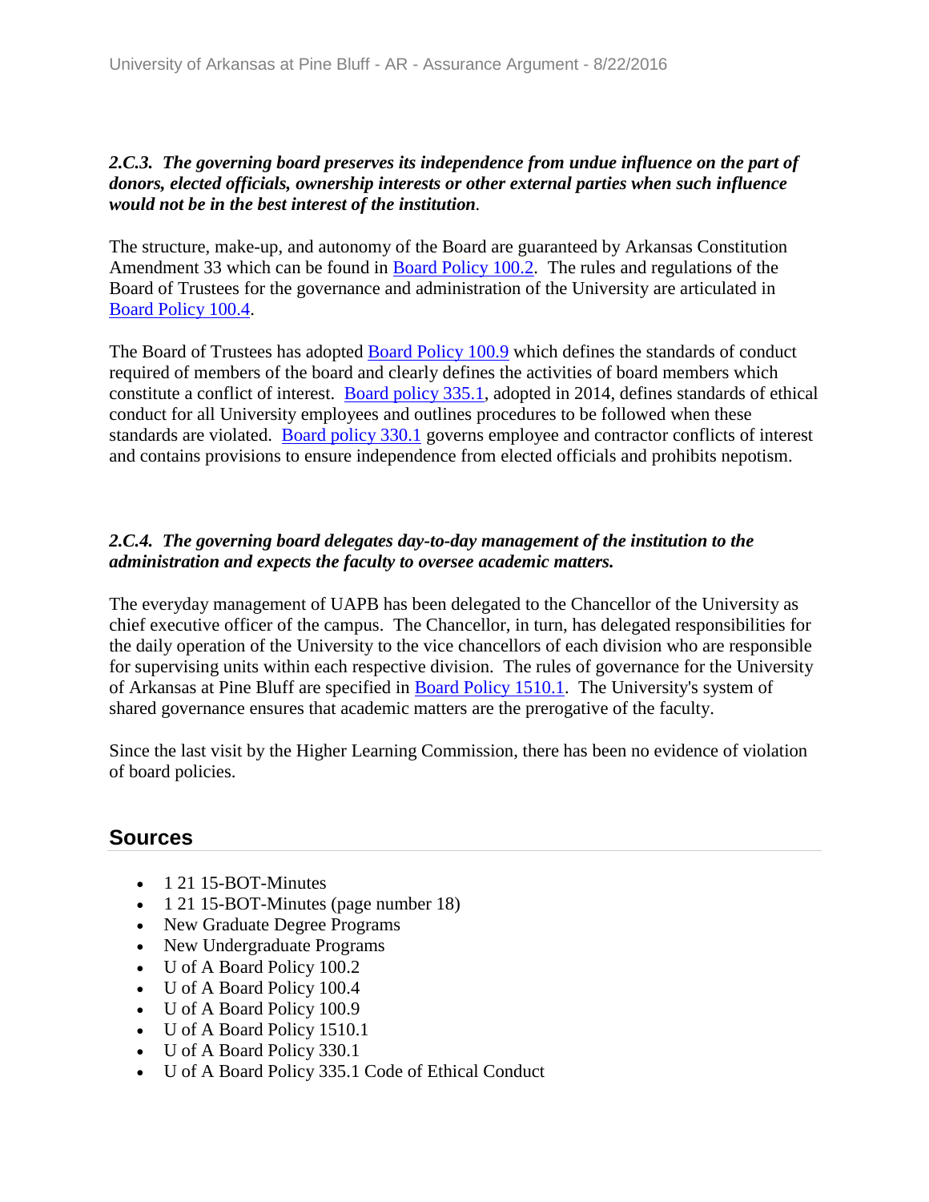***2.C.3. The governing board preserves its independence from undue influence on the part of donors, elected officials, ownership interests or other external parties when such influence would not be in the best interest of the institution.***

The structure, make-up, and autonomy of the Board are guaranteed by Arkansas Constitution Amendment 33 which can be found in Board Policy 100.2. The rules and regulations of the Board of Trustees for the governance and administration of the University are articulated in Board Policy 100.4.

The Board of Trustees has adopted Board Policy 100.9 which defines the standards of conduct required of members of the board and clearly defines the activities of board members which constitute a conflict of interest. Board policy 335.1, adopted in 2014, defines standards of ethical conduct for all University employees and outlines procedures to be followed when these standards are violated. Board policy 330.1 governs employee and contractor conflicts of interest and contains provisions to ensure independence from elected officials and prohibits nepotism.

***2.C.4. The governing board delegates day-to-day management of the institution to the administration and expects the faculty to oversee academic matters.***

The everyday management of UAPB has been delegated to the Chancellor of the University as chief executive officer of the campus. The Chancellor, in turn, has delegated responsibilities for the daily operation of the University to the vice chancellors of each division who are responsible for supervising units within each respective division. The rules of governance for the University of Arkansas at Pine Bluff are specified in Board Policy 1510.1. The University's system of shared governance ensures that academic matters are the prerogative of the faculty.

Since the last visit by the Higher Learning Commission, there has been no evidence of violation of board policies.

## Sources

- 1 21 15-BOT-Minutes
- 1 21 15-BOT-Minutes (page number 18)
- New Graduate Degree Programs
- New Undergraduate Programs
- U of A Board Policy 100.2
- U of A Board Policy 100.4
- U of A Board Policy 100.9
- U of A Board Policy 1510.1
- U of A Board Policy 330.1
- U of A Board Policy 335.1 Code of Ethical Conduct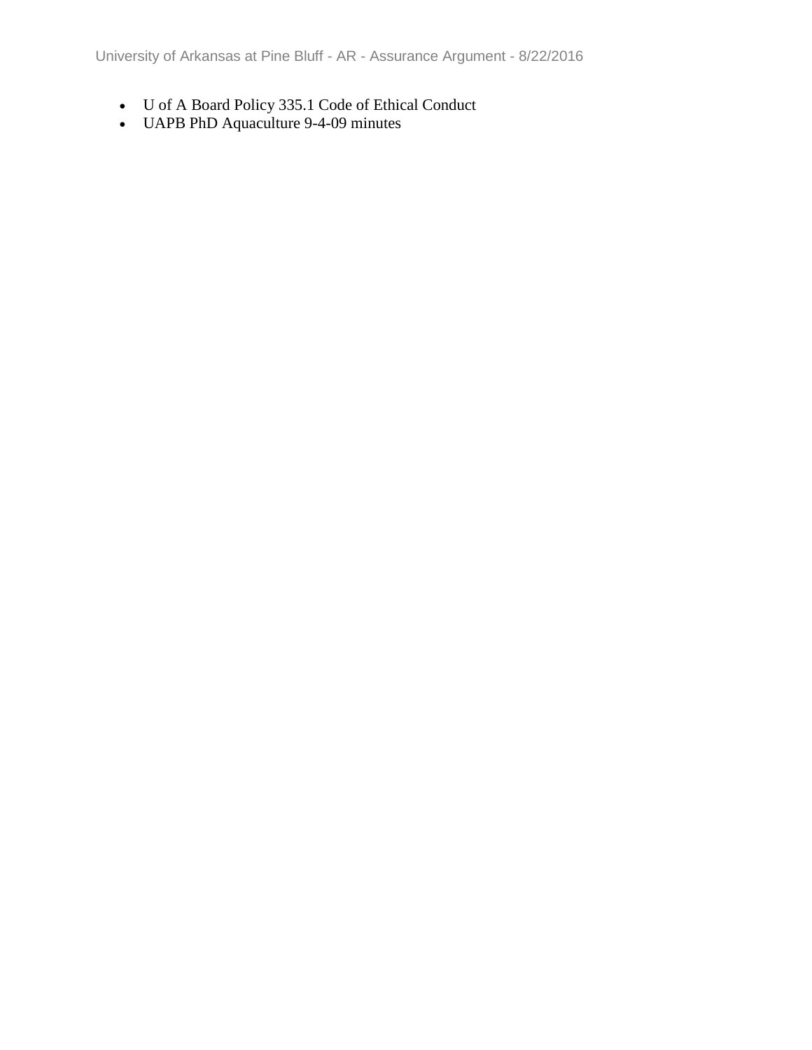- U of A Board Policy 335.1 Code of Ethical Conduct
- UAPB PhD Aquaculture 9-4-09 minutes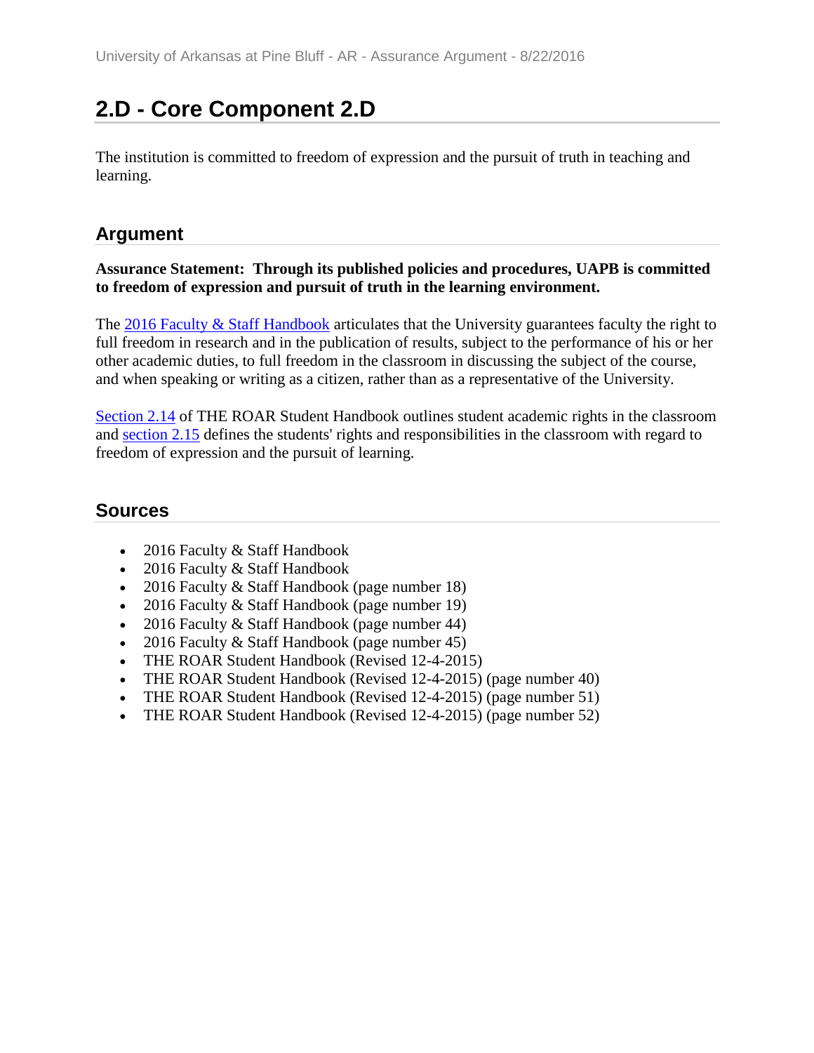## 2.D - Core Component 2.D

The institution is committed to freedom of expression and the pursuit of truth in teaching and learning.

### Argument

**Assurance Statement: Through its published policies and procedures, UAPB is committed to freedom of expression and pursuit of truth in the learning environment.**

The 2016 Faculty & Staff Handbook articulates that the University guarantees faculty the right to full freedom in research and in the publication of results, subject to the performance of his or her other academic duties, to full freedom in the classroom in discussing the subject of the course, and when speaking or writing as a citizen, rather than as a representative of the University.

Section 2.14 of THE ROAR Student Handbook outlines student academic rights in the classroom and section 2.15 defines the students' rights and responsibilities in the classroom with regard to freedom of expression and the pursuit of learning.

### Sources

- 2016 Faculty & Staff Handbook
- 2016 Faculty & Staff Handbook
- 2016 Faculty & Staff Handbook (page number 18)
- 2016 Faculty & Staff Handbook (page number 19)
- 2016 Faculty & Staff Handbook (page number 44)
- 2016 Faculty & Staff Handbook (page number 45)
- THE ROAR Student Handbook (Revised 12-4-2015)
- THE ROAR Student Handbook (Revised 12-4-2015) (page number 40)
- THE ROAR Student Handbook (Revised 12-4-2015) (page number 51)
- THE ROAR Student Handbook (Revised 12-4-2015) (page number 52)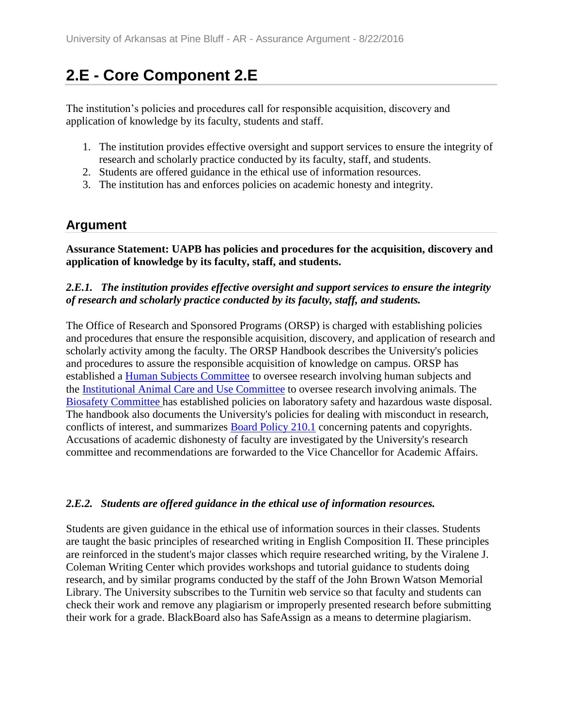# 2.E - Core Component 2.E

The institution's policies and procedures call for responsible acquisition, discovery and application of knowledge by its faculty, students and staff.

1. The institution provides effective oversight and support services to ensure the integrity of research and scholarly practice conducted by its faculty, staff, and students.
2. Students are offered guidance in the ethical use of information resources.
3. The institution has and enforces policies on academic honesty and integrity.

## Argument

**Assurance Statement: UAPB has policies and procedures for the acquisition, discovery and application of knowledge by its faculty, staff, and students.**

***2.E.1. The institution provides effective oversight and support services to ensure the integrity of research and scholarly practice conducted by its faculty, staff, and students.***

The Office of Research and Sponsored Programs (ORSP) is charged with establishing policies and procedures that ensure the responsible acquisition, discovery, and application of research and scholarly activity among the faculty. The ORSP Handbook describes the University's policies and procedures to assure the responsible acquisition of knowledge on campus. ORSP has established a Human Subjects Committee to oversee research involving human subjects and the Institutional Animal Care and Use Committee to oversee research involving animals. The Biosafety Committee has established policies on laboratory safety and hazardous waste disposal. The handbook also documents the University's policies for dealing with misconduct in research, conflicts of interest, and summarizes Board Policy 210.1 concerning patents and copyrights. Accusations of academic dishonesty of faculty are investigated by the University's research committee and recommendations are forwarded to the Vice Chancellor for Academic Affairs.

***2.E.2. Students are offered guidance in the ethical use of information resources.***

Students are given guidance in the ethical use of information sources in their classes. Students are taught the basic principles of researched writing in English Composition II. These principles are reinforced in the student's major classes which require researched writing, by the Viralene J. Coleman Writing Center which provides workshops and tutorial guidance to students doing research, and by similar programs conducted by the staff of the John Brown Watson Memorial Library. The University subscribes to the Turnitin web service so that faculty and students can check their work and remove any plagiarism or improperly presented research before submitting their work for a grade. BlackBoard also has SafeAssign as a means to determine plagiarism.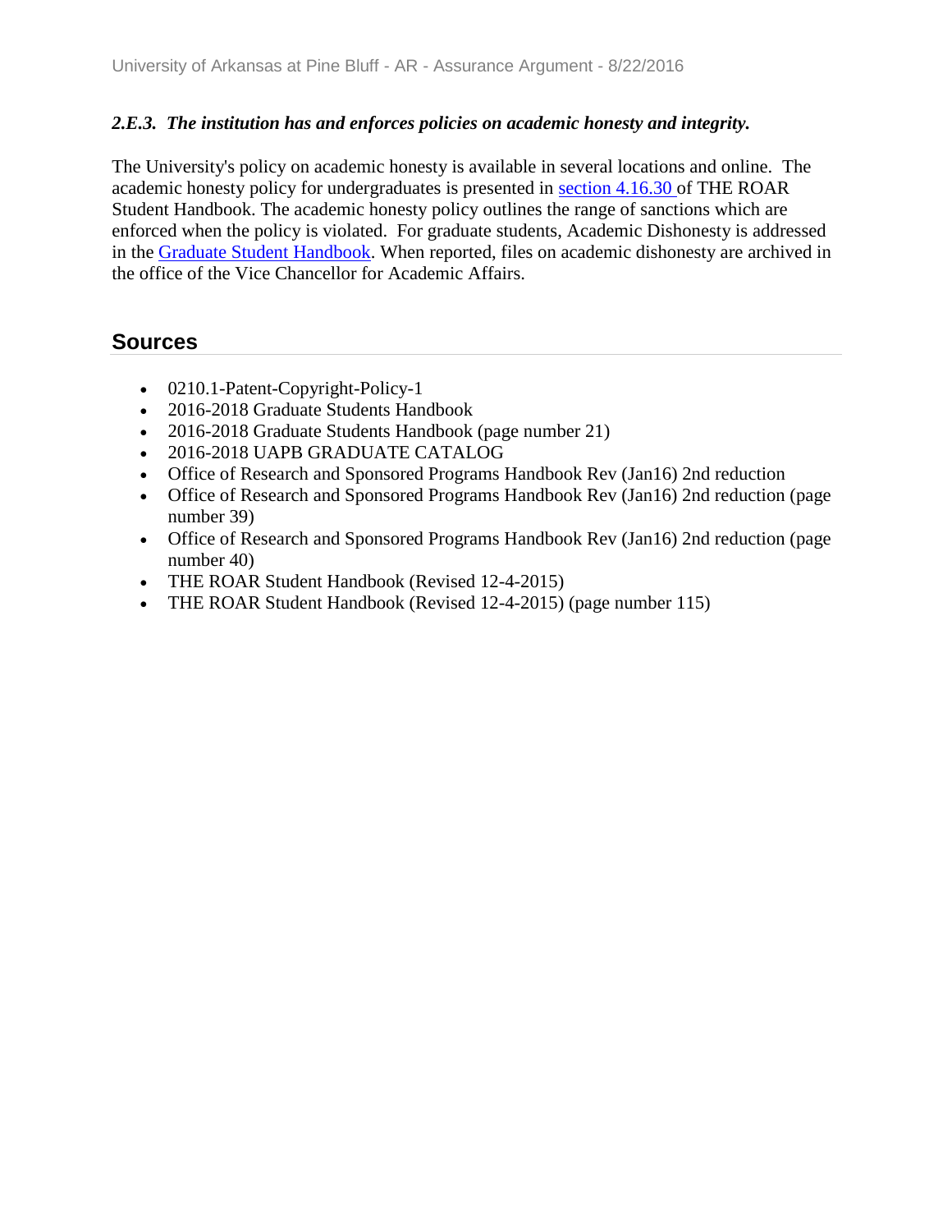***2.E.3. The institution has and enforces policies on academic honesty and integrity.***

The University's policy on academic honesty is available in several locations and online. The academic honesty policy for undergraduates is presented in section 4.16.30 of THE ROAR Student Handbook. The academic honesty policy outlines the range of sanctions which are enforced when the policy is violated. For graduate students, Academic Dishonesty is addressed in the Graduate Student Handbook. When reported, files on academic dishonesty are archived in the office of the Vice Chancellor for Academic Affairs.

## Sources

- 0210.1-Patent-Copyright-Policy-1
- 2016-2018 Graduate Students Handbook
- 2016-2018 Graduate Students Handbook (page number 21)
- 2016-2018 UAPB GRADUATE CATALOG
- Office of Research and Sponsored Programs Handbook Rev (Jan16) 2nd reduction
- Office of Research and Sponsored Programs Handbook Rev (Jan16) 2nd reduction (page number 39)
- Office of Research and Sponsored Programs Handbook Rev (Jan16) 2nd reduction (page number 40)
- THE ROAR Student Handbook (Revised 12-4-2015)
- THE ROAR Student Handbook (Revised 12-4-2015) (page number 115)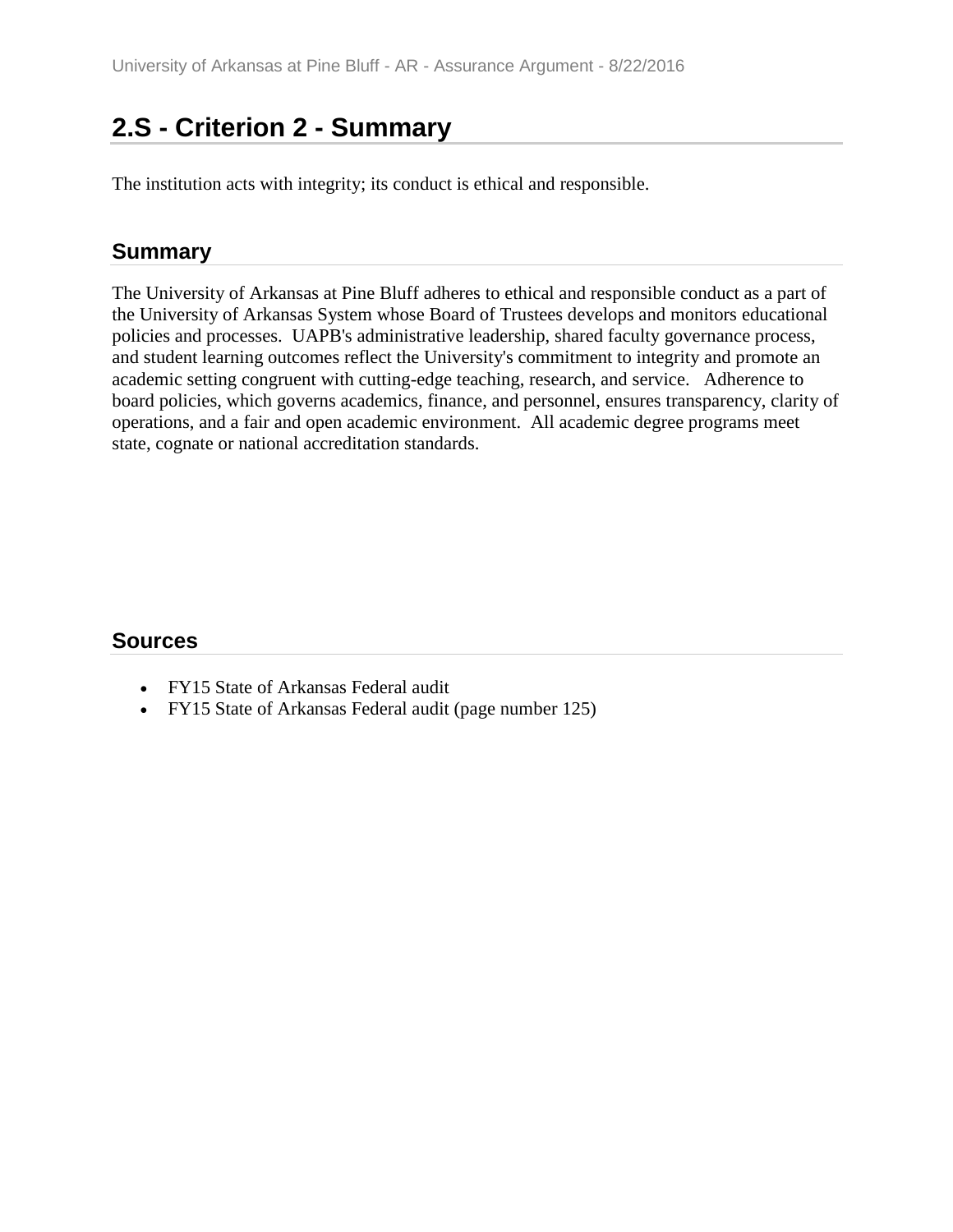## 2.S - Criterion 2 - Summary

The institution acts with integrity; its conduct is ethical and responsible.

### Summary

The University of Arkansas at Pine Bluff adheres to ethical and responsible conduct as a part of the University of Arkansas System whose Board of Trustees develops and monitors educational policies and processes. UAPB's administrative leadership, shared faculty governance process, and student learning outcomes reflect the University's commitment to integrity and promote an academic setting congruent with cutting-edge teaching, research, and service. Adherence to board policies, which governs academics, finance, and personnel, ensures transparency, clarity of operations, and a fair and open academic environment. All academic degree programs meet state, cognate or national accreditation standards.

### Sources

- FY15 State of Arkansas Federal audit
- FY15 State of Arkansas Federal audit (page number 125)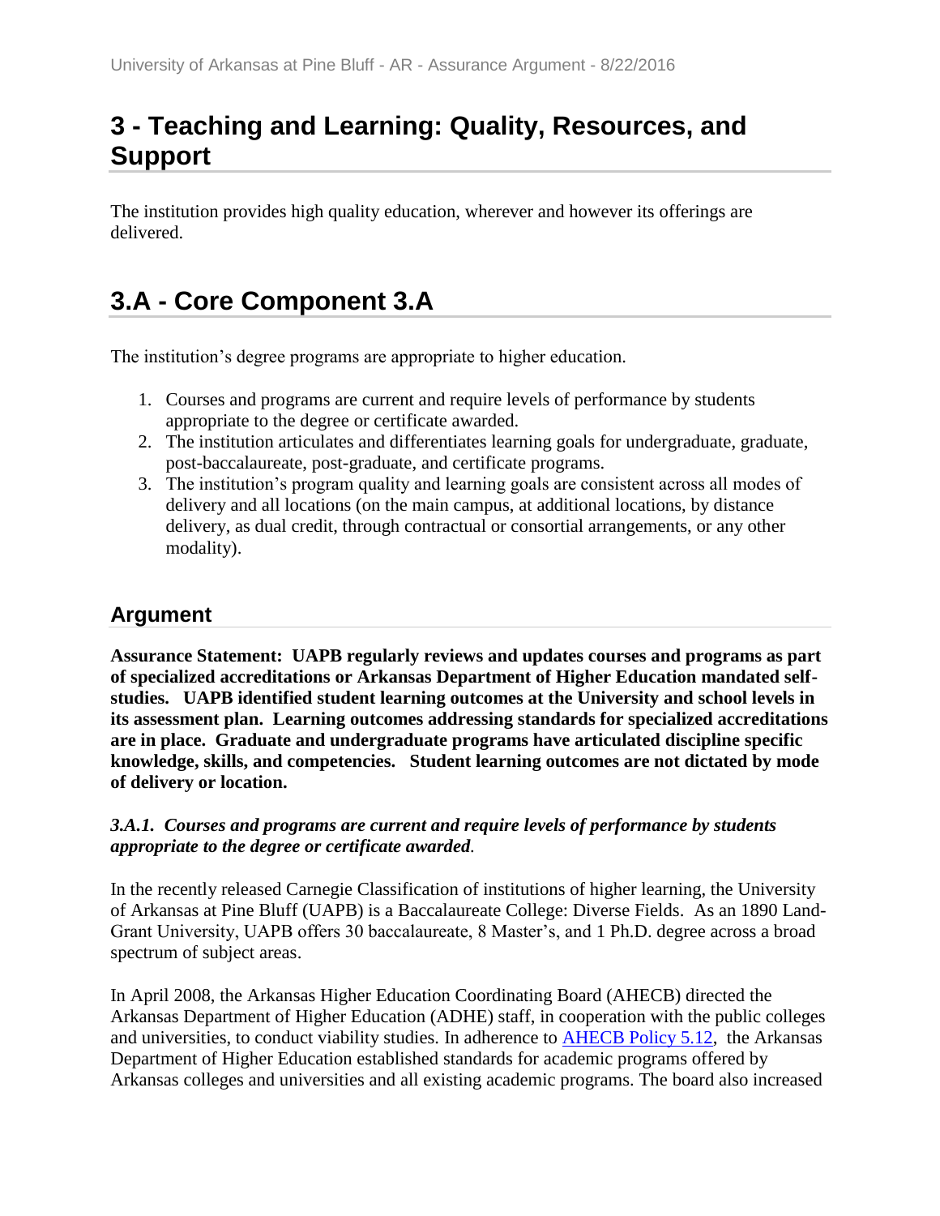# 3 - Teaching and Learning: Quality, Resources, and Support

The institution provides high quality education, wherever and however its offerings are delivered.

# 3.A - Core Component 3.A

The institution's degree programs are appropriate to higher education.

1. Courses and programs are current and require levels of performance by students appropriate to the degree or certificate awarded.
2. The institution articulates and differentiates learning goals for undergraduate, graduate, post-baccalaureate, post-graduate, and certificate programs.
3. The institution's program quality and learning goals are consistent across all modes of delivery and all locations (on the main campus, at additional locations, by distance delivery, as dual credit, through contractual or consortial arrangements, or any other modality).

## Argument

**Assurance Statement: UAPB regularly reviews and updates courses and programs as part of specialized accreditations or Arkansas Department of Higher Education mandated self-studies. UAPB identified student learning outcomes at the University and school levels in its assessment plan. Learning outcomes addressing standards for specialized accreditations are in place. Graduate and undergraduate programs have articulated discipline specific knowledge, skills, and competencies. Student learning outcomes are not dictated by mode of delivery or location.**

***3.A.1. Courses and programs are current and require levels of performance by students appropriate to the degree or certificate awarded*.**

In the recently released Carnegie Classification of institutions of higher learning, the University of Arkansas at Pine Bluff (UAPB) is a Baccalaureate College: Diverse Fields. As an 1890 Land-Grant University, UAPB offers 30 baccalaureate, 8 Master's, and 1 Ph.D. degree across a broad spectrum of subject areas.

In April 2008, the Arkansas Higher Education Coordinating Board (AHECB) directed the Arkansas Department of Higher Education (ADHE) staff, in cooperation with the public colleges and universities, to conduct viability studies. In adherence to AHECB Policy 5.12, the Arkansas Department of Higher Education established standards for academic programs offered by Arkansas colleges and universities and all existing academic programs. The board also increased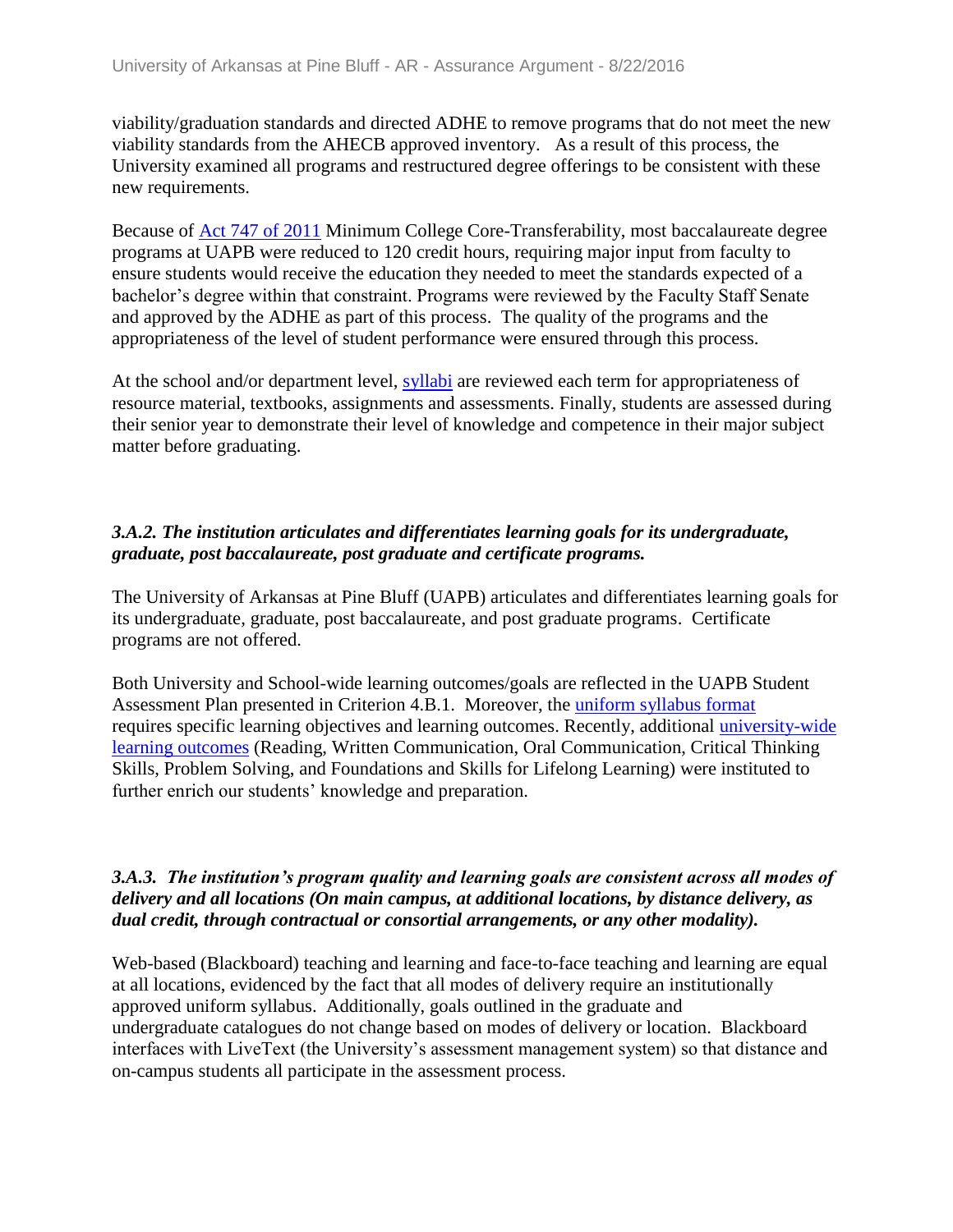viability/graduation standards and directed ADHE to remove programs that do not meet the new viability standards from the AHECB approved inventory. As a result of this process, the University examined all programs and restructured degree offerings to be consistent with these new requirements.

Because of Act 747 of 2011 Minimum College Core-Transferability, most baccalaureate degree programs at UAPB were reduced to 120 credit hours, requiring major input from faculty to ensure students would receive the education they needed to meet the standards expected of a bachelor's degree within that constraint. Programs were reviewed by the Faculty Staff Senate and approved by the ADHE as part of this process. The quality of the programs and the appropriateness of the level of student performance were ensured through this process.

At the school and/or department level, syllabi are reviewed each term for appropriateness of resource material, textbooks, assignments and assessments. Finally, students are assessed during their senior year to demonstrate their level of knowledge and competence in their major subject matter before graduating.

### *3.A.2. The institution articulates and differentiates learning goals for its undergraduate, graduate, post baccalaureate, post graduate and certificate programs.*

The University of Arkansas at Pine Bluff (UAPB) articulates and differentiates learning goals for its undergraduate, graduate, post baccalaureate, and post graduate programs. Certificate programs are not offered.

Both University and School-wide learning outcomes/goals are reflected in the UAPB Student Assessment Plan presented in Criterion 4.B.1. Moreover, the uniform syllabus format requires specific learning objectives and learning outcomes. Recently, additional university-wide learning outcomes (Reading, Written Communication, Oral Communication, Critical Thinking Skills, Problem Solving, and Foundations and Skills for Lifelong Learning) were instituted to further enrich our students' knowledge and preparation.

### *3.A.3. The institution's program quality and learning goals are consistent across all modes of delivery and all locations (On main campus, at additional locations, by distance delivery, as dual credit, through contractual or consortial arrangements, or any other modality).*

Web-based (Blackboard) teaching and learning and face-to-face teaching and learning are equal at all locations, evidenced by the fact that all modes of delivery require an institutionally approved uniform syllabus. Additionally, goals outlined in the graduate and undergraduate catalogues do not change based on modes of delivery or location. Blackboard interfaces with LiveText (the University's assessment management system) so that distance and on-campus students all participate in the assessment process.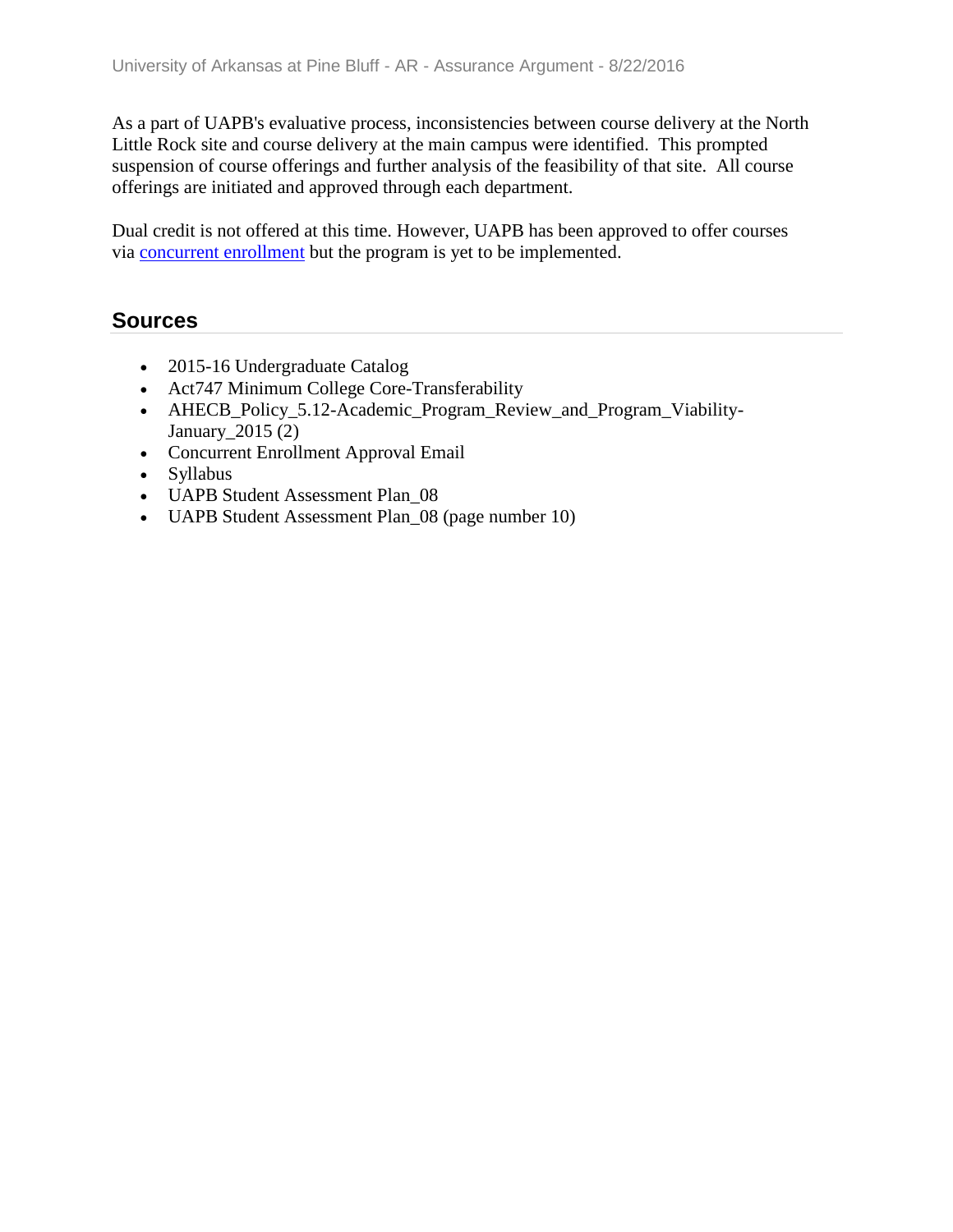As a part of UAPB's evaluative process, inconsistencies between course delivery at the North Little Rock site and course delivery at the main campus were identified. This prompted suspension of course offerings and further analysis of the feasibility of that site. All course offerings are initiated and approved through each department.

Dual credit is not offered at this time. However, UAPB has been approved to offer courses via concurrent enrollment but the program is yet to be implemented.

## Sources

- 2015-16 Undergraduate Catalog
- Act747 Minimum College Core-Transferability
- AHECB_Policy_5.12-Academic_Program_Review_and_Program_Viability-January_2015 (2)
- Concurrent Enrollment Approval Email
- Syllabus
- UAPB Student Assessment Plan_08
- UAPB Student Assessment Plan_08 (page number 10)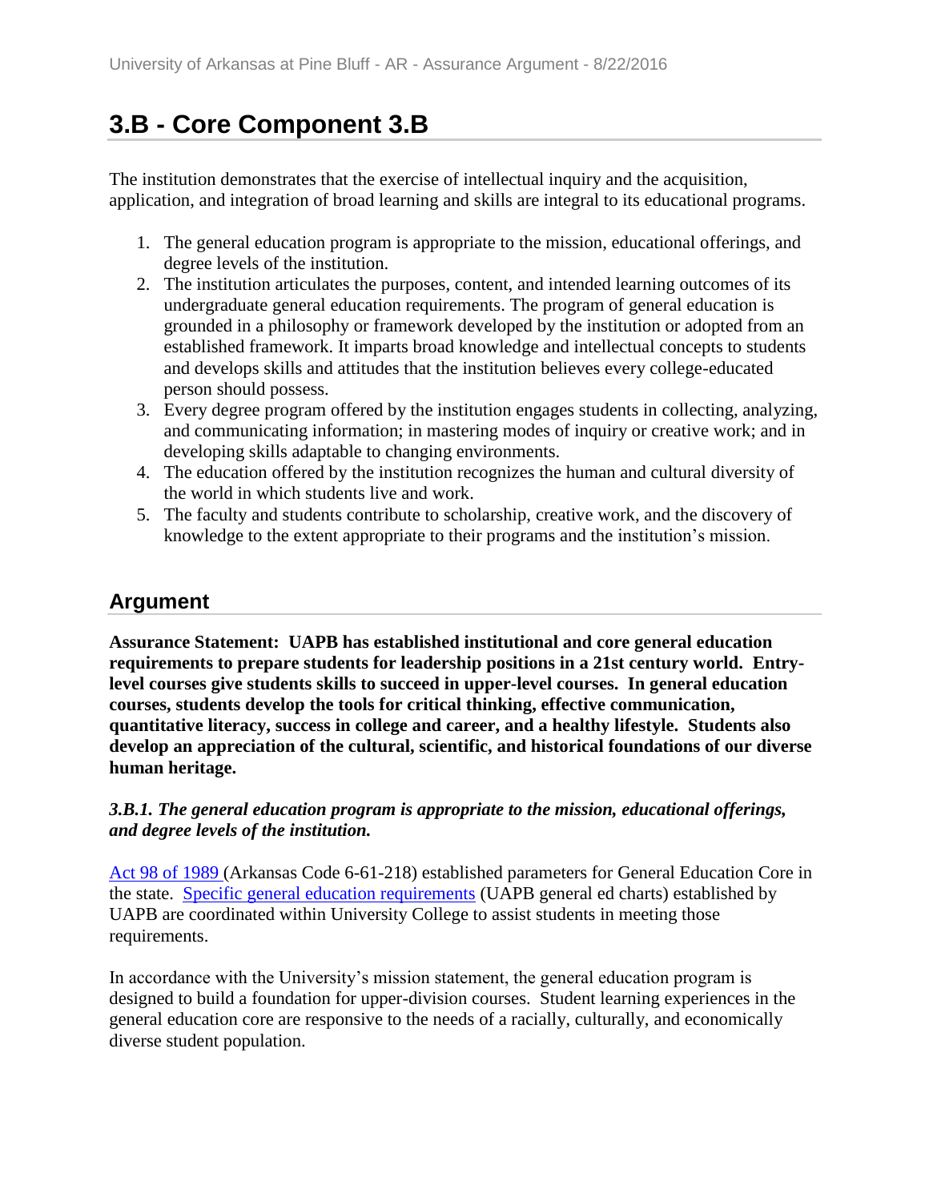# 3.B - Core Component 3.B

The institution demonstrates that the exercise of intellectual inquiry and the acquisition, application, and integration of broad learning and skills are integral to its educational programs.

1. The general education program is appropriate to the mission, educational offerings, and degree levels of the institution.
2. The institution articulates the purposes, content, and intended learning outcomes of its undergraduate general education requirements. The program of general education is grounded in a philosophy or framework developed by the institution or adopted from an established framework. It imparts broad knowledge and intellectual concepts to students and develops skills and attitudes that the institution believes every college-educated person should possess.
3. Every degree program offered by the institution engages students in collecting, analyzing, and communicating information; in mastering modes of inquiry or creative work; and in developing skills adaptable to changing environments.
4. The education offered by the institution recognizes the human and cultural diversity of the world in which students live and work.
5. The faculty and students contribute to scholarship, creative work, and the discovery of knowledge to the extent appropriate to their programs and the institution's mission.

## Argument

**Assurance Statement: UAPB has established institutional and core general education requirements to prepare students for leadership positions in a 21st century world. Entry-level courses give students skills to succeed in upper-level courses. In general education courses, students develop the tools for critical thinking, effective communication, quantitative literacy, success in college and career, and a healthy lifestyle. Students also develop an appreciation of the cultural, scientific, and historical foundations of our diverse human heritage.**

***3.B.1. The general education program is appropriate to the mission, educational offerings, and degree levels of the institution.***

Act 98 of 1989 (Arkansas Code 6-61-218) established parameters for General Education Core in the state. Specific general education requirements (UAPB general ed charts) established by UAPB are coordinated within University College to assist students in meeting those requirements.

In accordance with the University's mission statement, the general education program is designed to build a foundation for upper-division courses. Student learning experiences in the general education core are responsive to the needs of a racially, culturally, and economically diverse student population.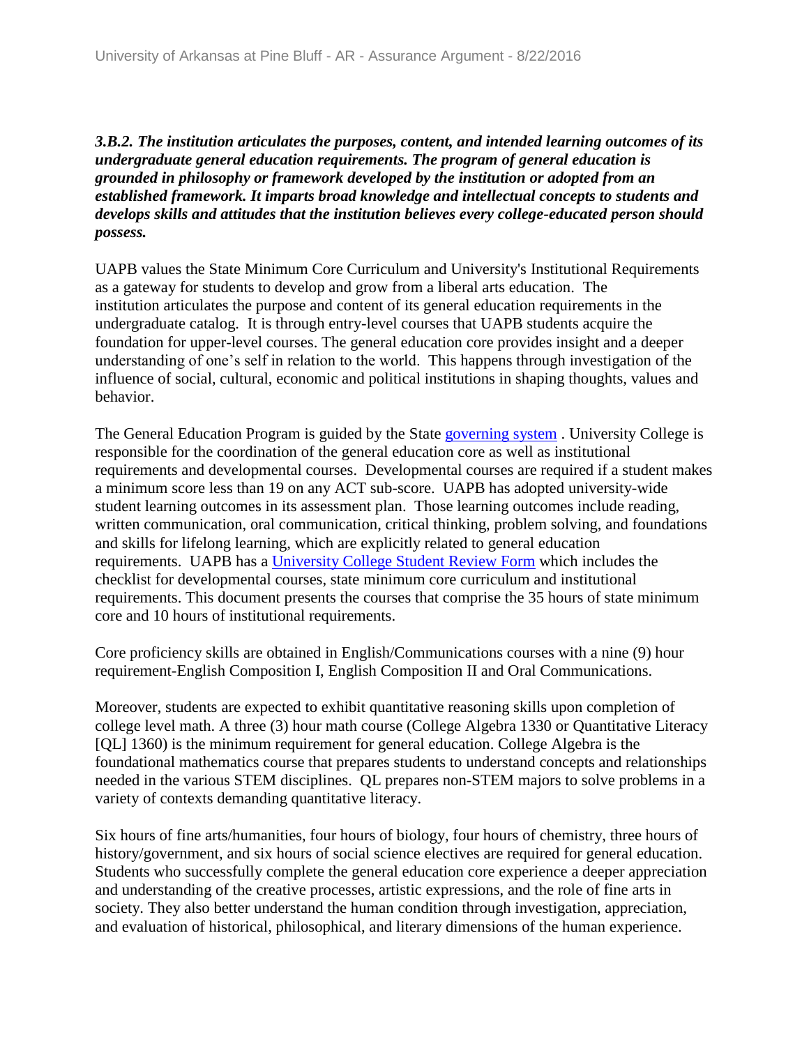***3.B.2. The institution articulates the purposes, content, and intended learning outcomes of its undergraduate general education requirements. The program of general education is grounded in philosophy or framework developed by the institution or adopted from an established framework. It imparts broad knowledge and intellectual concepts to students and develops skills and attitudes that the institution believes every college-educated person should possess.***

UAPB values the State Minimum Core Curriculum and University's Institutional Requirements as a gateway for students to develop and grow from a liberal arts education. The institution articulates the purpose and content of its general education requirements in the undergraduate catalog. It is through entry-level courses that UAPB students acquire the foundation for upper-level courses. The general education core provides insight and a deeper understanding of one's self in relation to the world. This happens through investigation of the influence of social, cultural, economic and political institutions in shaping thoughts, values and behavior.

The General Education Program is guided by the State governing system . University College is responsible for the coordination of the general education core as well as institutional requirements and developmental courses. Developmental courses are required if a student makes a minimum score less than 19 on any ACT sub-score. UAPB has adopted university-wide student learning outcomes in its assessment plan. Those learning outcomes include reading, written communication, oral communication, critical thinking, problem solving, and foundations and skills for lifelong learning, which are explicitly related to general education requirements. UAPB has a University College Student Review Form which includes the checklist for developmental courses, state minimum core curriculum and institutional requirements. This document presents the courses that comprise the 35 hours of state minimum core and 10 hours of institutional requirements.

Core proficiency skills are obtained in English/Communications courses with a nine (9) hour requirement-English Composition I, English Composition II and Oral Communications.

Moreover, students are expected to exhibit quantitative reasoning skills upon completion of college level math. A three (3) hour math course (College Algebra 1330 or Quantitative Literacy [QL] 1360) is the minimum requirement for general education. College Algebra is the foundational mathematics course that prepares students to understand concepts and relationships needed in the various STEM disciplines. QL prepares non-STEM majors to solve problems in a variety of contexts demanding quantitative literacy.

Six hours of fine arts/humanities, four hours of biology, four hours of chemistry, three hours of history/government, and six hours of social science electives are required for general education. Students who successfully complete the general education core experience a deeper appreciation and understanding of the creative processes, artistic expressions, and the role of fine arts in society. They also better understand the human condition through investigation, appreciation, and evaluation of historical, philosophical, and literary dimensions of the human experience.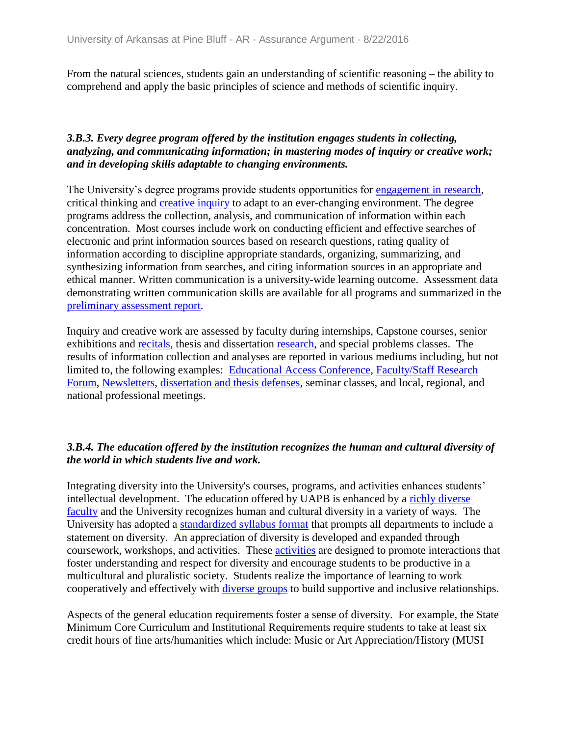From the natural sciences, students gain an understanding of scientific reasoning – the ability to comprehend and apply the basic principles of science and methods of scientific inquiry.

***3.B.3. Every degree program offered by the institution engages students in collecting, analyzing, and communicating information; in mastering modes of inquiry or creative work; and in developing skills adaptable to changing environments.***

The University's degree programs provide students opportunities for engagement in research, critical thinking and creative inquiry to adapt to an ever-changing environment. The degree programs address the collection, analysis, and communication of information within each concentration. Most courses include work on conducting efficient and effective searches of electronic and print information sources based on research questions, rating quality of information according to discipline appropriate standards, organizing, summarizing, and synthesizing information from searches, and citing information sources in an appropriate and ethical manner. Written communication is a university-wide learning outcome. Assessment data demonstrating written communication skills are available for all programs and summarized in the preliminary assessment report.

Inquiry and creative work are assessed by faculty during internships, Capstone courses, senior exhibitions and recitals, thesis and dissertation research, and special problems classes. The results of information collection and analyses are reported in various mediums including, but not limited to, the following examples: Educational Access Conference, Faculty/Staff Research Forum, Newsletters, dissertation and thesis defenses, seminar classes, and local, regional, and national professional meetings.

***3.B.4. The education offered by the institution recognizes the human and cultural diversity of the world in which students live and work.***

Integrating diversity into the University's courses, programs, and activities enhances students' intellectual development. The education offered by UAPB is enhanced by a richly diverse faculty and the University recognizes human and cultural diversity in a variety of ways. The University has adopted a standardized syllabus format that prompts all departments to include a statement on diversity. An appreciation of diversity is developed and expanded through coursework, workshops, and activities. These activities are designed to promote interactions that foster understanding and respect for diversity and encourage students to be productive in a multicultural and pluralistic society. Students realize the importance of learning to work cooperatively and effectively with diverse groups to build supportive and inclusive relationships.

Aspects of the general education requirements foster a sense of diversity. For example, the State Minimum Core Curriculum and Institutional Requirements require students to take at least six credit hours of fine arts/humanities which include: Music or Art Appreciation/History (MUSI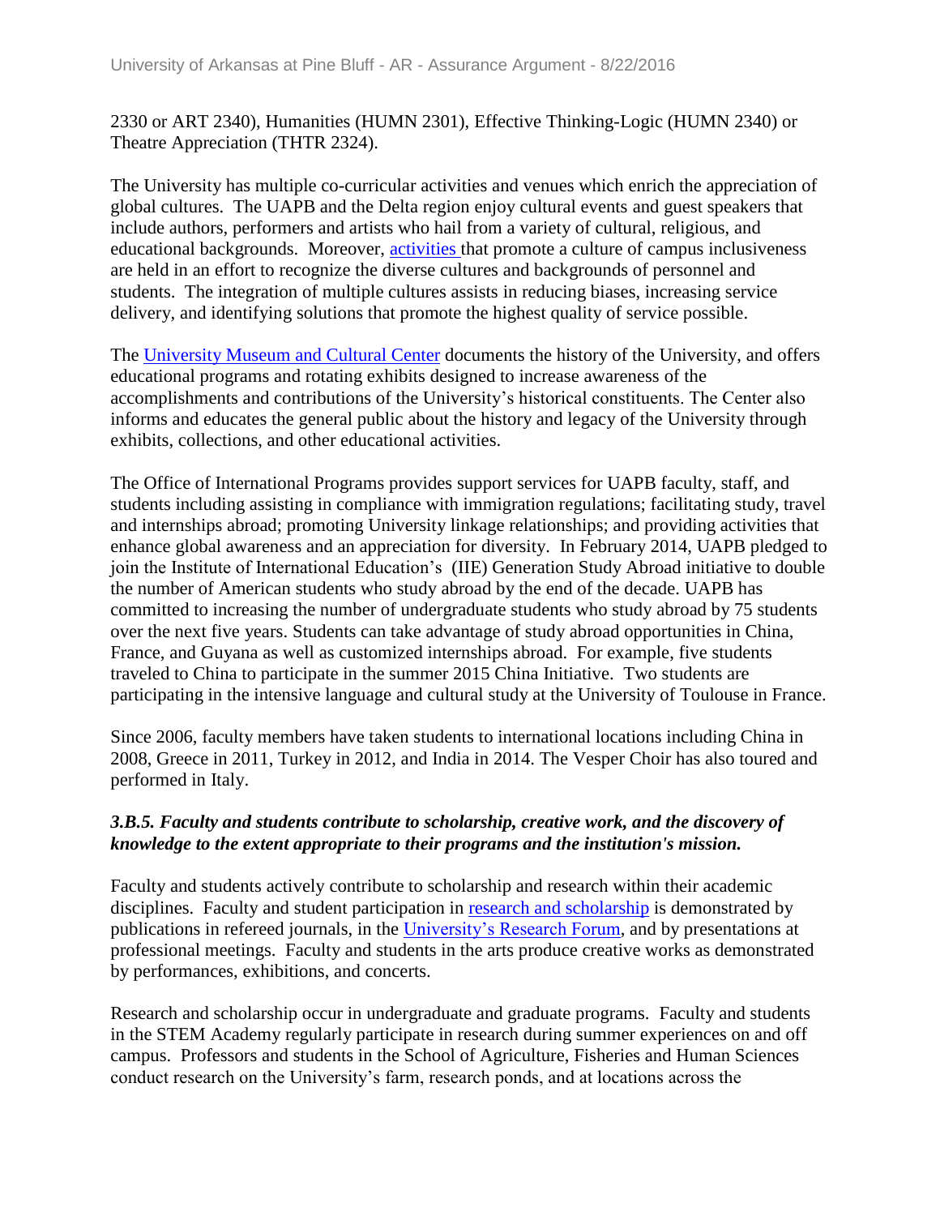2330 or ART 2340), Humanities (HUMN 2301), Effective Thinking-Logic (HUMN 2340) or Theatre Appreciation (THTR 2324).

The University has multiple co-curricular activities and venues which enrich the appreciation of global cultures. The UAPB and the Delta region enjoy cultural events and guest speakers that include authors, performers and artists who hail from a variety of cultural, religious, and educational backgrounds. Moreover, activities that promote a culture of campus inclusiveness are held in an effort to recognize the diverse cultures and backgrounds of personnel and students. The integration of multiple cultures assists in reducing biases, increasing service delivery, and identifying solutions that promote the highest quality of service possible.

The University Museum and Cultural Center documents the history of the University, and offers educational programs and rotating exhibits designed to increase awareness of the accomplishments and contributions of the University's historical constituents. The Center also informs and educates the general public about the history and legacy of the University through exhibits, collections, and other educational activities.

The Office of International Programs provides support services for UAPB faculty, staff, and students including assisting in compliance with immigration regulations; facilitating study, travel and internships abroad; promoting University linkage relationships; and providing activities that enhance global awareness and an appreciation for diversity. In February 2014, UAPB pledged to join the Institute of International Education's (IIE) Generation Study Abroad initiative to double the number of American students who study abroad by the end of the decade. UAPB has committed to increasing the number of undergraduate students who study abroad by 75 students over the next five years. Students can take advantage of study abroad opportunities in China, France, and Guyana as well as customized internships abroad. For example, five students traveled to China to participate in the summer 2015 China Initiative. Two students are participating in the intensive language and cultural study at the University of Toulouse in France.

Since 2006, faculty members have taken students to international locations including China in 2008, Greece in 2011, Turkey in 2012, and India in 2014. The Vesper Choir has also toured and performed in Italy.

***3.B.5. Faculty and students contribute to scholarship, creative work, and the discovery of knowledge to the extent appropriate to their programs and the institution's mission.***

Faculty and students actively contribute to scholarship and research within their academic disciplines. Faculty and student participation in research and scholarship is demonstrated by publications in refereed journals, in the University's Research Forum, and by presentations at professional meetings. Faculty and students in the arts produce creative works as demonstrated by performances, exhibitions, and concerts.

Research and scholarship occur in undergraduate and graduate programs. Faculty and students in the STEM Academy regularly participate in research during summer experiences on and off campus. Professors and students in the School of Agriculture, Fisheries and Human Sciences conduct research on the University's farm, research ponds, and at locations across the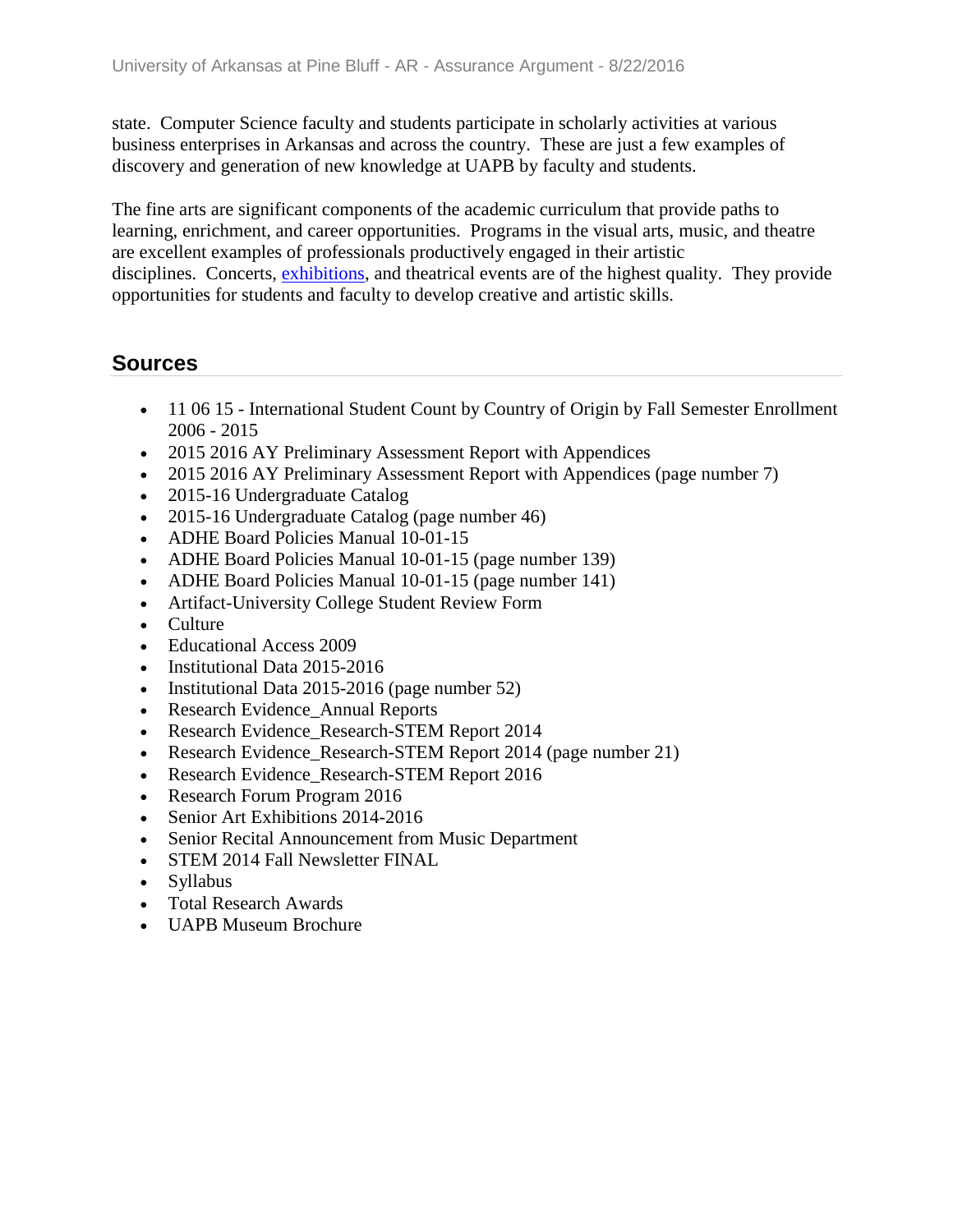state. Computer Science faculty and students participate in scholarly activities at various business enterprises in Arkansas and across the country. These are just a few examples of discovery and generation of new knowledge at UAPB by faculty and students.

The fine arts are significant components of the academic curriculum that provide paths to learning, enrichment, and career opportunities. Programs in the visual arts, music, and theatre are excellent examples of professionals productively engaged in their artistic disciplines. Concerts, exhibitions, and theatrical events are of the highest quality. They provide opportunities for students and faculty to develop creative and artistic skills.

## Sources

- 11 06 15 - International Student Count by Country of Origin by Fall Semester Enrollment 2006 - 2015
- 2015 2016 AY Preliminary Assessment Report with Appendices
- 2015 2016 AY Preliminary Assessment Report with Appendices (page number 7)
- 2015-16 Undergraduate Catalog
- 2015-16 Undergraduate Catalog (page number 46)
- ADHE Board Policies Manual 10-01-15
- ADHE Board Policies Manual 10-01-15 (page number 139)
- ADHE Board Policies Manual 10-01-15 (page number 141)
- Artifact-University College Student Review Form
- Culture
- Educational Access 2009
- Institutional Data 2015-2016
- Institutional Data 2015-2016 (page number 52)
- Research Evidence_Annual Reports
- Research Evidence_Research-STEM Report 2014
- Research Evidence_Research-STEM Report 2014 (page number 21)
- Research Evidence_Research-STEM Report 2016
- Research Forum Program 2016
- Senior Art Exhibitions 2014-2016
- Senior Recital Announcement from Music Department
- STEM 2014 Fall Newsletter FINAL
- Syllabus
- Total Research Awards
- UAPB Museum Brochure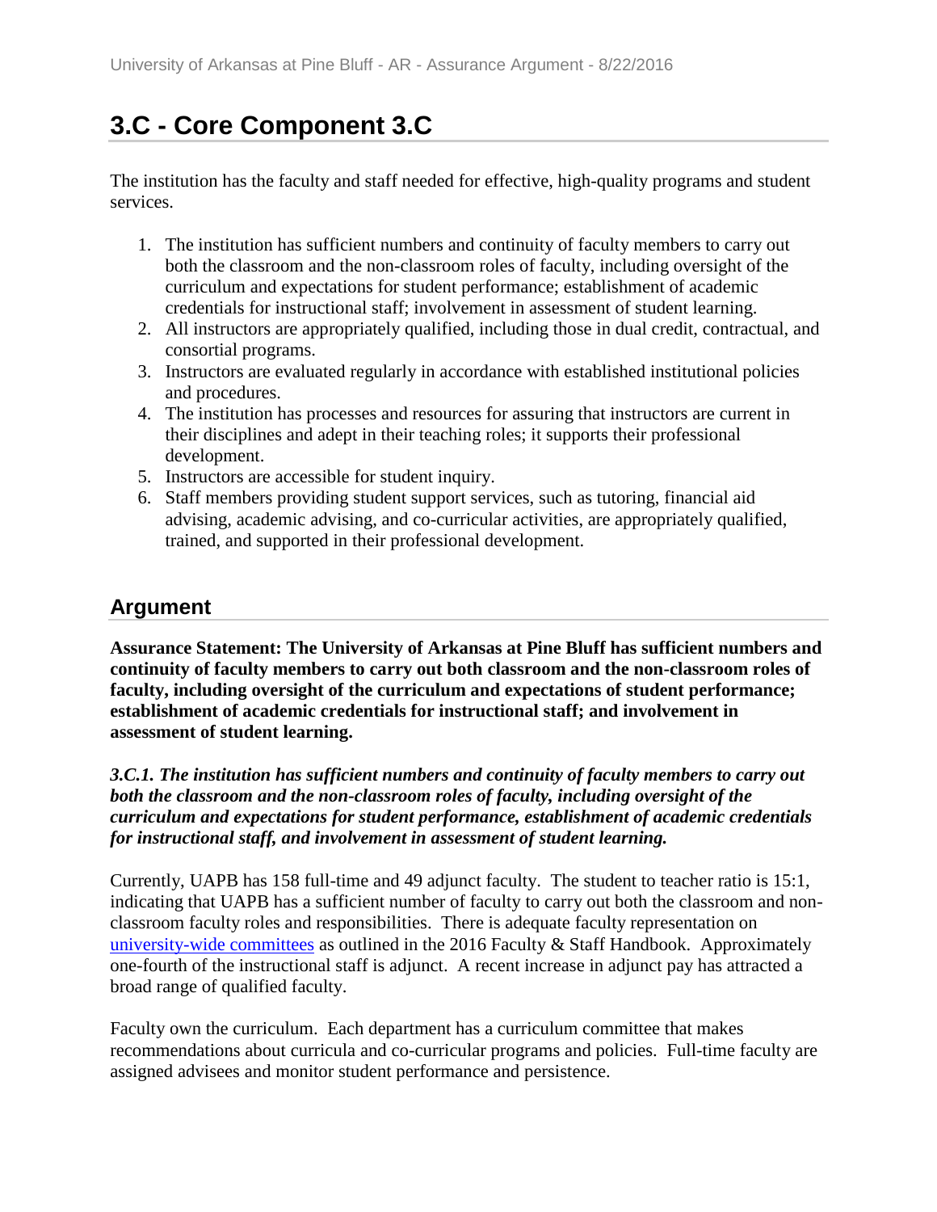# 3.C - Core Component 3.C

The institution has the faculty and staff needed for effective, high-quality programs and student services.

1. The institution has sufficient numbers and continuity of faculty members to carry out both the classroom and the non-classroom roles of faculty, including oversight of the curriculum and expectations for student performance; establishment of academic credentials for instructional staff; involvement in assessment of student learning.
2. All instructors are appropriately qualified, including those in dual credit, contractual, and consortial programs.
3. Instructors are evaluated regularly in accordance with established institutional policies and procedures.
4. The institution has processes and resources for assuring that instructors are current in their disciplines and adept in their teaching roles; it supports their professional development.
5. Instructors are accessible for student inquiry.
6. Staff members providing student support services, such as tutoring, financial aid advising, academic advising, and co-curricular activities, are appropriately qualified, trained, and supported in their professional development.

## Argument

**Assurance Statement: The University of Arkansas at Pine Bluff has sufficient numbers and continuity of faculty members to carry out both classroom and the non-classroom roles of faculty, including oversight of the curriculum and expectations of student performance; establishment of academic credentials for instructional staff; and involvement in assessment of student learning.**

***3.C.1. The institution has sufficient numbers and continuity of faculty members to carry out both the classroom and the non-classroom roles of faculty, including oversight of the curriculum and expectations for student performance, establishment of academic credentials for instructional staff, and involvement in assessment of student learning.***

Currently, UAPB has 158 full-time and 49 adjunct faculty. The student to teacher ratio is 15:1, indicating that UAPB has a sufficient number of faculty to carry out both the classroom and non-classroom faculty roles and responsibilities. There is adequate faculty representation on university-wide committees as outlined in the 2016 Faculty & Staff Handbook. Approximately one-fourth of the instructional staff is adjunct. A recent increase in adjunct pay has attracted a broad range of qualified faculty.

Faculty own the curriculum. Each department has a curriculum committee that makes recommendations about curricula and co-curricular programs and policies. Full-time faculty are assigned advisees and monitor student performance and persistence.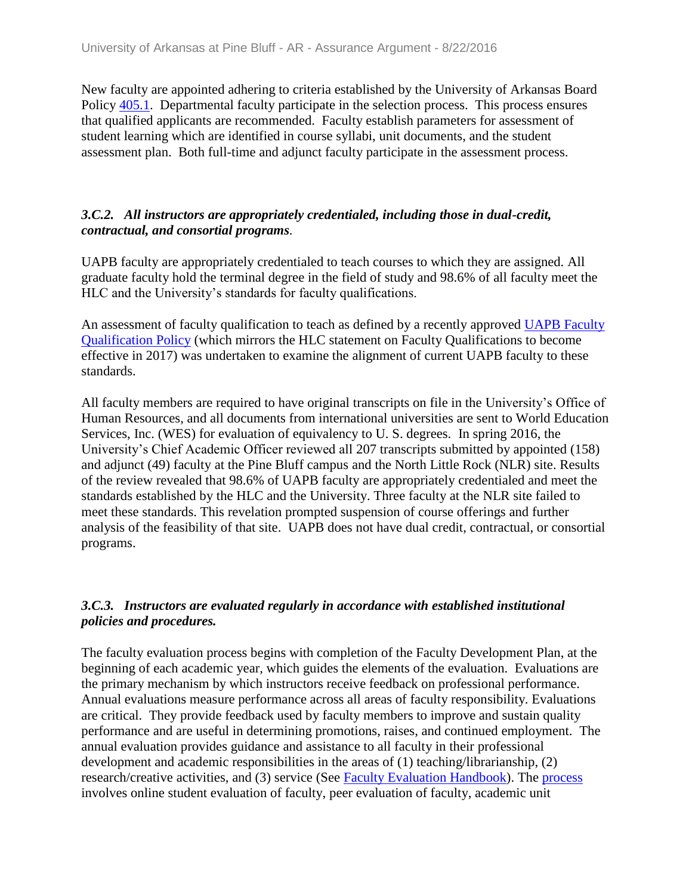New faculty are appointed adhering to criteria established by the University of Arkansas Board Policy 405.1. Departmental faculty participate in the selection process. This process ensures that qualified applicants are recommended. Faculty establish parameters for assessment of student learning which are identified in course syllabi, unit documents, and the student assessment plan. Both full-time and adjunct faculty participate in the assessment process.

***3.C.2. All instructors are appropriately credentialed, including those in dual-credit, contractual, and consortial programs.***

UAPB faculty are appropriately credentialed to teach courses to which they are assigned. All graduate faculty hold the terminal degree in the field of study and 98.6% of all faculty meet the HLC and the University's standards for faculty qualifications.

An assessment of faculty qualification to teach as defined by a recently approved UAPB Faculty Qualification Policy (which mirrors the HLC statement on Faculty Qualifications to become effective in 2017) was undertaken to examine the alignment of current UAPB faculty to these standards.

All faculty members are required to have original transcripts on file in the University's Office of Human Resources, and all documents from international universities are sent to World Education Services, Inc. (WES) for evaluation of equivalency to U. S. degrees. In spring 2016, the University's Chief Academic Officer reviewed all 207 transcripts submitted by appointed (158) and adjunct (49) faculty at the Pine Bluff campus and the North Little Rock (NLR) site. Results of the review revealed that 98.6% of UAPB faculty are appropriately credentialed and meet the standards established by the HLC and the University. Three faculty at the NLR site failed to meet these standards. This revelation prompted suspension of course offerings and further analysis of the feasibility of that site. UAPB does not have dual credit, contractual, or consortial programs.

***3.C.3. Instructors are evaluated regularly in accordance with established institutional policies and procedures.***

The faculty evaluation process begins with completion of the Faculty Development Plan, at the beginning of each academic year, which guides the elements of the evaluation. Evaluations are the primary mechanism by which instructors receive feedback on professional performance. Annual evaluations measure performance across all areas of faculty responsibility. Evaluations are critical. They provide feedback used by faculty members to improve and sustain quality performance and are useful in determining promotions, raises, and continued employment. The annual evaluation provides guidance and assistance to all faculty in their professional development and academic responsibilities in the areas of (1) teaching/librarianship, (2) research/creative activities, and (3) service (See Faculty Evaluation Handbook). The process involves online student evaluation of faculty, peer evaluation of faculty, academic unit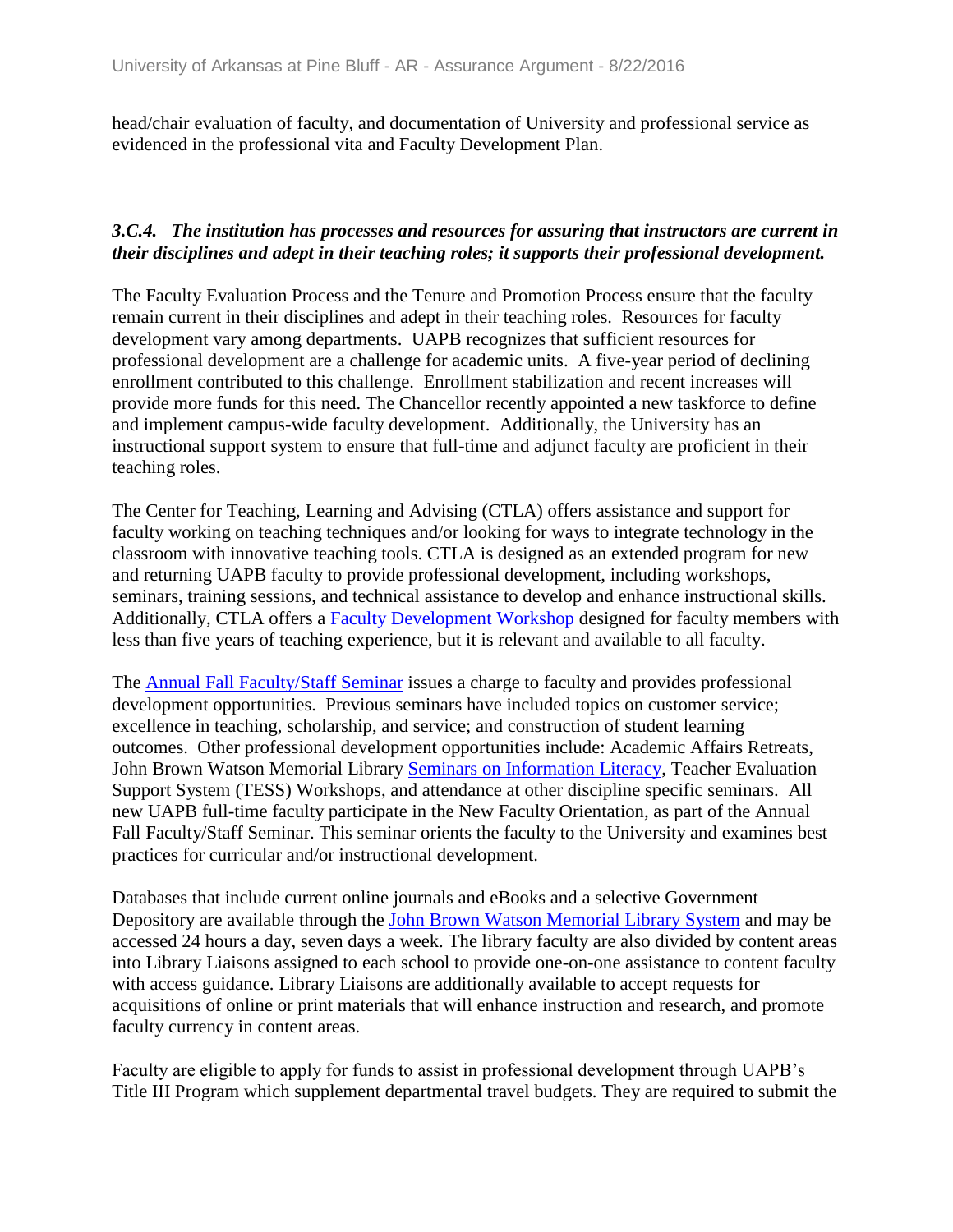head/chair evaluation of faculty, and documentation of University and professional service as evidenced in the professional vita and Faculty Development Plan.

***3.C.4. The institution has processes and resources for assuring that instructors are current in their disciplines and adept in their teaching roles; it supports their professional development.***

The Faculty Evaluation Process and the Tenure and Promotion Process ensure that the faculty remain current in their disciplines and adept in their teaching roles. Resources for faculty development vary among departments. UAPB recognizes that sufficient resources for professional development are a challenge for academic units. A five-year period of declining enrollment contributed to this challenge. Enrollment stabilization and recent increases will provide more funds for this need. The Chancellor recently appointed a new taskforce to define and implement campus-wide faculty development. Additionally, the University has an instructional support system to ensure that full-time and adjunct faculty are proficient in their teaching roles.

The Center for Teaching, Learning and Advising (CTLA) offers assistance and support for faculty working on teaching techniques and/or looking for ways to integrate technology in the classroom with innovative teaching tools. CTLA is designed as an extended program for new and returning UAPB faculty to provide professional development, including workshops, seminars, training sessions, and technical assistance to develop and enhance instructional skills. Additionally, CTLA offers a Faculty Development Workshop designed for faculty members with less than five years of teaching experience, but it is relevant and available to all faculty.

The Annual Fall Faculty/Staff Seminar issues a charge to faculty and provides professional development opportunities. Previous seminars have included topics on customer service; excellence in teaching, scholarship, and service; and construction of student learning outcomes. Other professional development opportunities include: Academic Affairs Retreats, John Brown Watson Memorial Library Seminars on Information Literacy, Teacher Evaluation Support System (TESS) Workshops, and attendance at other discipline specific seminars. All new UAPB full-time faculty participate in the New Faculty Orientation, as part of the Annual Fall Faculty/Staff Seminar. This seminar orients the faculty to the University and examines best practices for curricular and/or instructional development.

Databases that include current online journals and eBooks and a selective Government Depository are available through the John Brown Watson Memorial Library System and may be accessed 24 hours a day, seven days a week. The library faculty are also divided by content areas into Library Liaisons assigned to each school to provide one-on-one assistance to content faculty with access guidance. Library Liaisons are additionally available to accept requests for acquisitions of online or print materials that will enhance instruction and research, and promote faculty currency in content areas.

Faculty are eligible to apply for funds to assist in professional development through UAPB's Title III Program which supplement departmental travel budgets. They are required to submit the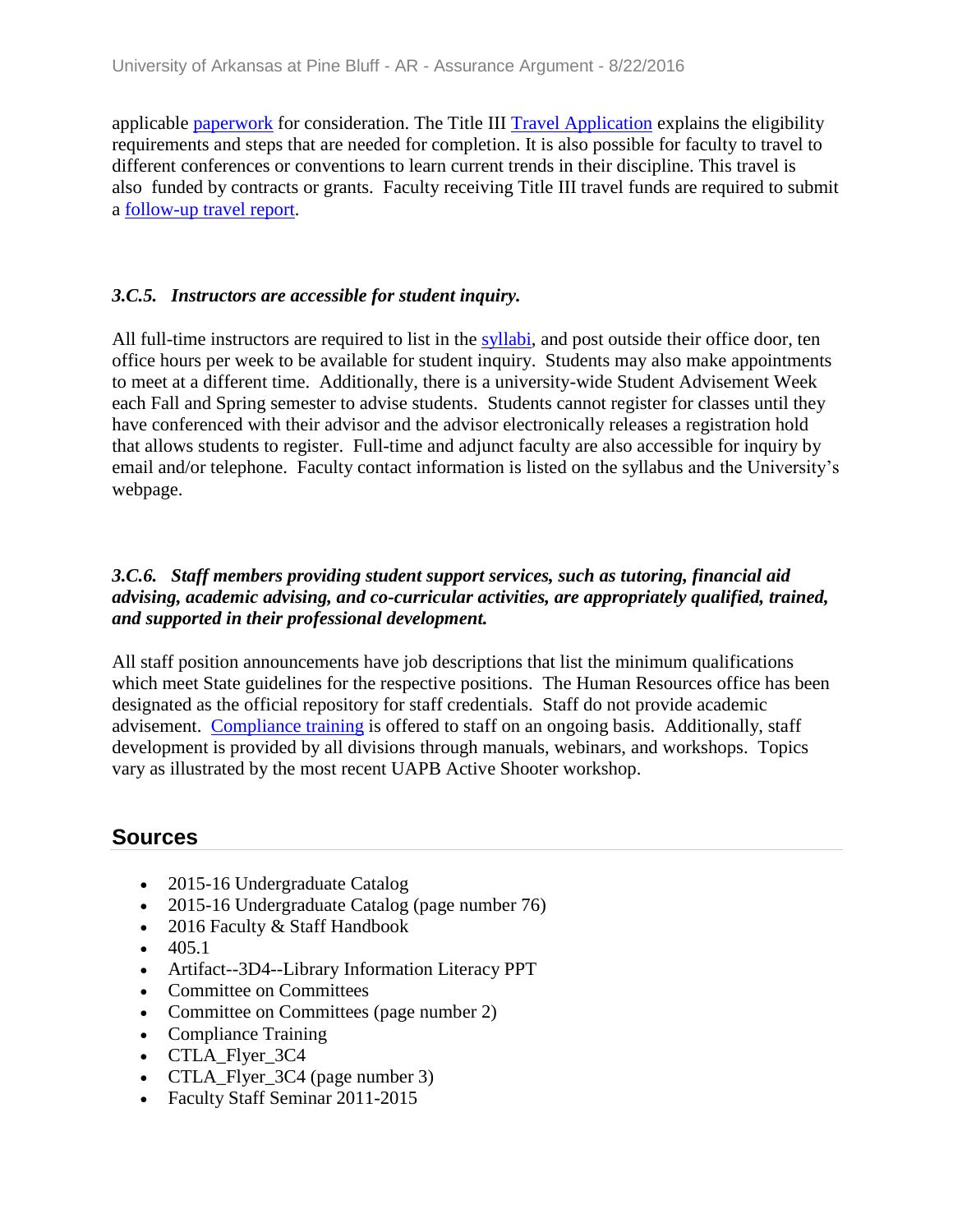applicable paperwork for consideration. The Title III Travel Application explains the eligibility requirements and steps that are needed for completion. It is also possible for faculty to travel to different conferences or conventions to learn current trends in their discipline. This travel is also funded by contracts or grants. Faculty receiving Title III travel funds are required to submit a follow-up travel report.

### *3.C.5. Instructors are accessible for student inquiry.*

All full-time instructors are required to list in the syllabi, and post outside their office door, ten office hours per week to be available for student inquiry. Students may also make appointments to meet at a different time. Additionally, there is a university-wide Student Advisement Week each Fall and Spring semester to advise students. Students cannot register for classes until they have conferenced with their advisor and the advisor electronically releases a registration hold that allows students to register. Full-time and adjunct faculty are also accessible for inquiry by email and/or telephone. Faculty contact information is listed on the syllabus and the University's webpage.

### *3.C.6. Staff members providing student support services, such as tutoring, financial aid advising, academic advising, and co-curricular activities, are appropriately qualified, trained, and supported in their professional development.*

All staff position announcements have job descriptions that list the minimum qualifications which meet State guidelines for the respective positions. The Human Resources office has been designated as the official repository for staff credentials. Staff do not provide academic advisement. Compliance training is offered to staff on an ongoing basis. Additionally, staff development is provided by all divisions through manuals, webinars, and workshops. Topics vary as illustrated by the most recent UAPB Active Shooter workshop.

## Sources

- 2015-16 Undergraduate Catalog
- 2015-16 Undergraduate Catalog (page number 76)
- 2016 Faculty & Staff Handbook
- 405.1
- Artifact--3D4--Library Information Literacy PPT
- Committee on Committees
- Committee on Committees (page number 2)
- Compliance Training
- CTLA_Flyer_3C4
- CTLA_Flyer_3C4 (page number 3)
- Faculty Staff Seminar 2011-2015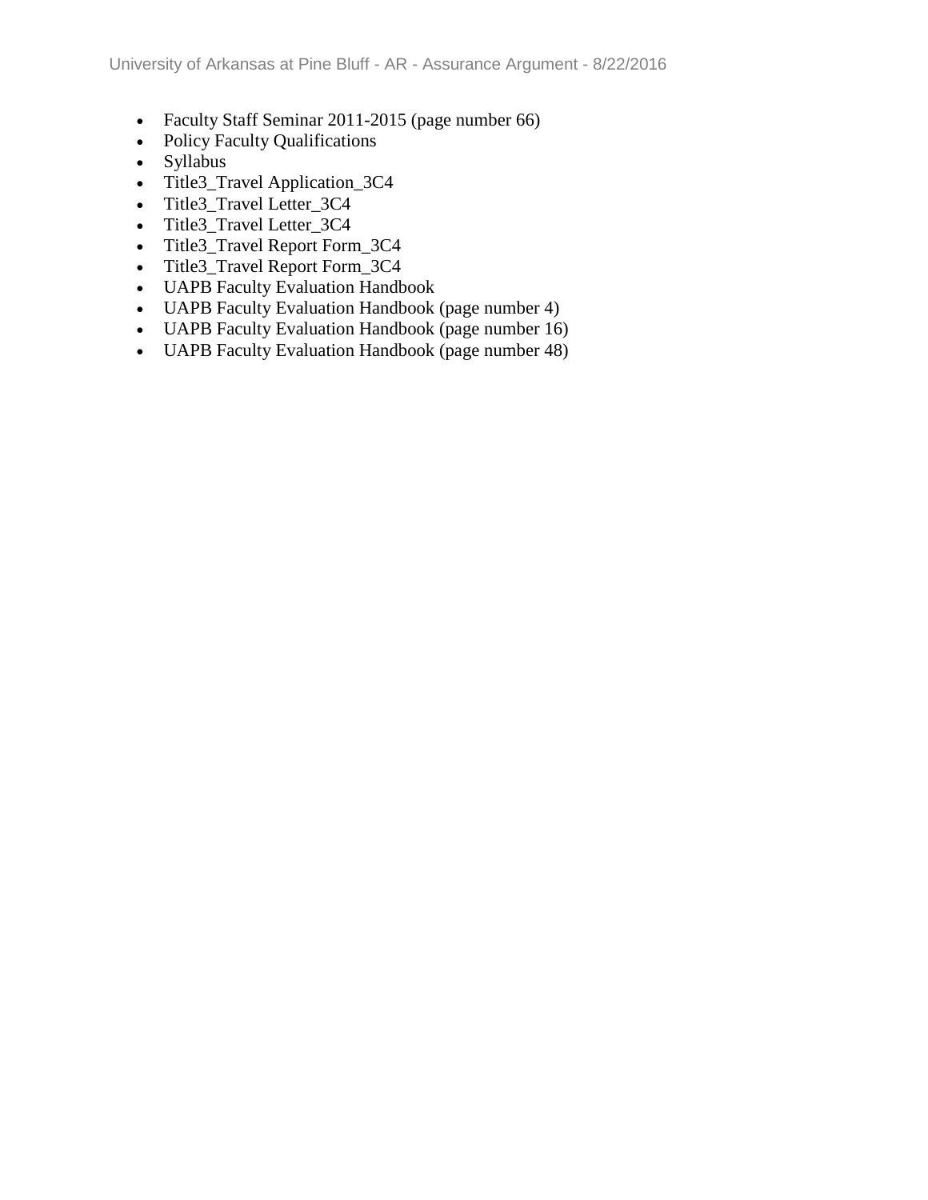- Faculty Staff Seminar 2011-2015 (page number 66)
- Policy Faculty Qualifications
- Syllabus
- Title3_Travel Application_3C4
- Title3_Travel Letter_3C4
- Title3_Travel Letter_3C4
- Title3_Travel Report Form_3C4
- Title3_Travel Report Form_3C4
- UAPB Faculty Evaluation Handbook
- UAPB Faculty Evaluation Handbook (page number 4)
- UAPB Faculty Evaluation Handbook (page number 16)
- UAPB Faculty Evaluation Handbook (page number 48)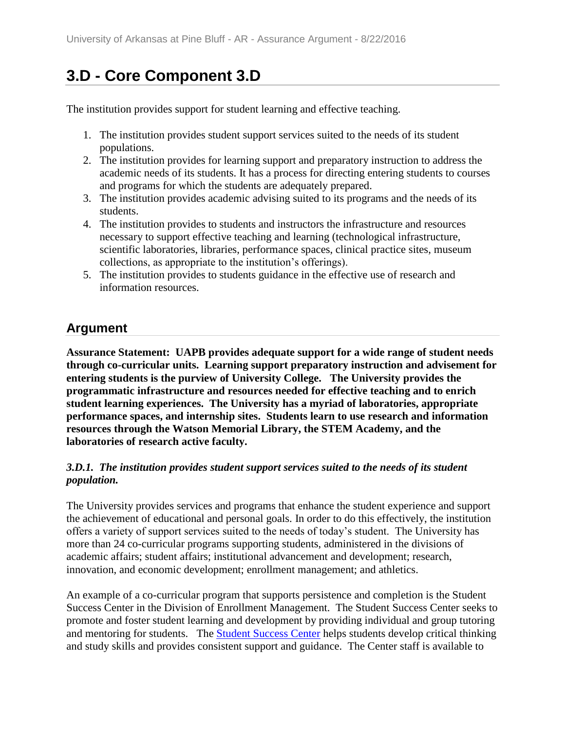## 3.D - Core Component 3.D

The institution provides support for student learning and effective teaching.

1. The institution provides student support services suited to the needs of its student populations.
2. The institution provides for learning support and preparatory instruction to address the academic needs of its students. It has a process for directing entering students to courses and programs for which the students are adequately prepared.
3. The institution provides academic advising suited to its programs and the needs of its students.
4. The institution provides to students and instructors the infrastructure and resources necessary to support effective teaching and learning (technological infrastructure, scientific laboratories, libraries, performance spaces, clinical practice sites, museum collections, as appropriate to the institution's offerings).
5. The institution provides to students guidance in the effective use of research and information resources.

### Argument

**Assurance Statement: UAPB provides adequate support for a wide range of student needs through co-curricular units. Learning support preparatory instruction and advisement for entering students is the purview of University College. The University provides the programmatic infrastructure and resources needed for effective teaching and to enrich student learning experiences. The University has a myriad of laboratories, appropriate performance spaces, and internship sites. Students learn to use research and information resources through the Watson Memorial Library, the STEM Academy, and the laboratories of research active faculty.**

***3.D.1. The institution provides student support services suited to the needs of its student population.***

The University provides services and programs that enhance the student experience and support the achievement of educational and personal goals. In order to do this effectively, the institution offers a variety of support services suited to the needs of today's student. The University has more than 24 co-curricular programs supporting students, administered in the divisions of academic affairs; student affairs; institutional advancement and development; research, innovation, and economic development; enrollment management; and athletics.

An example of a co-curricular program that supports persistence and completion is the Student Success Center in the Division of Enrollment Management. The Student Success Center seeks to promote and foster student learning and development by providing individual and group tutoring and mentoring for students. The Student Success Center helps students develop critical thinking and study skills and provides consistent support and guidance. The Center staff is available to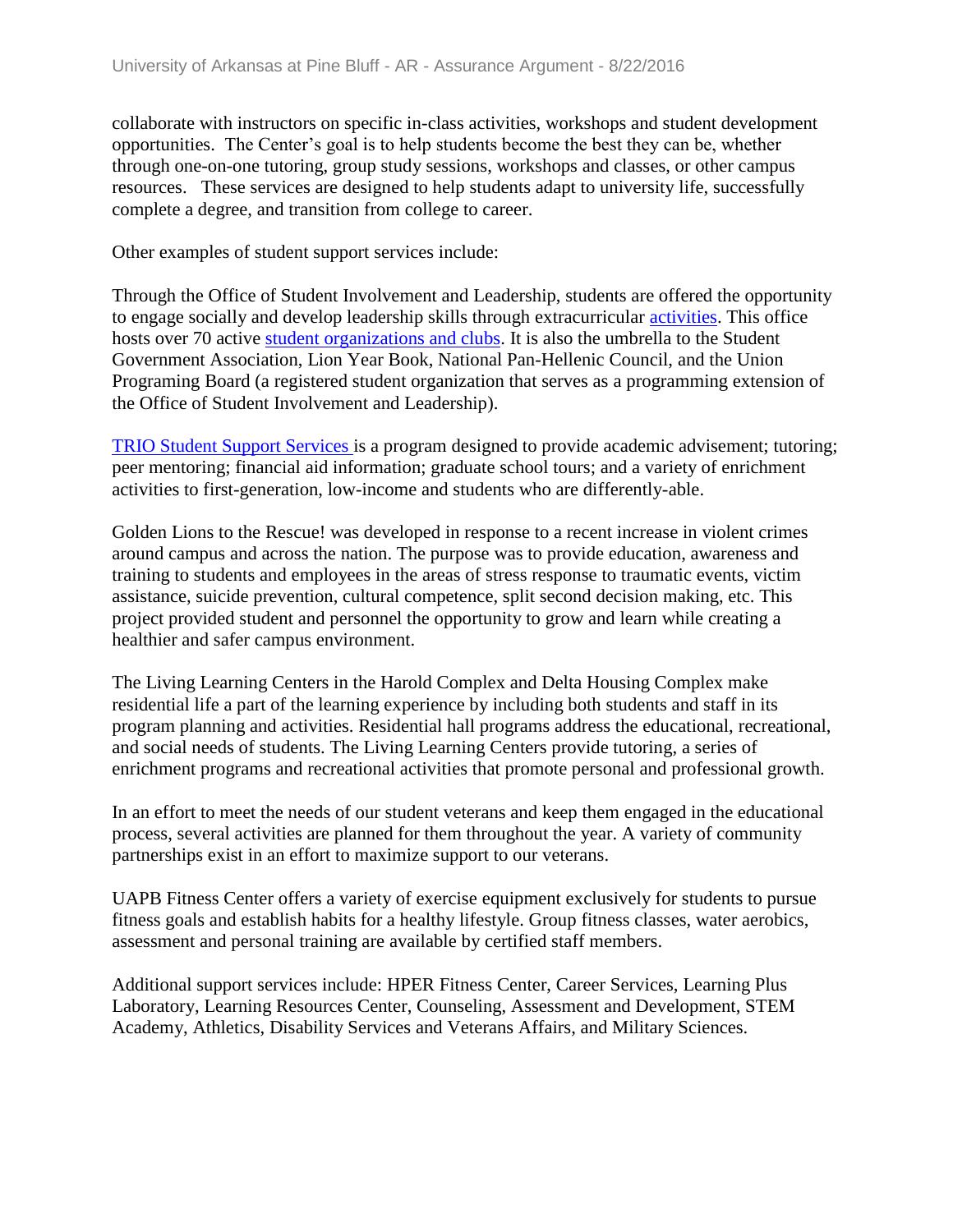collaborate with instructors on specific in-class activities, workshops and student development opportunities. The Center's goal is to help students become the best they can be, whether through one-on-one tutoring, group study sessions, workshops and classes, or other campus resources. These services are designed to help students adapt to university life, successfully complete a degree, and transition from college to career.

Other examples of student support services include:

Through the Office of Student Involvement and Leadership, students are offered the opportunity to engage socially and develop leadership skills through extracurricular activities. This office hosts over 70 active student organizations and clubs. It is also the umbrella to the Student Government Association, Lion Year Book, National Pan-Hellenic Council, and the Union Programing Board (a registered student organization that serves as a programming extension of the Office of Student Involvement and Leadership).

TRIO Student Support Services is a program designed to provide academic advisement; tutoring; peer mentoring; financial aid information; graduate school tours; and a variety of enrichment activities to first-generation, low-income and students who are differently-able.

Golden Lions to the Rescue! was developed in response to a recent increase in violent crimes around campus and across the nation. The purpose was to provide education, awareness and training to students and employees in the areas of stress response to traumatic events, victim assistance, suicide prevention, cultural competence, split second decision making, etc. This project provided student and personnel the opportunity to grow and learn while creating a healthier and safer campus environment.

The Living Learning Centers in the Harold Complex and Delta Housing Complex make residential life a part of the learning experience by including both students and staff in its program planning and activities. Residential hall programs address the educational, recreational, and social needs of students. The Living Learning Centers provide tutoring, a series of enrichment programs and recreational activities that promote personal and professional growth.

In an effort to meet the needs of our student veterans and keep them engaged in the educational process, several activities are planned for them throughout the year. A variety of community partnerships exist in an effort to maximize support to our veterans.

UAPB Fitness Center offers a variety of exercise equipment exclusively for students to pursue fitness goals and establish habits for a healthy lifestyle. Group fitness classes, water aerobics, assessment and personal training are available by certified staff members.

Additional support services include: HPER Fitness Center, Career Services, Learning Plus Laboratory, Learning Resources Center, Counseling, Assessment and Development, STEM Academy, Athletics, Disability Services and Veterans Affairs, and Military Sciences.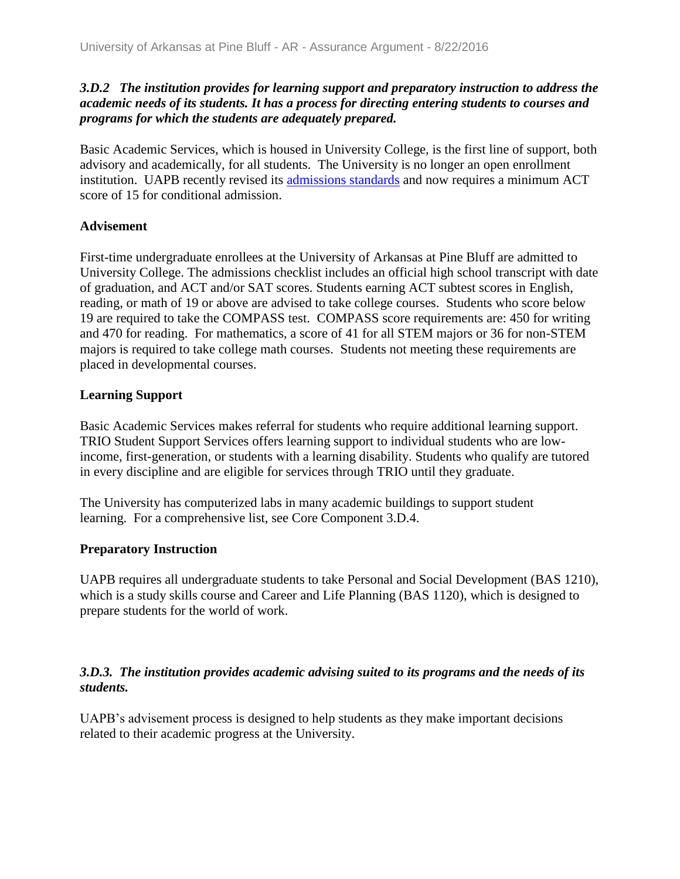***3.D.2 The institution provides for learning support and preparatory instruction to address the academic needs of its students. It has a process for directing entering students to courses and programs for which the students are adequately prepared.***

Basic Academic Services, which is housed in University College, is the first line of support, both advisory and academically, for all students. The University is no longer an open enrollment institution. UAPB recently revised its admissions standards and now requires a minimum ACT score of 15 for conditional admission.

**Advisement**

First-time undergraduate enrollees at the University of Arkansas at Pine Bluff are admitted to University College. The admissions checklist includes an official high school transcript with date of graduation, and ACT and/or SAT scores. Students earning ACT subtest scores in English, reading, or math of 19 or above are advised to take college courses. Students who score below 19 are required to take the COMPASS test. COMPASS score requirements are: 450 for writing and 470 for reading. For mathematics, a score of 41 for all STEM majors or 36 for non-STEM majors is required to take college math courses. Students not meeting these requirements are placed in developmental courses.

**Learning Support**

Basic Academic Services makes referral for students who require additional learning support. TRIO Student Support Services offers learning support to individual students who are low-income, first-generation, or students with a learning disability. Students who qualify are tutored in every discipline and are eligible for services through TRIO until they graduate.

The University has computerized labs in many academic buildings to support student learning. For a comprehensive list, see Core Component 3.D.4.

**Preparatory Instruction**

UAPB requires all undergraduate students to take Personal and Social Development (BAS 1210), which is a study skills course and Career and Life Planning (BAS 1120), which is designed to prepare students for the world of work.

***3.D.3. The institution provides academic advising suited to its programs and the needs of its students.***

UAPB's advisement process is designed to help students as they make important decisions related to their academic progress at the University.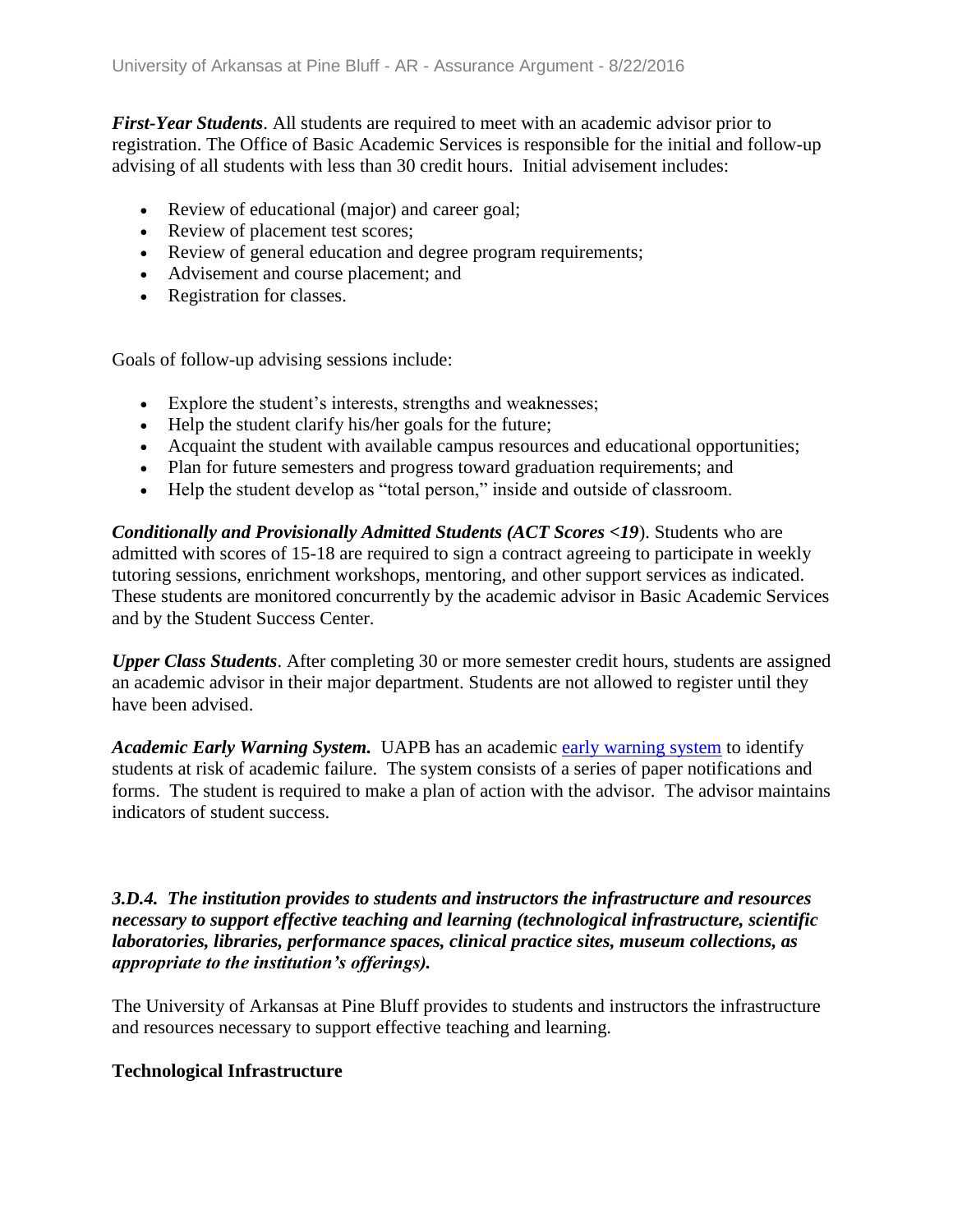***First-Year Students***. All students are required to meet with an academic advisor prior to registration. The Office of Basic Academic Services is responsible for the initial and follow-up advising of all students with less than 30 credit hours. Initial advisement includes:

- Review of educational (major) and career goal;
- Review of placement test scores;
- Review of general education and degree program requirements;
- Advisement and course placement; and
- Registration for classes.

Goals of follow-up advising sessions include:

- Explore the student's interests, strengths and weaknesses;
- Help the student clarify his/her goals for the future;
- Acquaint the student with available campus resources and educational opportunities;
- Plan for future semesters and progress toward graduation requirements; and
- Help the student develop as "total person," inside and outside of classroom.

***Conditionally and Provisionally Admitted Students (ACT Scores <19***). Students who are admitted with scores of 15-18 are required to sign a contract agreeing to participate in weekly tutoring sessions, enrichment workshops, mentoring, and other support services as indicated. These students are monitored concurrently by the academic advisor in Basic Academic Services and by the Student Success Center.

***Upper Class Students***. After completing 30 or more semester credit hours, students are assigned an academic advisor in their major department. Students are not allowed to register until they have been advised.

***Academic Early Warning System.*** UAPB has an academic early warning system to identify students at risk of academic failure. The system consists of a series of paper notifications and forms. The student is required to make a plan of action with the advisor. The advisor maintains indicators of student success.

***3.D.4. The institution provides to students and instructors the infrastructure and resources necessary to support effective teaching and learning (technological infrastructure, scientific laboratories, libraries, performance spaces, clinical practice sites, museum collections, as appropriate to the institution's offerings).***

The University of Arkansas at Pine Bluff provides to students and instructors the infrastructure and resources necessary to support effective teaching and learning.

**Technological Infrastructure**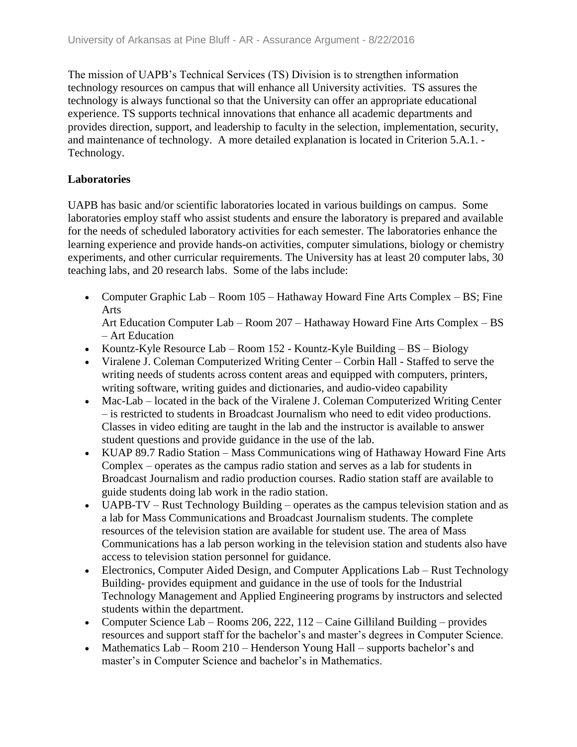The mission of UAPB's Technical Services (TS) Division is to strengthen information technology resources on campus that will enhance all University activities. TS assures the technology is always functional so that the University can offer an appropriate educational experience. TS supports technical innovations that enhance all academic departments and provides direction, support, and leadership to faculty in the selection, implementation, security, and maintenance of technology. A more detailed explanation is located in Criterion 5.A.1. - Technology.

**Laboratories**

UAPB has basic and/or scientific laboratories located in various buildings on campus. Some laboratories employ staff who assist students and ensure the laboratory is prepared and available for the needs of scheduled laboratory activities for each semester. The laboratories enhance the learning experience and provide hands-on activities, computer simulations, biology or chemistry experiments, and other curricular requirements. The University has at least 20 computer labs, 30 teaching labs, and 20 research labs. Some of the labs include:

- Computer Graphic Lab – Room 105 – Hathaway Howard Fine Arts Complex – BS; Fine Arts
  Art Education Computer Lab – Room 207 – Hathaway Howard Fine Arts Complex – BS – Art Education
- Kountz-Kyle Resource Lab – Room 152 - Kountz-Kyle Building – BS – Biology
- Viralene J. Coleman Computerized Writing Center – Corbin Hall - Staffed to serve the writing needs of students across content areas and equipped with computers, printers, writing software, writing guides and dictionaries, and audio-video capability
- Mac-Lab – located in the back of the Viralene J. Coleman Computerized Writing Center – is restricted to students in Broadcast Journalism who need to edit video productions. Classes in video editing are taught in the lab and the instructor is available to answer student questions and provide guidance in the use of the lab.
- KUAP 89.7 Radio Station – Mass Communications wing of Hathaway Howard Fine Arts Complex – operates as the campus radio station and serves as a lab for students in Broadcast Journalism and radio production courses. Radio station staff are available to guide students doing lab work in the radio station.
- UAPB-TV – Rust Technology Building – operates as the campus television station and as a lab for Mass Communications and Broadcast Journalism students. The complete resources of the television station are available for student use. The area of Mass Communications has a lab person working in the television station and students also have access to television station personnel for guidance.
- Electronics, Computer Aided Design, and Computer Applications Lab – Rust Technology Building- provides equipment and guidance in the use of tools for the Industrial Technology Management and Applied Engineering programs by instructors and selected students within the department.
- Computer Science Lab – Rooms 206, 222, 112 – Caine Gilliland Building – provides resources and support staff for the bachelor's and master's degrees in Computer Science.
- Mathematics Lab – Room 210 – Henderson Young Hall – supports bachelor's and master's in Computer Science and bachelor's in Mathematics.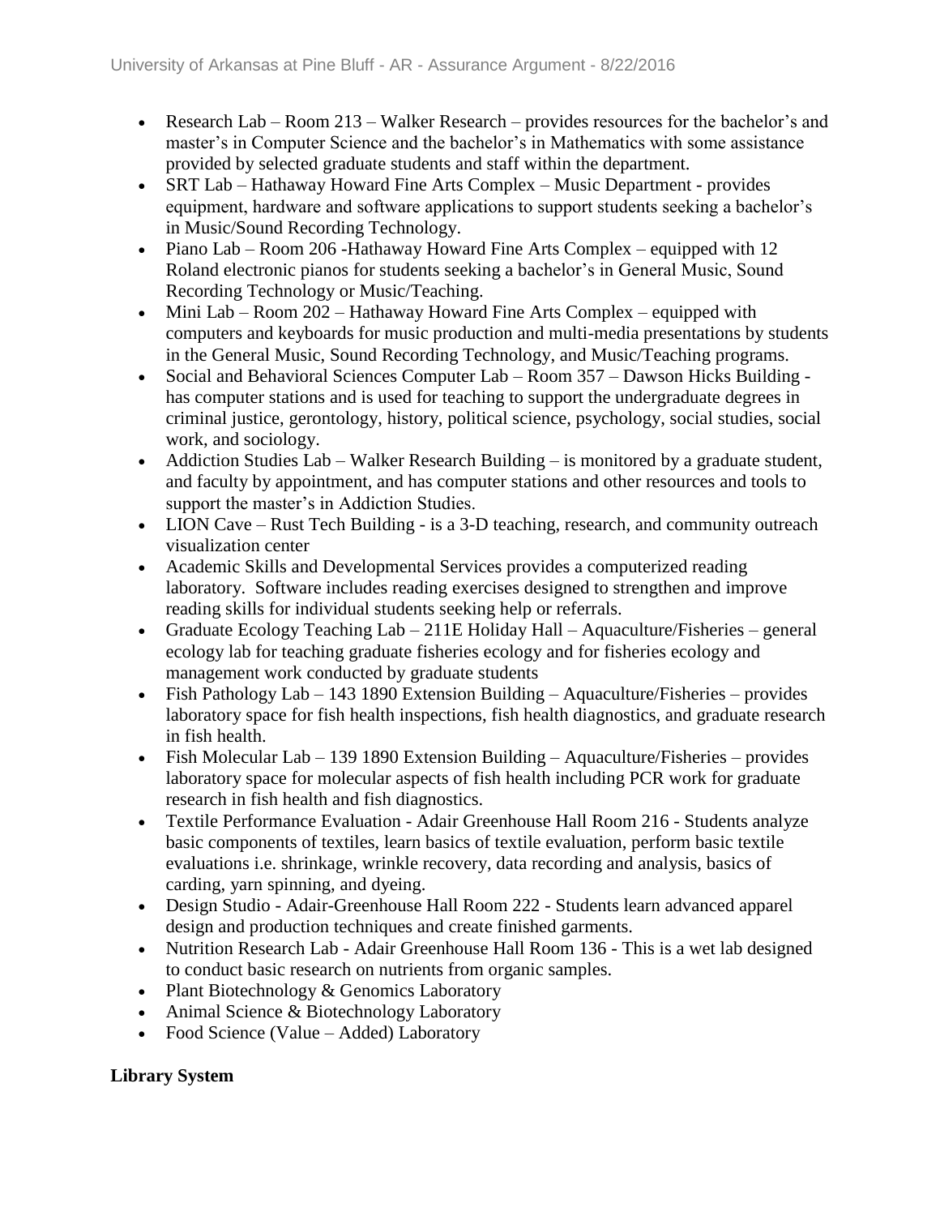- Research Lab – Room 213 – Walker Research – provides resources for the bachelor's and master's in Computer Science and the bachelor's in Mathematics with some assistance provided by selected graduate students and staff within the department.
- SRT Lab – Hathaway Howard Fine Arts Complex – Music Department - provides equipment, hardware and software applications to support students seeking a bachelor's in Music/Sound Recording Technology.
- Piano Lab – Room 206 -Hathaway Howard Fine Arts Complex – equipped with 12 Roland electronic pianos for students seeking a bachelor's in General Music, Sound Recording Technology or Music/Teaching.
- Mini Lab – Room 202 – Hathaway Howard Fine Arts Complex – equipped with computers and keyboards for music production and multi-media presentations by students in the General Music, Sound Recording Technology, and Music/Teaching programs.
- Social and Behavioral Sciences Computer Lab – Room 357 – Dawson Hicks Building - has computer stations and is used for teaching to support the undergraduate degrees in criminal justice, gerontology, history, political science, psychology, social studies, social work, and sociology.
- Addiction Studies Lab – Walker Research Building – is monitored by a graduate student, and faculty by appointment, and has computer stations and other resources and tools to support the master's in Addiction Studies.
- LION Cave – Rust Tech Building - is a 3-D teaching, research, and community outreach visualization center
- Academic Skills and Developmental Services provides a computerized reading laboratory. Software includes reading exercises designed to strengthen and improve reading skills for individual students seeking help or referrals.
- Graduate Ecology Teaching Lab – 211E Holiday Hall – Aquaculture/Fisheries – general ecology lab for teaching graduate fisheries ecology and for fisheries ecology and management work conducted by graduate students
- Fish Pathology Lab – 143 1890 Extension Building – Aquaculture/Fisheries – provides laboratory space for fish health inspections, fish health diagnostics, and graduate research in fish health.
- Fish Molecular Lab – 139 1890 Extension Building – Aquaculture/Fisheries – provides laboratory space for molecular aspects of fish health including PCR work for graduate research in fish health and fish diagnostics.
- Textile Performance Evaluation - Adair Greenhouse Hall Room 216 - Students analyze basic components of textiles, learn basics of textile evaluation, perform basic textile evaluations i.e. shrinkage, wrinkle recovery, data recording and analysis, basics of carding, yarn spinning, and dyeing.
- Design Studio - Adair-Greenhouse Hall Room 222 - Students learn advanced apparel design and production techniques and create finished garments.
- Nutrition Research Lab - Adair Greenhouse Hall Room 136 - This is a wet lab designed to conduct basic research on nutrients from organic samples.
- Plant Biotechnology & Genomics Laboratory
- Animal Science & Biotechnology Laboratory
- Food Science (Value – Added) Laboratory

**Library System**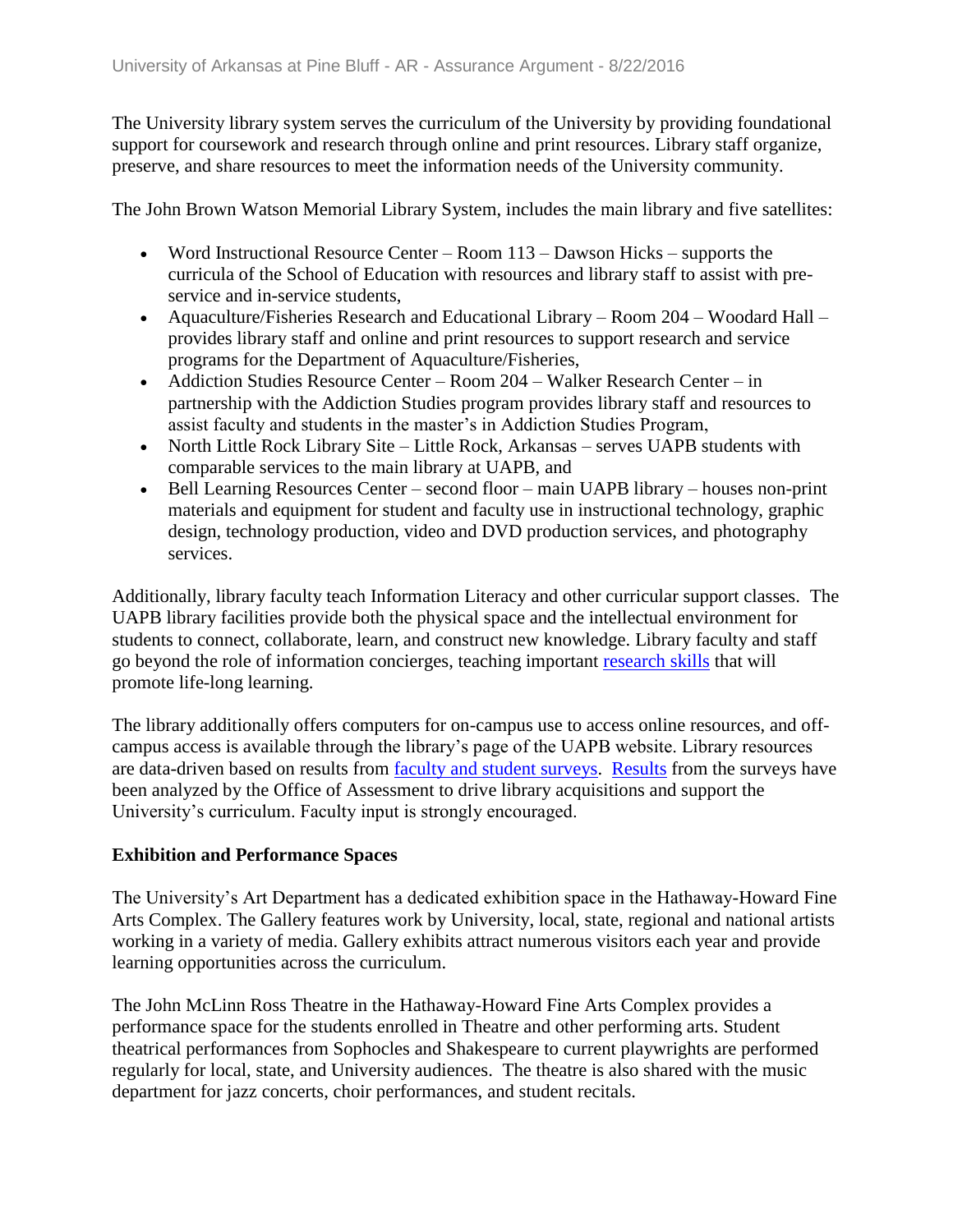The University library system serves the curriculum of the University by providing foundational support for coursework and research through online and print resources. Library staff organize, preserve, and share resources to meet the information needs of the University community.

The John Brown Watson Memorial Library System, includes the main library and five satellites:

- Word Instructional Resource Center – Room 113 – Dawson Hicks – supports the curricula of the School of Education with resources and library staff to assist with pre-service and in-service students,
- Aquaculture/Fisheries Research and Educational Library – Room 204 – Woodard Hall – provides library staff and online and print resources to support research and service programs for the Department of Aquaculture/Fisheries,
- Addiction Studies Resource Center – Room 204 – Walker Research Center – in partnership with the Addiction Studies program provides library staff and resources to assist faculty and students in the master's in Addiction Studies Program,
- North Little Rock Library Site – Little Rock, Arkansas – serves UAPB students with comparable services to the main library at UAPB, and
- Bell Learning Resources Center – second floor – main UAPB library – houses non-print materials and equipment for student and faculty use in instructional technology, graphic design, technology production, video and DVD production services, and photography services.

Additionally, library faculty teach Information Literacy and other curricular support classes. The UAPB library facilities provide both the physical space and the intellectual environment for students to connect, collaborate, learn, and construct new knowledge. Library faculty and staff go beyond the role of information concierges, teaching important research skills that will promote life-long learning.

The library additionally offers computers for on-campus use to access online resources, and off-campus access is available through the library's page of the UAPB website. Library resources are data-driven based on results from faculty and student surveys. Results from the surveys have been analyzed by the Office of Assessment to drive library acquisitions and support the University's curriculum. Faculty input is strongly encouraged.

**Exhibition and Performance Spaces**

The University's Art Department has a dedicated exhibition space in the Hathaway-Howard Fine Arts Complex. The Gallery features work by University, local, state, regional and national artists working in a variety of media. Gallery exhibits attract numerous visitors each year and provide learning opportunities across the curriculum.

The John McLinn Ross Theatre in the Hathaway-Howard Fine Arts Complex provides a performance space for the students enrolled in Theatre and other performing arts. Student theatrical performances from Sophocles and Shakespeare to current playwrights are performed regularly for local, state, and University audiences. The theatre is also shared with the music department for jazz concerts, choir performances, and student recitals.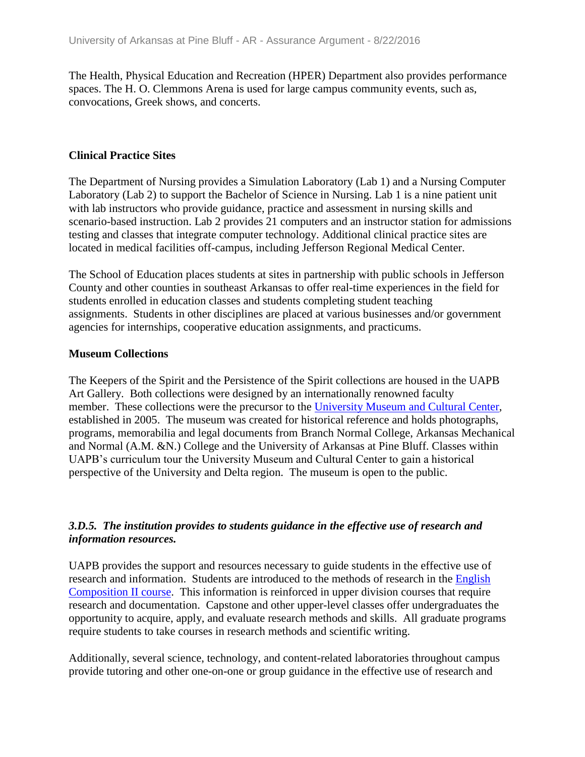The Health, Physical Education and Recreation (HPER) Department also provides performance spaces. The H. O. Clemmons Arena is used for large campus community events, such as, convocations, Greek shows, and concerts.

**Clinical Practice Sites**

The Department of Nursing provides a Simulation Laboratory (Lab 1) and a Nursing Computer Laboratory (Lab 2) to support the Bachelor of Science in Nursing. Lab 1 is a nine patient unit with lab instructors who provide guidance, practice and assessment in nursing skills and scenario-based instruction. Lab 2 provides 21 computers and an instructor station for admissions testing and classes that integrate computer technology. Additional clinical practice sites are located in medical facilities off-campus, including Jefferson Regional Medical Center.

The School of Education places students at sites in partnership with public schools in Jefferson County and other counties in southeast Arkansas to offer real-time experiences in the field for students enrolled in education classes and students completing student teaching assignments. Students in other disciplines are placed at various businesses and/or government agencies for internships, cooperative education assignments, and practicums.

**Museum Collections**

The Keepers of the Spirit and the Persistence of the Spirit collections are housed in the UAPB Art Gallery. Both collections were designed by an internationally renowned faculty member. These collections were the precursor to the University Museum and Cultural Center, established in 2005. The museum was created for historical reference and holds photographs, programs, memorabilia and legal documents from Branch Normal College, Arkansas Mechanical and Normal (A.M. &N.) College and the University of Arkansas at Pine Bluff. Classes within UAPB's curriculum tour the University Museum and Cultural Center to gain a historical perspective of the University and Delta region. The museum is open to the public.

***3.D.5. The institution provides to students guidance in the effective use of research and information resources.***

UAPB provides the support and resources necessary to guide students in the effective use of research and information. Students are introduced to the methods of research in the English Composition II course. This information is reinforced in upper division courses that require research and documentation. Capstone and other upper-level classes offer undergraduates the opportunity to acquire, apply, and evaluate research methods and skills. All graduate programs require students to take courses in research methods and scientific writing.

Additionally, several science, technology, and content-related laboratories throughout campus provide tutoring and other one-on-one or group guidance in the effective use of research and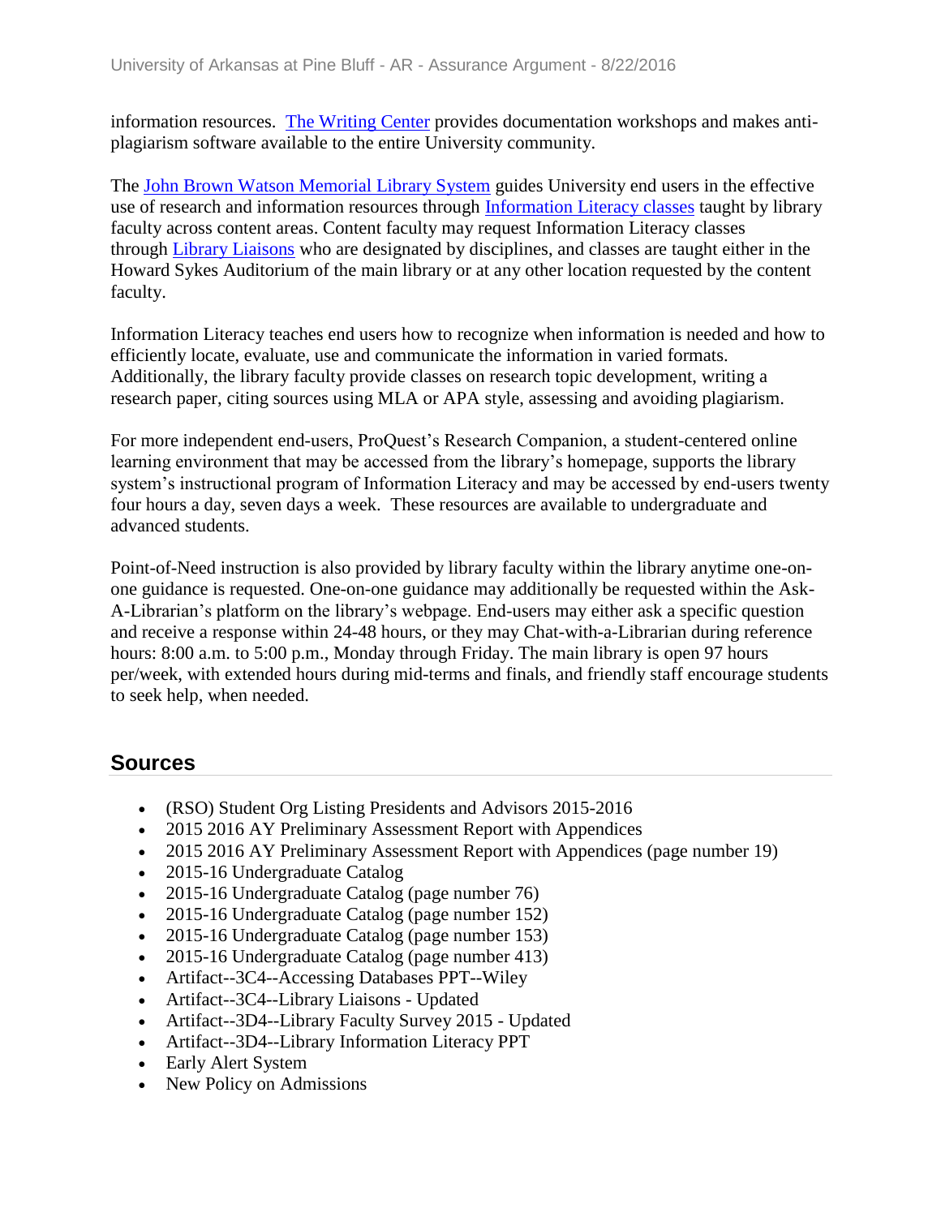information resources. The Writing Center provides documentation workshops and makes anti-plagiarism software available to the entire University community.

The John Brown Watson Memorial Library System guides University end users in the effective use of research and information resources through Information Literacy classes taught by library faculty across content areas. Content faculty may request Information Literacy classes through Library Liaisons who are designated by disciplines, and classes are taught either in the Howard Sykes Auditorium of the main library or at any other location requested by the content faculty.

Information Literacy teaches end users how to recognize when information is needed and how to efficiently locate, evaluate, use and communicate the information in varied formats. Additionally, the library faculty provide classes on research topic development, writing a research paper, citing sources using MLA or APA style, assessing and avoiding plagiarism.

For more independent end-users, ProQuest's Research Companion, a student-centered online learning environment that may be accessed from the library's homepage, supports the library system's instructional program of Information Literacy and may be accessed by end-users twenty four hours a day, seven days a week. These resources are available to undergraduate and advanced students.

Point-of-Need instruction is also provided by library faculty within the library anytime one-on-one guidance is requested. One-on-one guidance may additionally be requested within the Ask-A-Librarian's platform on the library's webpage. End-users may either ask a specific question and receive a response within 24-48 hours, or they may Chat-with-a-Librarian during reference hours: 8:00 a.m. to 5:00 p.m., Monday through Friday. The main library is open 97 hours per/week, with extended hours during mid-terms and finals, and friendly staff encourage students to seek help, when needed.

## Sources

- (RSO) Student Org Listing Presidents and Advisors 2015-2016
- 2015 2016 AY Preliminary Assessment Report with Appendices
- 2015 2016 AY Preliminary Assessment Report with Appendices (page number 19)
- 2015-16 Undergraduate Catalog
- 2015-16 Undergraduate Catalog (page number 76)
- 2015-16 Undergraduate Catalog (page number 152)
- 2015-16 Undergraduate Catalog (page number 153)
- 2015-16 Undergraduate Catalog (page number 413)
- Artifact--3C4--Accessing Databases PPT--Wiley
- Artifact--3C4--Library Liaisons - Updated
- Artifact--3D4--Library Faculty Survey 2015 - Updated
- Artifact--3D4--Library Information Literacy PPT
- Early Alert System
- New Policy on Admissions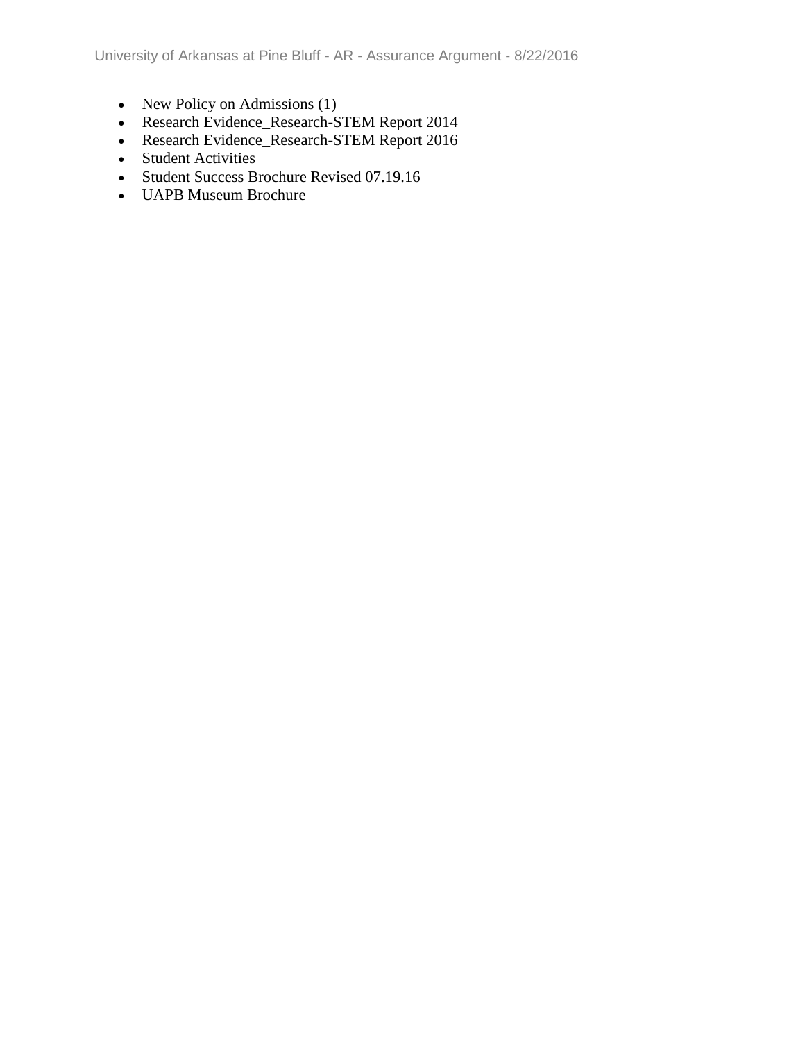- New Policy on Admissions (1)
- Research Evidence_Research-STEM Report 2014
- Research Evidence_Research-STEM Report 2016
- Student Activities
- Student Success Brochure Revised 07.19.16
- UAPB Museum Brochure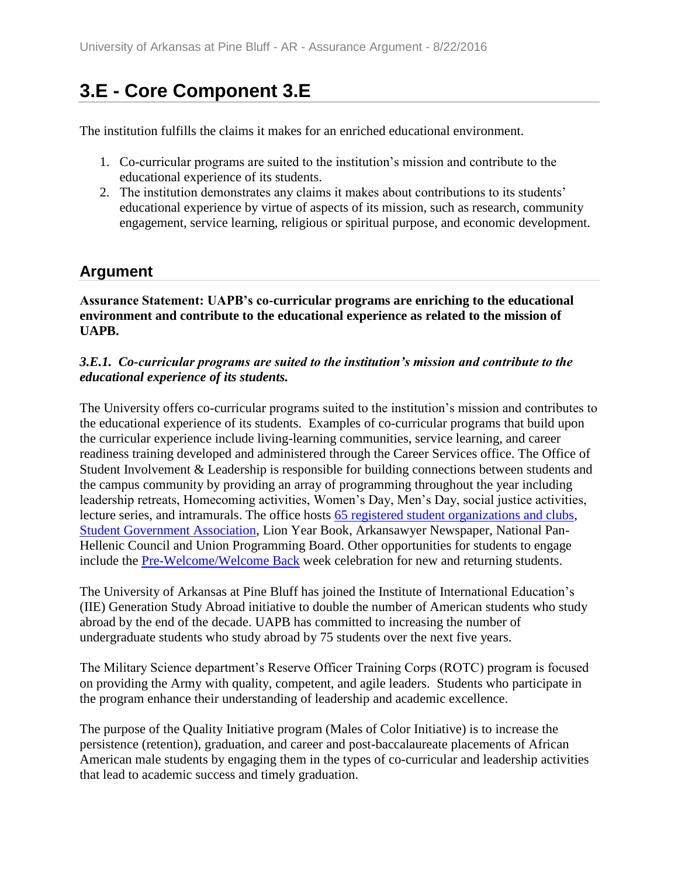# 3.E - Core Component 3.E

The institution fulfills the claims it makes for an enriched educational environment.

1. Co-curricular programs are suited to the institution's mission and contribute to the educational experience of its students.
2. The institution demonstrates any claims it makes about contributions to its students' educational experience by virtue of aspects of its mission, such as research, community engagement, service learning, religious or spiritual purpose, and economic development.

## Argument

**Assurance Statement: UAPB's co-curricular programs are enriching to the educational environment and contribute to the educational experience as related to the mission of UAPB.**

***3.E.1. Co-curricular programs are suited to the institution's mission and contribute to the educational experience of its students.***

The University offers co-curricular programs suited to the institution's mission and contributes to the educational experience of its students. Examples of co-curricular programs that build upon the curricular experience include living-learning communities, service learning, and career readiness training developed and administered through the Career Services office. The Office of Student Involvement & Leadership is responsible for building connections between students and the campus community by providing an array of programming throughout the year including leadership retreats, Homecoming activities, Women's Day, Men's Day, social justice activities, lecture series, and intramurals. The office hosts 65 registered student organizations and clubs, Student Government Association, Lion Year Book, Arkansawyer Newspaper, National Pan-Hellenic Council and Union Programming Board. Other opportunities for students to engage include the Pre-Welcome/Welcome Back week celebration for new and returning students.

The University of Arkansas at Pine Bluff has joined the Institute of International Education's (IIE) Generation Study Abroad initiative to double the number of American students who study abroad by the end of the decade. UAPB has committed to increasing the number of undergraduate students who study abroad by 75 students over the next five years.

The Military Science department's Reserve Officer Training Corps (ROTC) program is focused on providing the Army with quality, competent, and agile leaders. Students who participate in the program enhance their understanding of leadership and academic excellence.

The purpose of the Quality Initiative program (Males of Color Initiative) is to increase the persistence (retention), graduation, and career and post-baccalaureate placements of African American male students by engaging them in the types of co-curricular and leadership activities that lead to academic success and timely graduation.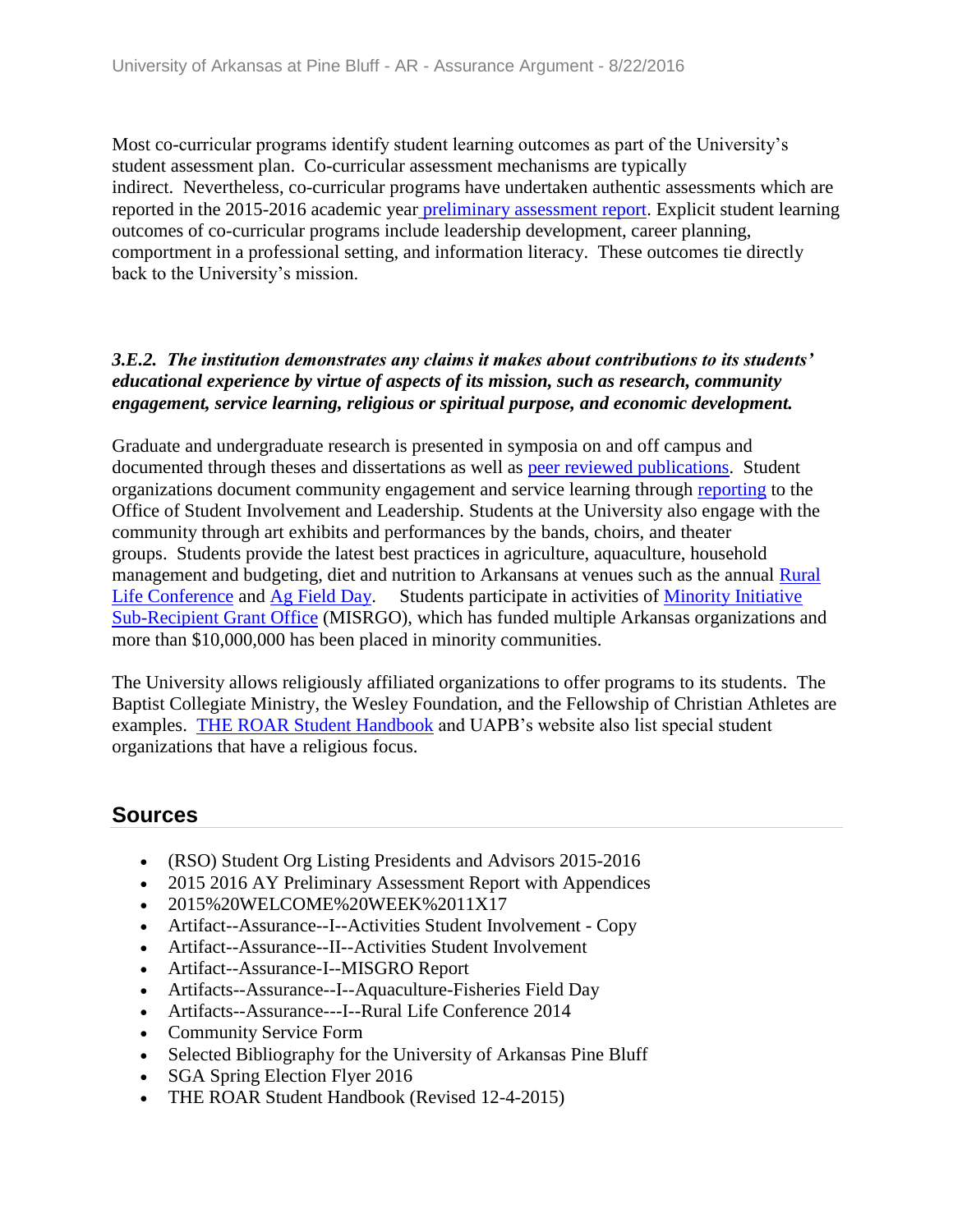Most co-curricular programs identify student learning outcomes as part of the University's student assessment plan. Co-curricular assessment mechanisms are typically indirect. Nevertheless, co-curricular programs have undertaken authentic assessments which are reported in the 2015-2016 academic year preliminary assessment report. Explicit student learning outcomes of co-curricular programs include leadership development, career planning, comportment in a professional setting, and information literacy. These outcomes tie directly back to the University's mission.

***3.E.2. The institution demonstrates any claims it makes about contributions to its students' educational experience by virtue of aspects of its mission, such as research, community engagement, service learning, religious or spiritual purpose, and economic development.***

Graduate and undergraduate research is presented in symposia on and off campus and documented through theses and dissertations as well as peer reviewed publications. Student organizations document community engagement and service learning through reporting to the Office of Student Involvement and Leadership. Students at the University also engage with the community through art exhibits and performances by the bands, choirs, and theater groups. Students provide the latest best practices in agriculture, aquaculture, household management and budgeting, diet and nutrition to Arkansans at venues such as the annual Rural Life Conference and Ag Field Day. Students participate in activities of Minority Initiative Sub-Recipient Grant Office (MISRGO), which has funded multiple Arkansas organizations and more than $10,000,000 has been placed in minority communities.

The University allows religiously affiliated organizations to offer programs to its students. The Baptist Collegiate Ministry, the Wesley Foundation, and the Fellowship of Christian Athletes are examples. THE ROAR Student Handbook and UAPB's website also list special student organizations that have a religious focus.

## Sources

- (RSO) Student Org Listing Presidents and Advisors 2015-2016
- 2015 2016 AY Preliminary Assessment Report with Appendices
- 2015%20WELCOME%20WEEK%2011X17
- Artifact--Assurance--I--Activities Student Involvement - Copy
- Artifact--Assurance--II--Activities Student Involvement
- Artifact--Assurance-I--MISGRO Report
- Artifacts--Assurance--I--Aquaculture-Fisheries Field Day
- Artifacts--Assurance---I--Rural Life Conference 2014
- Community Service Form
- Selected Bibliography for the University of Arkansas Pine Bluff
- SGA Spring Election Flyer 2016
- THE ROAR Student Handbook (Revised 12-4-2015)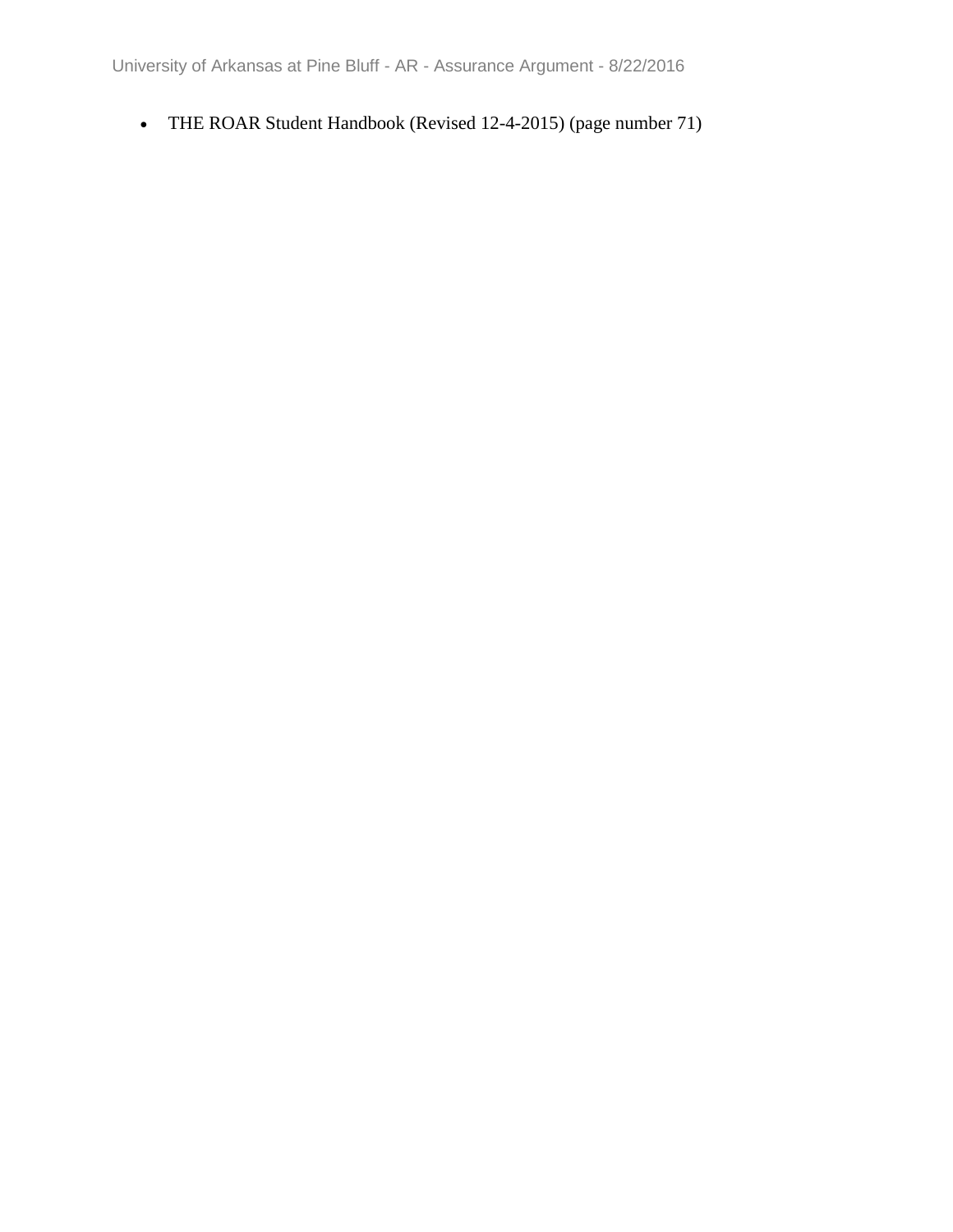- THE ROAR Student Handbook (Revised 12-4-2015) (page number 71)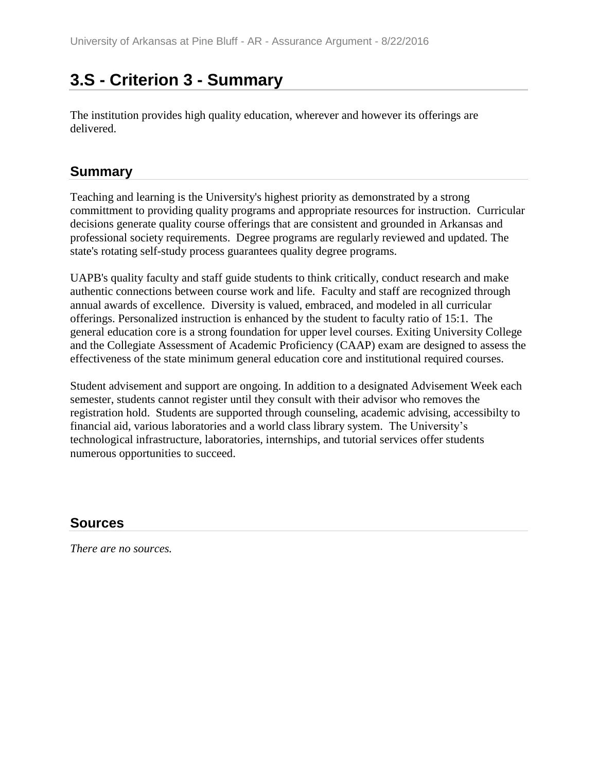# 3.S - Criterion 3 - Summary

The institution provides high quality education, wherever and however its offerings are delivered.

## Summary

Teaching and learning is the University's highest priority as demonstrated by a strong committtment to providing quality programs and appropriate resources for instruction. Curricular decisions generate quality course offerings that are consistent and grounded in Arkansas and professional society requirements. Degree programs are regularly reviewed and updated. The state's rotating self-study process guarantees quality degree programs.

UAPB's quality faculty and staff guide students to think critically, conduct research and make authentic connections between course work and life. Faculty and staff are recognized through annual awards of excellence. Diversity is valued, embraced, and modeled in all curricular offerings. Personalized instruction is enhanced by the student to faculty ratio of 15:1. The general education core is a strong foundation for upper level courses. Exiting University College and the Collegiate Assessment of Academic Proficiency (CAAP) exam are designed to assess the effectiveness of the state minimum general education core and institutional required courses.

Student advisement and support are ongoing. In addition to a designated Advisement Week each semester, students cannot register until they consult with their advisor who removes the registration hold. Students are supported through counseling, academic advising, accessibilty to financial aid, various laboratories and a world class library system. The University's technological infrastructure, laboratories, internships, and tutorial services offer students numerous opportunities to succeed.

## Sources

*There are no sources.*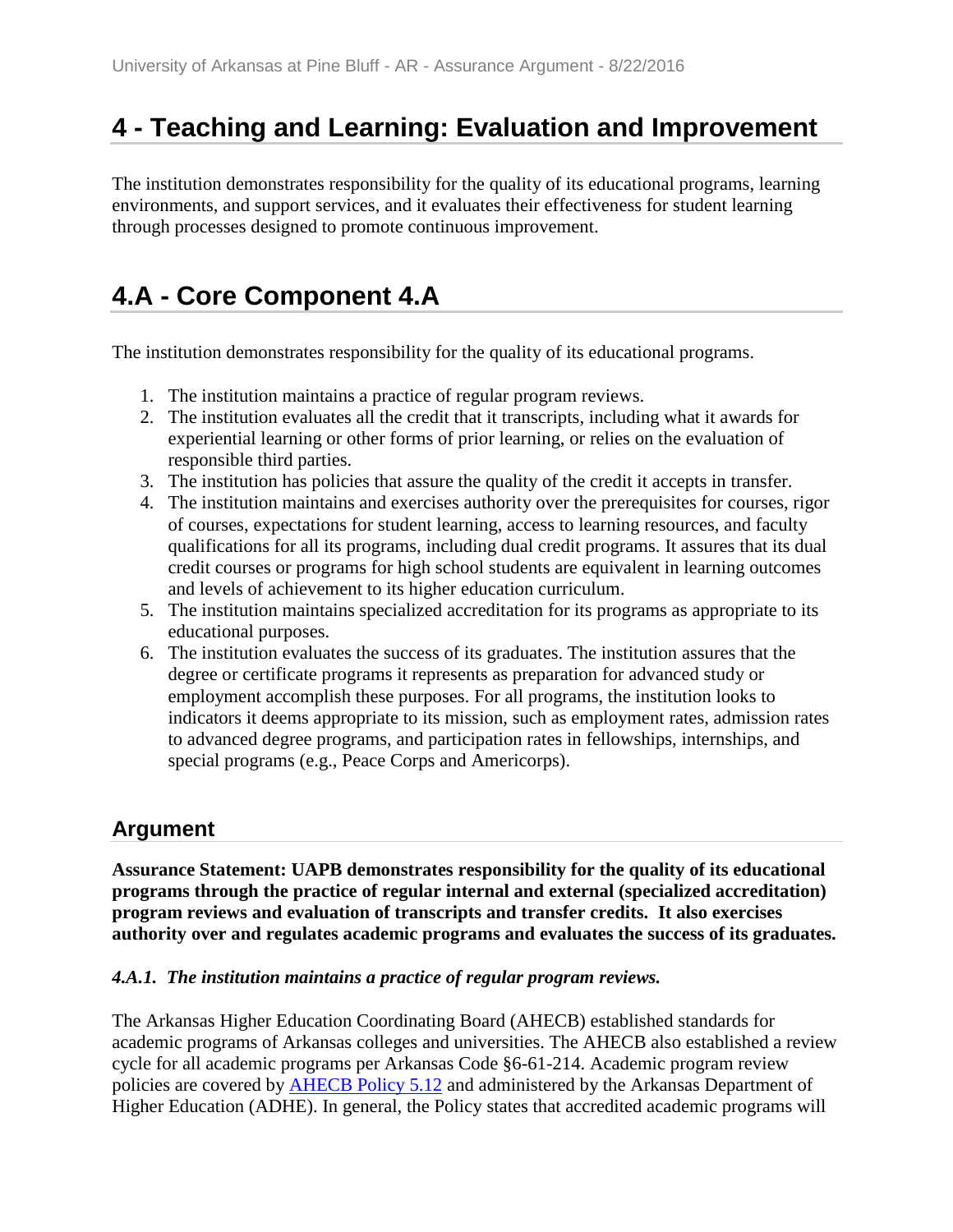# 4 - Teaching and Learning: Evaluation and Improvement

The institution demonstrates responsibility for the quality of its educational programs, learning environments, and support services, and it evaluates their effectiveness for student learning through processes designed to promote continuous improvement.

# 4.A - Core Component 4.A

The institution demonstrates responsibility for the quality of its educational programs.

1. The institution maintains a practice of regular program reviews.
2. The institution evaluates all the credit that it transcripts, including what it awards for experiential learning or other forms of prior learning, or relies on the evaluation of responsible third parties.
3. The institution has policies that assure the quality of the credit it accepts in transfer.
4. The institution maintains and exercises authority over the prerequisites for courses, rigor of courses, expectations for student learning, access to learning resources, and faculty qualifications for all its programs, including dual credit programs. It assures that its dual credit courses or programs for high school students are equivalent in learning outcomes and levels of achievement to its higher education curriculum.
5. The institution maintains specialized accreditation for its programs as appropriate to its educational purposes.
6. The institution evaluates the success of its graduates. The institution assures that the degree or certificate programs it represents as preparation for advanced study or employment accomplish these purposes. For all programs, the institution looks to indicators it deems appropriate to its mission, such as employment rates, admission rates to advanced degree programs, and participation rates in fellowships, internships, and special programs (e.g., Peace Corps and Americorps).

## Argument

**Assurance Statement: UAPB demonstrates responsibility for the quality of its educational programs through the practice of regular internal and external (specialized accreditation) program reviews and evaluation of transcripts and transfer credits. It also exercises authority over and regulates academic programs and evaluates the success of its graduates.**

***4.A.1. The institution maintains a practice of regular program reviews.***

The Arkansas Higher Education Coordinating Board (AHECB) established standards for academic programs of Arkansas colleges and universities. The AHECB also established a review cycle for all academic programs per Arkansas Code §6-61-214. Academic program review policies are covered by AHECB Policy 5.12 and administered by the Arkansas Department of Higher Education (ADHE). In general, the Policy states that accredited academic programs will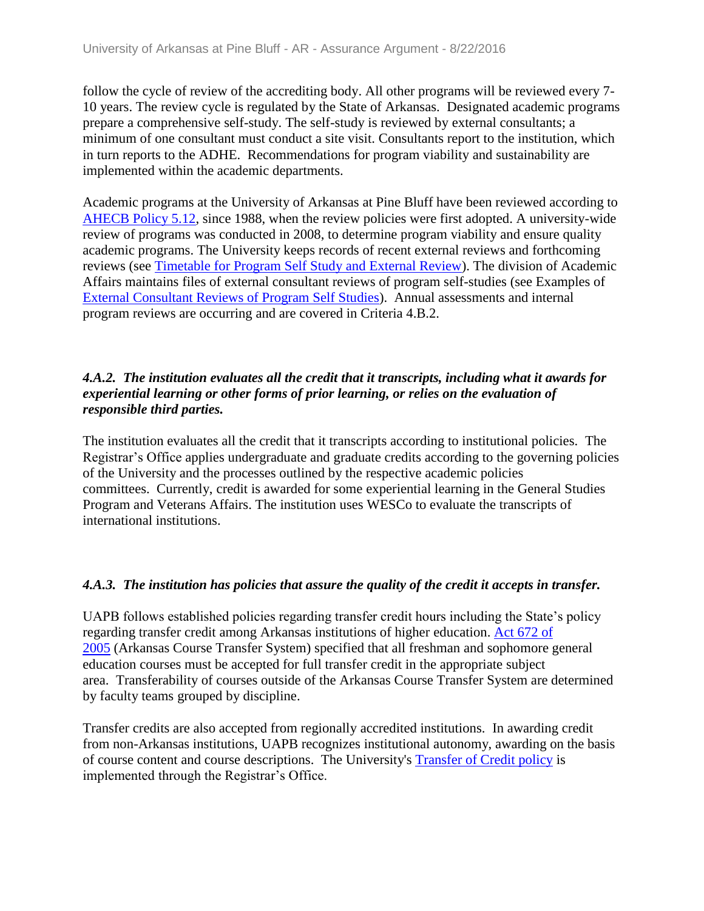follow the cycle of review of the accrediting body. All other programs will be reviewed every 7-10 years. The review cycle is regulated by the State of Arkansas. Designated academic programs prepare a comprehensive self-study. The self-study is reviewed by external consultants; a minimum of one consultant must conduct a site visit. Consultants report to the institution, which in turn reports to the ADHE. Recommendations for program viability and sustainability are implemented within the academic departments.

Academic programs at the University of Arkansas at Pine Bluff have been reviewed according to AHECB Policy 5.12, since 1988, when the review policies were first adopted. A university-wide review of programs was conducted in 2008, to determine program viability and ensure quality academic programs. The University keeps records of recent external reviews and forthcoming reviews (see Timetable for Program Self Study and External Review). The division of Academic Affairs maintains files of external consultant reviews of program self-studies (see Examples of External Consultant Reviews of Program Self Studies). Annual assessments and internal program reviews are occurring and are covered in Criteria 4.B.2.

***4.A.2. The institution evaluates all the credit that it transcripts, including what it awards for experiential learning or other forms of prior learning, or relies on the evaluation of responsible third parties.***

The institution evaluates all the credit that it transcripts according to institutional policies. The Registrar's Office applies undergraduate and graduate credits according to the governing policies of the University and the processes outlined by the respective academic policies committees. Currently, credit is awarded for some experiential learning in the General Studies Program and Veterans Affairs. The institution uses WESCo to evaluate the transcripts of international institutions.

***4.A.3. The institution has policies that assure the quality of the credit it accepts in transfer.***

UAPB follows established policies regarding transfer credit hours including the State's policy regarding transfer credit among Arkansas institutions of higher education. Act 672 of 2005 (Arkansas Course Transfer System) specified that all freshman and sophomore general education courses must be accepted for full transfer credit in the appropriate subject area. Transferability of courses outside of the Arkansas Course Transfer System are determined by faculty teams grouped by discipline.

Transfer credits are also accepted from regionally accredited institutions. In awarding credit from non-Arkansas institutions, UAPB recognizes institutional autonomy, awarding on the basis of course content and course descriptions. The University's Transfer of Credit policy is implemented through the Registrar's Office.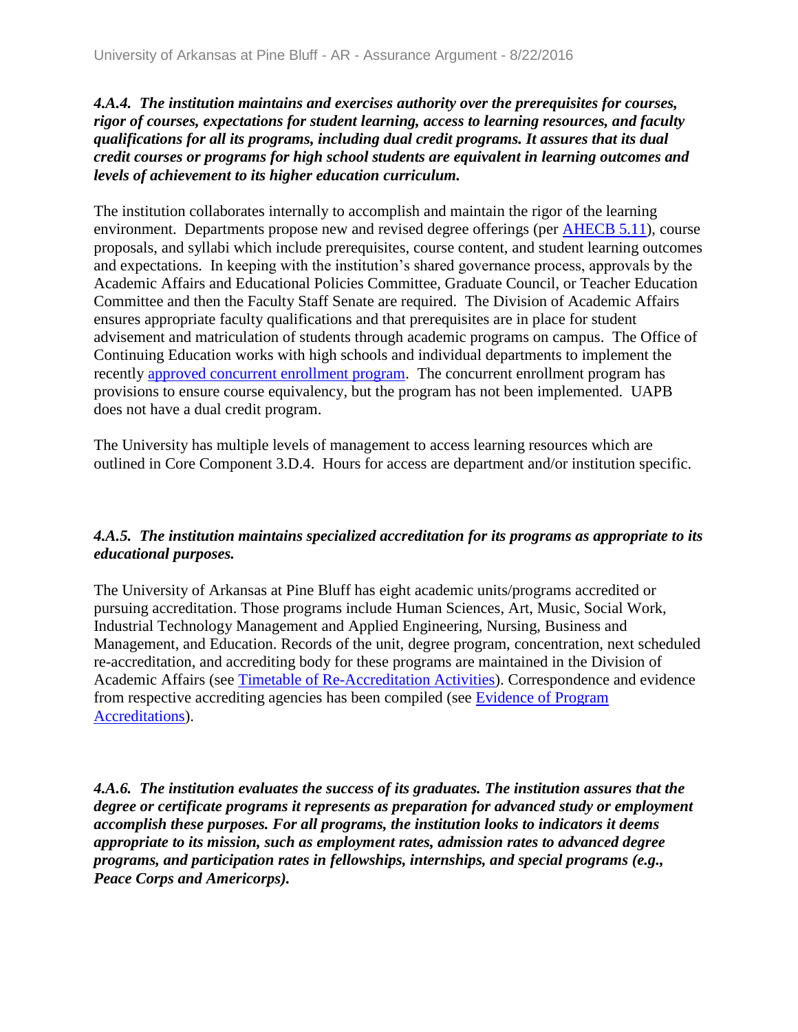***4.A.4. The institution maintains and exercises authority over the prerequisites for courses, rigor of courses, expectations for student learning, access to learning resources, and faculty qualifications for all its programs, including dual credit programs. It assures that its dual credit courses or programs for high school students are equivalent in learning outcomes and levels of achievement to its higher education curriculum.***

The institution collaborates internally to accomplish and maintain the rigor of the learning environment. Departments propose new and revised degree offerings (per AHECB 5.11), course proposals, and syllabi which include prerequisites, course content, and student learning outcomes and expectations. In keeping with the institution's shared governance process, approvals by the Academic Affairs and Educational Policies Committee, Graduate Council, or Teacher Education Committee and then the Faculty Staff Senate are required. The Division of Academic Affairs ensures appropriate faculty qualifications and that prerequisites are in place for student advisement and matriculation of students through academic programs on campus. The Office of Continuing Education works with high schools and individual departments to implement the recently approved concurrent enrollment program. The concurrent enrollment program has provisions to ensure course equivalency, but the program has not been implemented. UAPB does not have a dual credit program.

The University has multiple levels of management to access learning resources which are outlined in Core Component 3.D.4. Hours for access are department and/or institution specific.

***4.A.5. The institution maintains specialized accreditation for its programs as appropriate to its educational purposes.***

The University of Arkansas at Pine Bluff has eight academic units/programs accredited or pursuing accreditation. Those programs include Human Sciences, Art, Music, Social Work, Industrial Technology Management and Applied Engineering, Nursing, Business and Management, and Education. Records of the unit, degree program, concentration, next scheduled re-accreditation, and accrediting body for these programs are maintained in the Division of Academic Affairs (see Timetable of Re-Accreditation Activities). Correspondence and evidence from respective accrediting agencies has been compiled (see Evidence of Program Accreditations).

***4.A.6. The institution evaluates the success of its graduates. The institution assures that the degree or certificate programs it represents as preparation for advanced study or employment accomplish these purposes. For all programs, the institution looks to indicators it deems appropriate to its mission, such as employment rates, admission rates to advanced degree programs, and participation rates in fellowships, internships, and special programs (e.g., Peace Corps and Americorps).***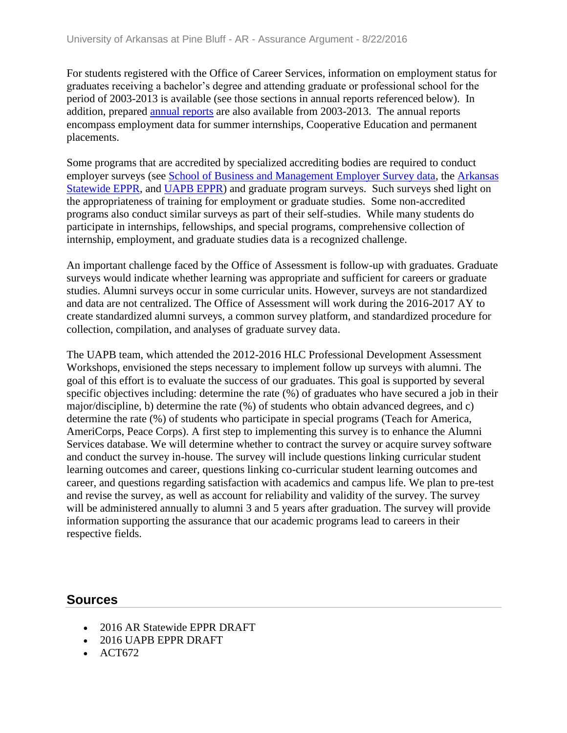For students registered with the Office of Career Services, information on employment status for graduates receiving a bachelor's degree and attending graduate or professional school for the period of 2003-2013 is available (see those sections in annual reports referenced below). In addition, prepared annual reports are also available from 2003-2013. The annual reports encompass employment data for summer internships, Cooperative Education and permanent placements.

Some programs that are accredited by specialized accrediting bodies are required to conduct employer surveys (see School of Business and Management Employer Survey data, the Arkansas Statewide EPPR, and UAPB EPPR) and graduate program surveys. Such surveys shed light on the appropriateness of training for employment or graduate studies. Some non-accredited programs also conduct similar surveys as part of their self-studies. While many students do participate in internships, fellowships, and special programs, comprehensive collection of internship, employment, and graduate studies data is a recognized challenge.

An important challenge faced by the Office of Assessment is follow-up with graduates. Graduate surveys would indicate whether learning was appropriate and sufficient for careers or graduate studies. Alumni surveys occur in some curricular units. However, surveys are not standardized and data are not centralized. The Office of Assessment will work during the 2016-2017 AY to create standardized alumni surveys, a common survey platform, and standardized procedure for collection, compilation, and analyses of graduate survey data.

The UAPB team, which attended the 2012-2016 HLC Professional Development Assessment Workshops, envisioned the steps necessary to implement follow up surveys with alumni. The goal of this effort is to evaluate the success of our graduates. This goal is supported by several specific objectives including: determine the rate (%) of graduates who have secured a job in their major/discipline, b) determine the rate (%) of students who obtain advanced degrees, and c) determine the rate (%) of students who participate in special programs (Teach for America, AmeriCorps, Peace Corps). A first step to implementing this survey is to enhance the Alumni Services database. We will determine whether to contract the survey or acquire survey software and conduct the survey in-house. The survey will include questions linking curricular student learning outcomes and career, questions linking co-curricular student learning outcomes and career, and questions regarding satisfaction with academics and campus life. We plan to pre-test and revise the survey, as well as account for reliability and validity of the survey. The survey will be administered annually to alumni 3 and 5 years after graduation. The survey will provide information supporting the assurance that our academic programs lead to careers in their respective fields.

## Sources

- 2016 AR Statewide EPPR DRAFT
- 2016 UAPB EPPR DRAFT
- ACT672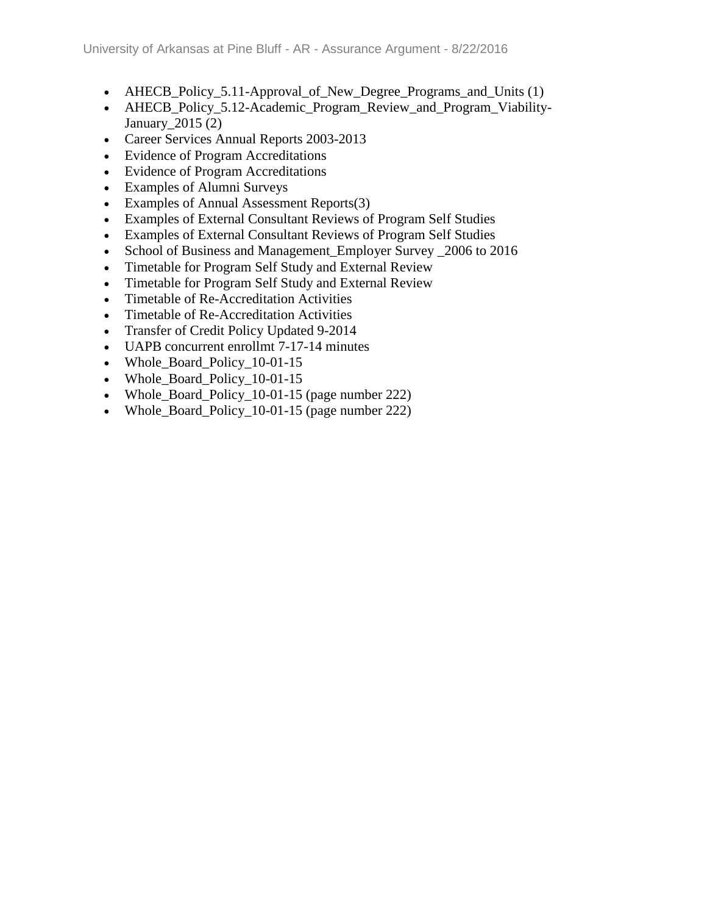- AHECB_Policy_5.11-Approval_of_New_Degree_Programs_and_Units (1)
- AHECB_Policy_5.12-Academic_Program_Review_and_Program_Viability-January_2015 (2)
- Career Services Annual Reports 2003-2013
- Evidence of Program Accreditations
- Evidence of Program Accreditations
- Examples of Alumni Surveys
- Examples of Annual Assessment Reports(3)
- Examples of External Consultant Reviews of Program Self Studies
- Examples of External Consultant Reviews of Program Self Studies
- School of Business and Management_Employer Survey _2006 to 2016
- Timetable for Program Self Study and External Review
- Timetable for Program Self Study and External Review
- Timetable of Re-Accreditation Activities
- Timetable of Re-Accreditation Activities
- Transfer of Credit Policy Updated 9-2014
- UAPB concurrent enrollmt 7-17-14 minutes
- Whole_Board_Policy_10-01-15
- Whole_Board_Policy_10-01-15
- Whole_Board_Policy_10-01-15 (page number 222)
- Whole_Board_Policy_10-01-15 (page number 222)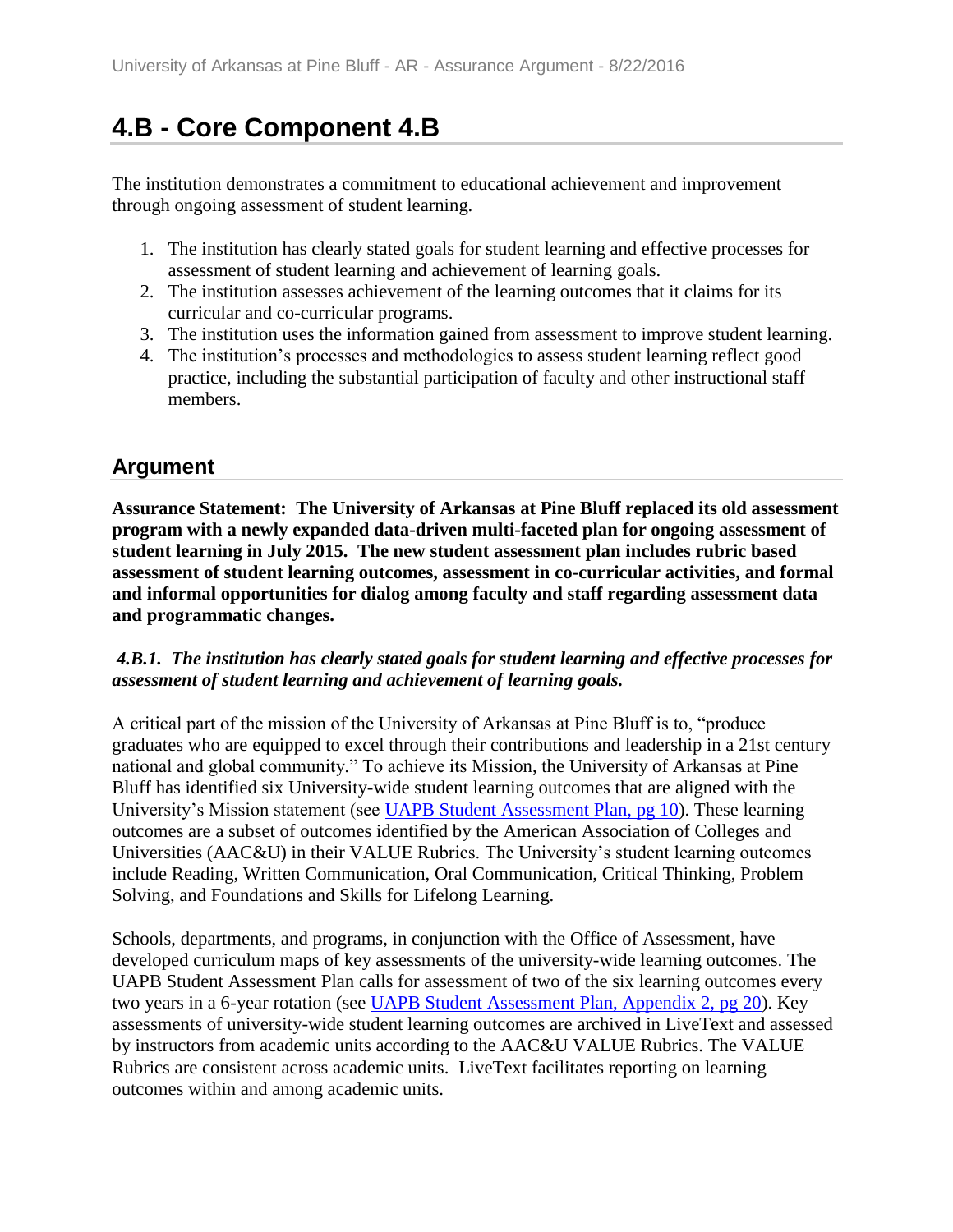# 4.B - Core Component 4.B

The institution demonstrates a commitment to educational achievement and improvement through ongoing assessment of student learning.

1. The institution has clearly stated goals for student learning and effective processes for assessment of student learning and achievement of learning goals.
2. The institution assesses achievement of the learning outcomes that it claims for its curricular and co-curricular programs.
3. The institution uses the information gained from assessment to improve student learning.
4. The institution's processes and methodologies to assess student learning reflect good practice, including the substantial participation of faculty and other instructional staff members.

## Argument

**Assurance Statement: The University of Arkansas at Pine Bluff replaced its old assessment program with a newly expanded data-driven multi-faceted plan for ongoing assessment of student learning in July 2015. The new student assessment plan includes rubric based assessment of student learning outcomes, assessment in co-curricular activities, and formal and informal opportunities for dialog among faculty and staff regarding assessment data and programmatic changes.**

***4.B.1. The institution has clearly stated goals for student learning and effective processes for assessment of student learning and achievement of learning goals.***

A critical part of the mission of the University of Arkansas at Pine Bluff is to, "produce graduates who are equipped to excel through their contributions and leadership in a 21st century national and global community." To achieve its Mission, the University of Arkansas at Pine Bluff has identified six University-wide student learning outcomes that are aligned with the University's Mission statement (see UAPB Student Assessment Plan, pg 10). These learning outcomes are a subset of outcomes identified by the American Association of Colleges and Universities (AAC&U) in their VALUE Rubrics. The University's student learning outcomes include Reading, Written Communication, Oral Communication, Critical Thinking, Problem Solving, and Foundations and Skills for Lifelong Learning.

Schools, departments, and programs, in conjunction with the Office of Assessment, have developed curriculum maps of key assessments of the university-wide learning outcomes. The UAPB Student Assessment Plan calls for assessment of two of the six learning outcomes every two years in a 6-year rotation (see UAPB Student Assessment Plan, Appendix 2, pg 20). Key assessments of university-wide student learning outcomes are archived in LiveText and assessed by instructors from academic units according to the AAC&U VALUE Rubrics. The VALUE Rubrics are consistent across academic units. LiveText facilitates reporting on learning outcomes within and among academic units.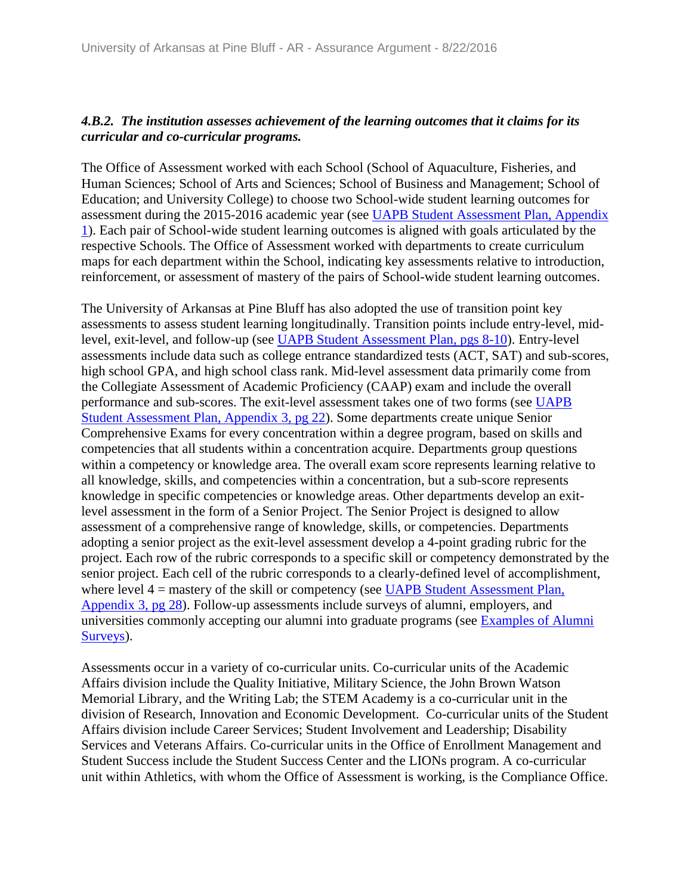***4.B.2. The institution assesses achievement of the learning outcomes that it claims for its curricular and co-curricular programs.***

The Office of Assessment worked with each School (School of Aquaculture, Fisheries, and Human Sciences; School of Arts and Sciences; School of Business and Management; School of Education; and University College) to choose two School-wide student learning outcomes for assessment during the 2015-2016 academic year (see UAPB Student Assessment Plan, Appendix 1). Each pair of School-wide student learning outcomes is aligned with goals articulated by the respective Schools. The Office of Assessment worked with departments to create curriculum maps for each department within the School, indicating key assessments relative to introduction, reinforcement, or assessment of mastery of the pairs of School-wide student learning outcomes.

The University of Arkansas at Pine Bluff has also adopted the use of transition point key assessments to assess student learning longitudinally. Transition points include entry-level, mid-level, exit-level, and follow-up (see UAPB Student Assessment Plan, pgs 8-10). Entry-level assessments include data such as college entrance standardized tests (ACT, SAT) and sub-scores, high school GPA, and high school class rank. Mid-level assessment data primarily come from the Collegiate Assessment of Academic Proficiency (CAAP) exam and include the overall performance and sub-scores. The exit-level assessment takes one of two forms (see UAPB Student Assessment Plan, Appendix 3, pg 22). Some departments create unique Senior Comprehensive Exams for every concentration within a degree program, based on skills and competencies that all students within a concentration acquire. Departments group questions within a competency or knowledge area. The overall exam score represents learning relative to all knowledge, skills, and competencies within a concentration, but a sub-score represents knowledge in specific competencies or knowledge areas. Other departments develop an exit-level assessment in the form of a Senior Project. The Senior Project is designed to allow assessment of a comprehensive range of knowledge, skills, or competencies. Departments adopting a senior project as the exit-level assessment develop a 4-point grading rubric for the project. Each row of the rubric corresponds to a specific skill or competency demonstrated by the senior project. Each cell of the rubric corresponds to a clearly-defined level of accomplishment, where level 4 = mastery of the skill or competency (see UAPB Student Assessment Plan, Appendix 3, pg 28). Follow-up assessments include surveys of alumni, employers, and universities commonly accepting our alumni into graduate programs (see Examples of Alumni Surveys).

Assessments occur in a variety of co-curricular units. Co-curricular units of the Academic Affairs division include the Quality Initiative, Military Science, the John Brown Watson Memorial Library, and the Writing Lab; the STEM Academy is a co-curricular unit in the division of Research, Innovation and Economic Development. Co-curricular units of the Student Affairs division include Career Services; Student Involvement and Leadership; Disability Services and Veterans Affairs. Co-curricular units in the Office of Enrollment Management and Student Success include the Student Success Center and the LIONs program. A co-curricular unit within Athletics, with whom the Office of Assessment is working, is the Compliance Office.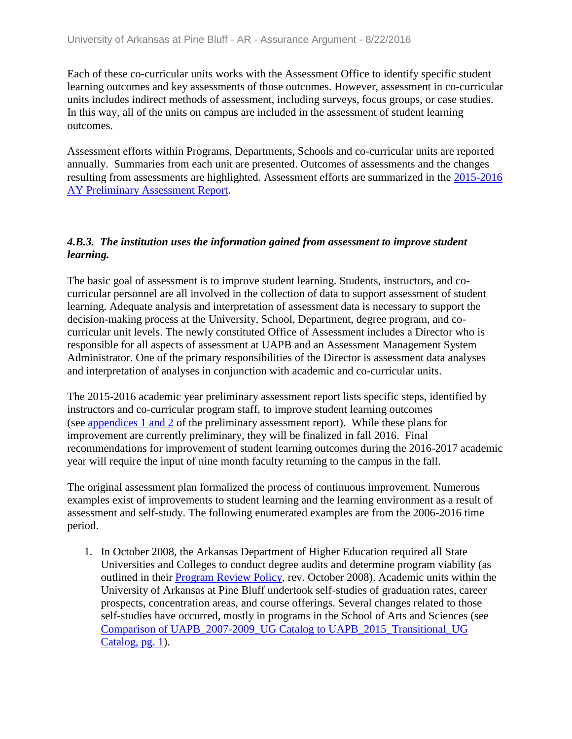Each of these co-curricular units works with the Assessment Office to identify specific student learning outcomes and key assessments of those outcomes. However, assessment in co-curricular units includes indirect methods of assessment, including surveys, focus groups, or case studies. In this way, all of the units on campus are included in the assessment of student learning outcomes.

Assessment efforts within Programs, Departments, Schools and co-curricular units are reported annually. Summaries from each unit are presented. Outcomes of assessments and the changes resulting from assessments are highlighted. Assessment efforts are summarized in the 2015-2016 AY Preliminary Assessment Report.

### *4.B.3. The institution uses the information gained from assessment to improve student learning.*

The basic goal of assessment is to improve student learning. Students, instructors, and co-curricular personnel are all involved in the collection of data to support assessment of student learning. Adequate analysis and interpretation of assessment data is necessary to support the decision-making process at the University, School, Department, degree program, and co-curricular unit levels. The newly constituted Office of Assessment includes a Director who is responsible for all aspects of assessment at UAPB and an Assessment Management System Administrator. One of the primary responsibilities of the Director is assessment data analyses and interpretation of analyses in conjunction with academic and co-curricular units.

The 2015-2016 academic year preliminary assessment report lists specific steps, identified by instructors and co-curricular program staff, to improve student learning outcomes (see appendices 1 and 2 of the preliminary assessment report). While these plans for improvement are currently preliminary, they will be finalized in fall 2016. Final recommendations for improvement of student learning outcomes during the 2016-2017 academic year will require the input of nine month faculty returning to the campus in the fall.

The original assessment plan formalized the process of continuous improvement. Numerous examples exist of improvements to student learning and the learning environment as a result of assessment and self-study. The following enumerated examples are from the 2006-2016 time period.

1. In October 2008, the Arkansas Department of Higher Education required all State Universities and Colleges to conduct degree audits and determine program viability (as outlined in their Program Review Policy, rev. October 2008). Academic units within the University of Arkansas at Pine Bluff undertook self-studies of graduation rates, career prospects, concentration areas, and course offerings. Several changes related to those self-studies have occurred, mostly in programs in the School of Arts and Sciences (see Comparison of UAPB_2007-2009_UG Catalog to UAPB_2015_Transitional_UG Catalog, pg. 1).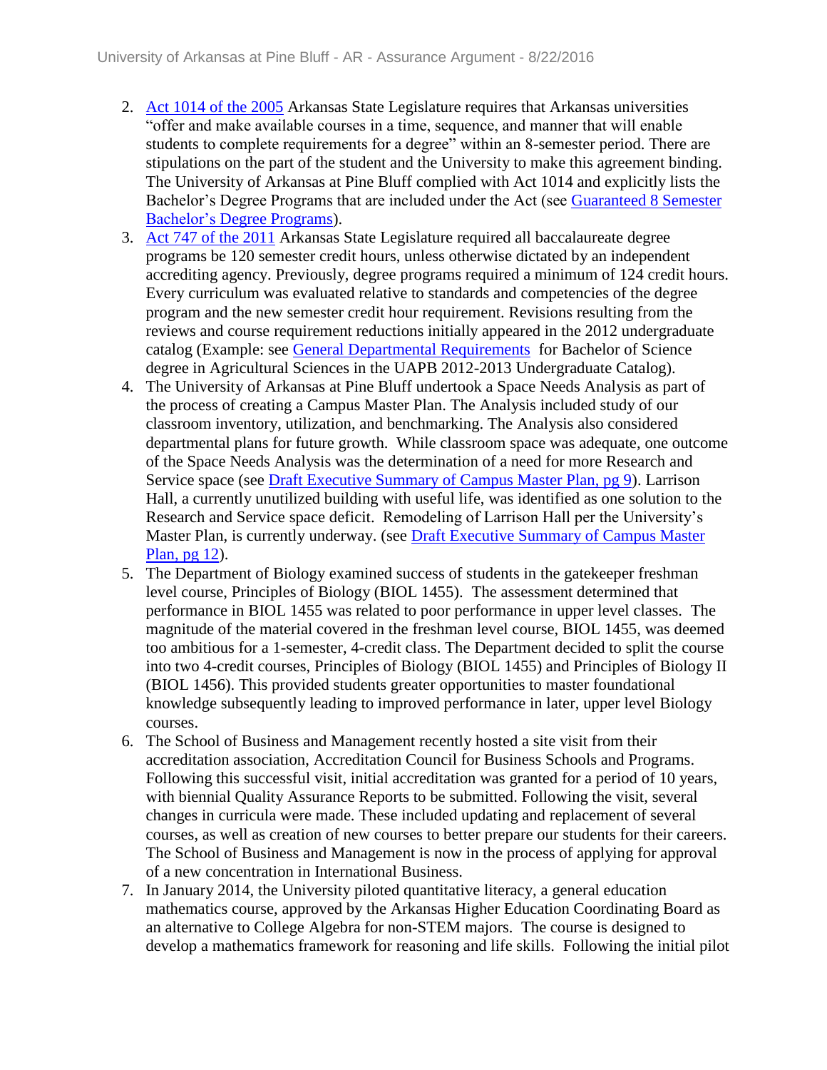2. Act 1014 of the 2005 Arkansas State Legislature requires that Arkansas universities "offer and make available courses in a time, sequence, and manner that will enable students to complete requirements for a degree" within an 8-semester period. There are stipulations on the part of the student and the University to make this agreement binding. The University of Arkansas at Pine Bluff complied with Act 1014 and explicitly lists the Bachelor's Degree Programs that are included under the Act (see Guaranteed 8 Semester Bachelor's Degree Programs).
3. Act 747 of the 2011 Arkansas State Legislature required all baccalaureate degree programs be 120 semester credit hours, unless otherwise dictated by an independent accrediting agency. Previously, degree programs required a minimum of 124 credit hours. Every curriculum was evaluated relative to standards and competencies of the degree program and the new semester credit hour requirement. Revisions resulting from the reviews and course requirement reductions initially appeared in the 2012 undergraduate catalog (Example: see General Departmental Requirements for Bachelor of Science degree in Agricultural Sciences in the UAPB 2012-2013 Undergraduate Catalog).
4. The University of Arkansas at Pine Bluff undertook a Space Needs Analysis as part of the process of creating a Campus Master Plan. The Analysis included study of our classroom inventory, utilization, and benchmarking. The Analysis also considered departmental plans for future growth. While classroom space was adequate, one outcome of the Space Needs Analysis was the determination of a need for more Research and Service space (see Draft Executive Summary of Campus Master Plan, pg 9). Larrison Hall, a currently unutilized building with useful life, was identified as one solution to the Research and Service space deficit. Remodeling of Larrison Hall per the University's Master Plan, is currently underway. (see Draft Executive Summary of Campus Master Plan, pg 12).
5. The Department of Biology examined success of students in the gatekeeper freshman level course, Principles of Biology (BIOL 1455). The assessment determined that performance in BIOL 1455 was related to poor performance in upper level classes. The magnitude of the material covered in the freshman level course, BIOL 1455, was deemed too ambitious for a 1-semester, 4-credit class. The Department decided to split the course into two 4-credit courses, Principles of Biology (BIOL 1455) and Principles of Biology II (BIOL 1456). This provided students greater opportunities to master foundational knowledge subsequently leading to improved performance in later, upper level Biology courses.
6. The School of Business and Management recently hosted a site visit from their accreditation association, Accreditation Council for Business Schools and Programs. Following this successful visit, initial accreditation was granted for a period of 10 years, with biennial Quality Assurance Reports to be submitted. Following the visit, several changes in curricula were made. These included updating and replacement of several courses, as well as creation of new courses to better prepare our students for their careers. The School of Business and Management is now in the process of applying for approval of a new concentration in International Business.
7. In January 2014, the University piloted quantitative literacy, a general education mathematics course, approved by the Arkansas Higher Education Coordinating Board as an alternative to College Algebra for non-STEM majors. The course is designed to develop a mathematics framework for reasoning and life skills. Following the initial pilot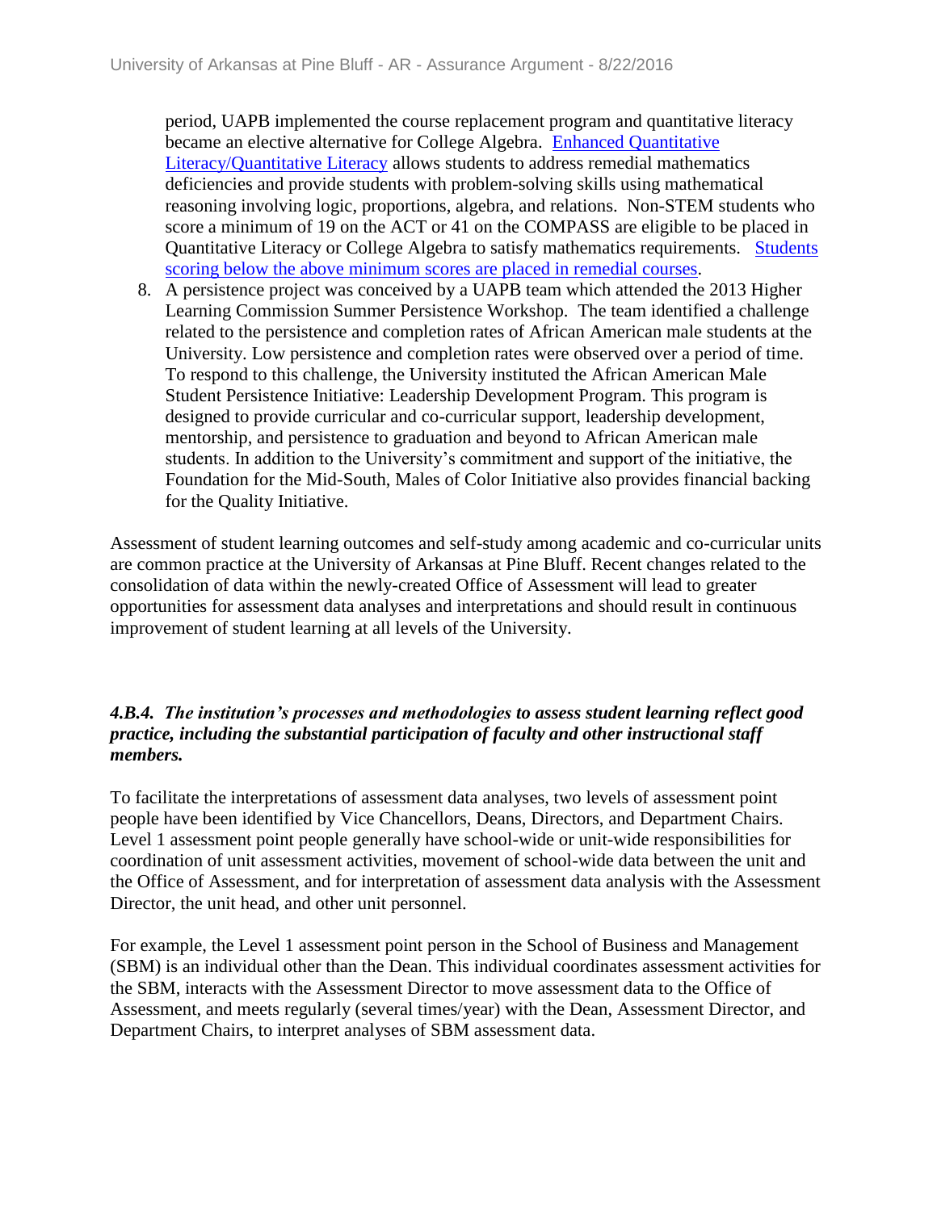period, UAPB implemented the course replacement program and quantitative literacy became an elective alternative for College Algebra. Enhanced Quantitative Literacy/Quantitative Literacy allows students to address remedial mathematics deficiencies and provide students with problem-solving skills using mathematical reasoning involving logic, proportions, algebra, and relations. Non-STEM students who score a minimum of 19 on the ACT or 41 on the COMPASS are eligible to be placed in Quantitative Literacy or College Algebra to satisfy mathematics requirements. Students scoring below the above minimum scores are placed in remedial courses.

8. A persistence project was conceived by a UAPB team which attended the 2013 Higher Learning Commission Summer Persistence Workshop. The team identified a challenge related to the persistence and completion rates of African American male students at the University. Low persistence and completion rates were observed over a period of time. To respond to this challenge, the University instituted the African American Male Student Persistence Initiative: Leadership Development Program. This program is designed to provide curricular and co-curricular support, leadership development, mentorship, and persistence to graduation and beyond to African American male students. In addition to the University's commitment and support of the initiative, the Foundation for the Mid-South, Males of Color Initiative also provides financial backing for the Quality Initiative.

Assessment of student learning outcomes and self-study among academic and co-curricular units are common practice at the University of Arkansas at Pine Bluff. Recent changes related to the consolidation of data within the newly-created Office of Assessment will lead to greater opportunities for assessment data analyses and interpretations and should result in continuous improvement of student learning at all levels of the University.

***4.B.4. The institution's processes and methodologies to assess student learning reflect good practice, including the substantial participation of faculty and other instructional staff members.***

To facilitate the interpretations of assessment data analyses, two levels of assessment point people have been identified by Vice Chancellors, Deans, Directors, and Department Chairs. Level 1 assessment point people generally have school-wide or unit-wide responsibilities for coordination of unit assessment activities, movement of school-wide data between the unit and the Office of Assessment, and for interpretation of assessment data analysis with the Assessment Director, the unit head, and other unit personnel.

For example, the Level 1 assessment point person in the School of Business and Management (SBM) is an individual other than the Dean. This individual coordinates assessment activities for the SBM, interacts with the Assessment Director to move assessment data to the Office of Assessment, and meets regularly (several times/year) with the Dean, Assessment Director, and Department Chairs, to interpret analyses of SBM assessment data.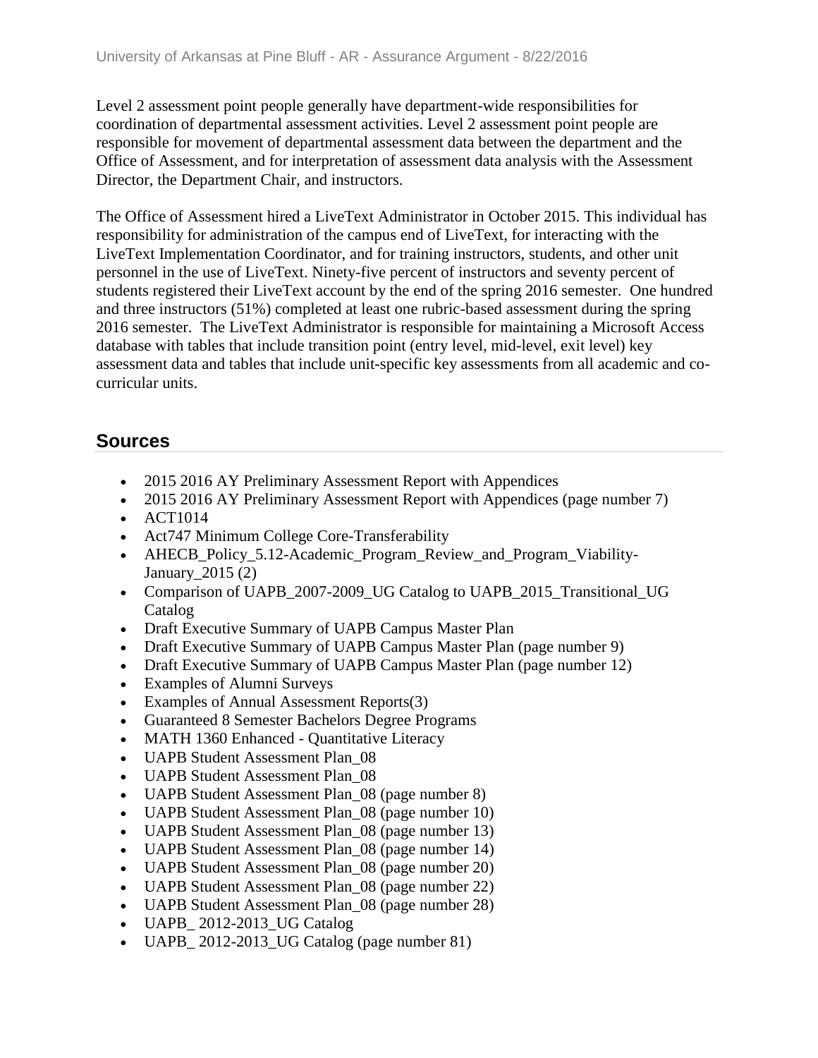Level 2 assessment point people generally have department-wide responsibilities for coordination of departmental assessment activities. Level 2 assessment point people are responsible for movement of departmental assessment data between the department and the Office of Assessment, and for interpretation of assessment data analysis with the Assessment Director, the Department Chair, and instructors.

The Office of Assessment hired a LiveText Administrator in October 2015. This individual has responsibility for administration of the campus end of LiveText, for interacting with the LiveText Implementation Coordinator, and for training instructors, students, and other unit personnel in the use of LiveText. Ninety-five percent of instructors and seventy percent of students registered their LiveText account by the end of the spring 2016 semester. One hundred and three instructors (51%) completed at least one rubric-based assessment during the spring 2016 semester. The LiveText Administrator is responsible for maintaining a Microsoft Access database with tables that include transition point (entry level, mid-level, exit level) key assessment data and tables that include unit-specific key assessments from all academic and co-curricular units.

## Sources

- 2015 2016 AY Preliminary Assessment Report with Appendices
- 2015 2016 AY Preliminary Assessment Report with Appendices (page number 7)
- ACT1014
- Act747 Minimum College Core-Transferability
- AHECB_Policy_5.12-Academic_Program_Review_and_Program_Viability-January_2015 (2)
- Comparison of UAPB_2007-2009_UG Catalog to UAPB_2015_Transitional_UG Catalog
- Draft Executive Summary of UAPB Campus Master Plan
- Draft Executive Summary of UAPB Campus Master Plan (page number 9)
- Draft Executive Summary of UAPB Campus Master Plan (page number 12)
- Examples of Alumni Surveys
- Examples of Annual Assessment Reports(3)
- Guaranteed 8 Semester Bachelors Degree Programs
- MATH 1360 Enhanced - Quantitative Literacy
- UAPB Student Assessment Plan_08
- UAPB Student Assessment Plan_08
- UAPB Student Assessment Plan_08 (page number 8)
- UAPB Student Assessment Plan_08 (page number 10)
- UAPB Student Assessment Plan_08 (page number 13)
- UAPB Student Assessment Plan_08 (page number 14)
- UAPB Student Assessment Plan_08 (page number 20)
- UAPB Student Assessment Plan_08 (page number 22)
- UAPB Student Assessment Plan_08 (page number 28)
- UAPB_ 2012-2013_UG Catalog
- UAPB_ 2012-2013_UG Catalog (page number 81)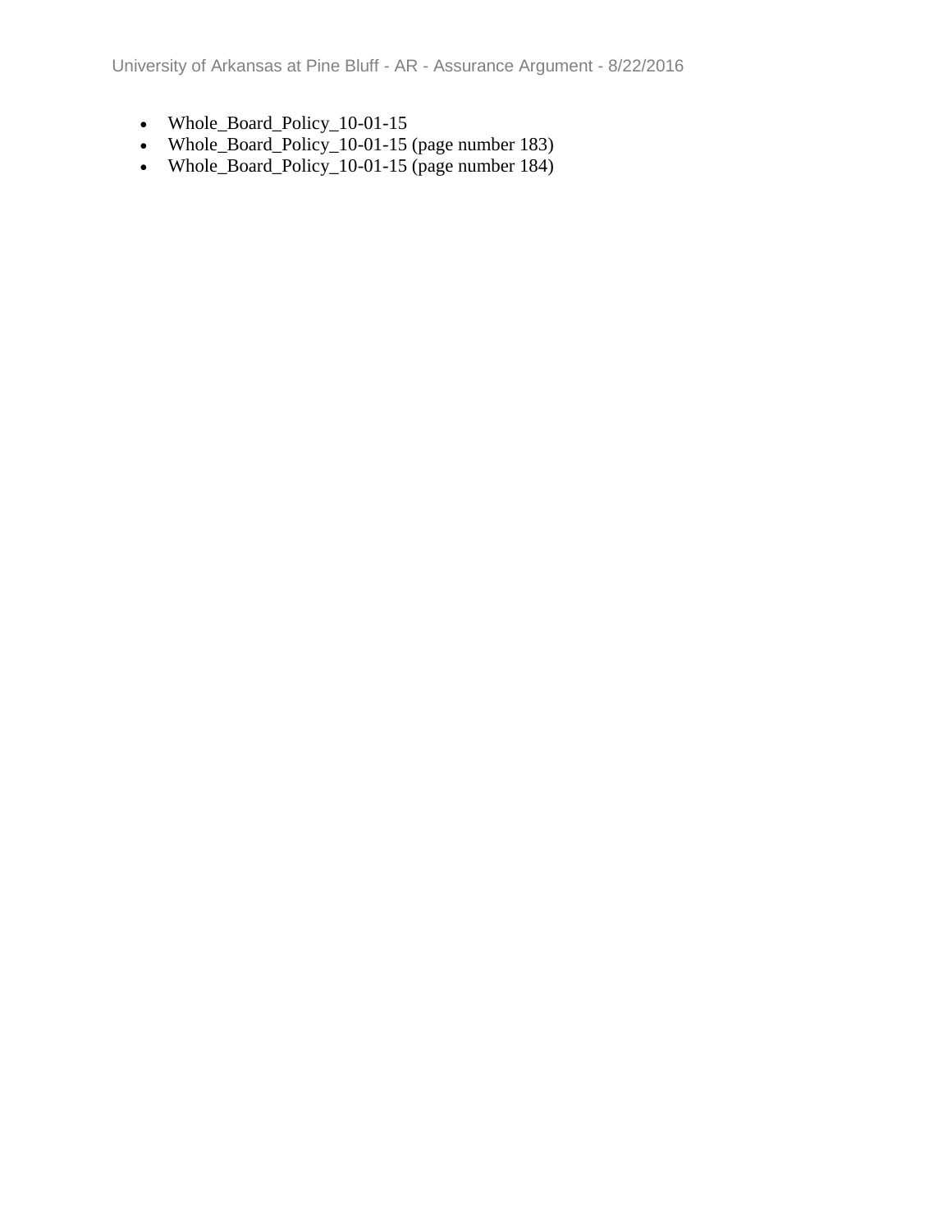- Whole_Board_Policy_10-01-15
- Whole_Board_Policy_10-01-15 (page number 183)
- Whole_Board_Policy_10-01-15 (page number 184)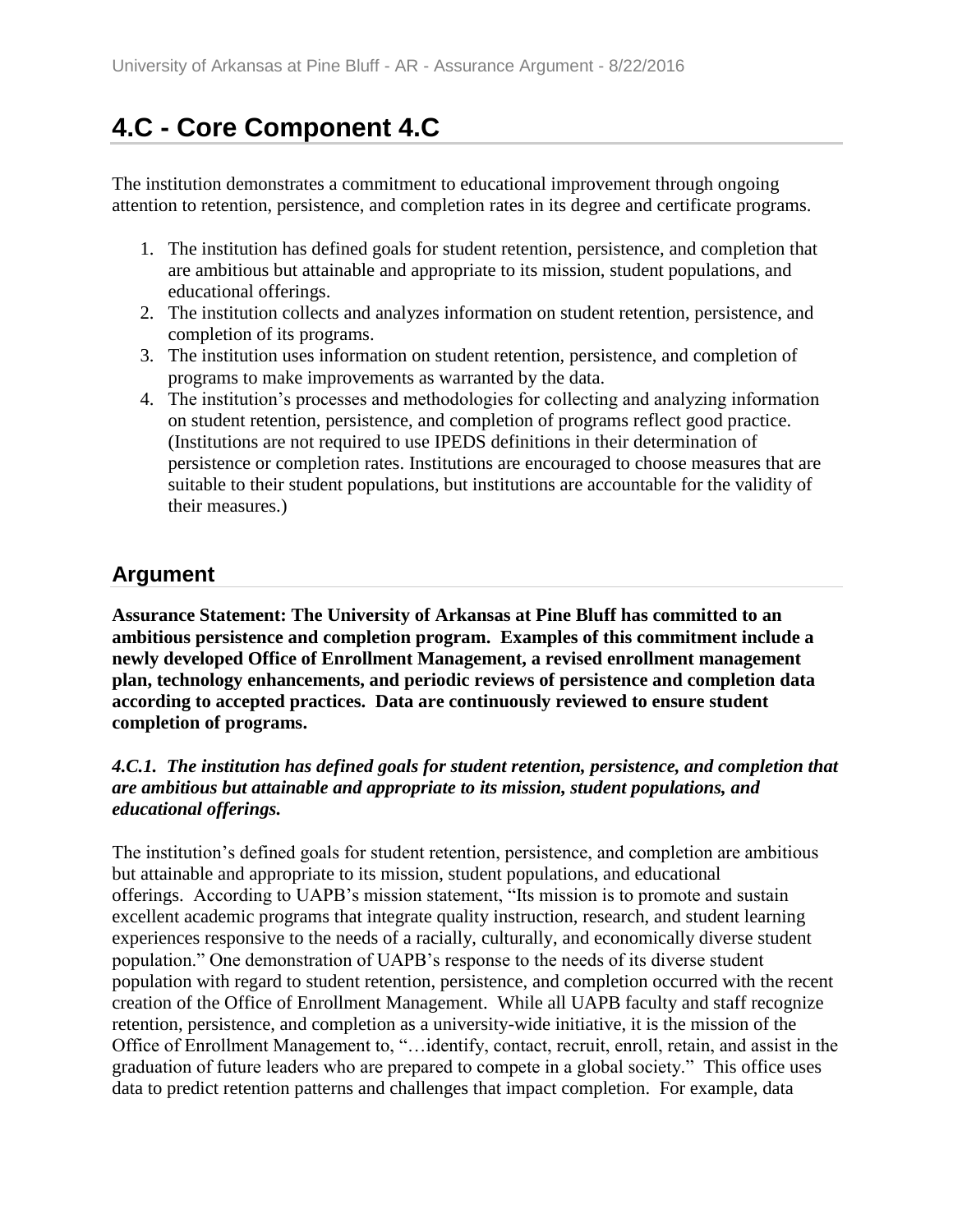# 4.C - Core Component 4.C

The institution demonstrates a commitment to educational improvement through ongoing attention to retention, persistence, and completion rates in its degree and certificate programs.

1. The institution has defined goals for student retention, persistence, and completion that are ambitious but attainable and appropriate to its mission, student populations, and educational offerings.
2. The institution collects and analyzes information on student retention, persistence, and completion of its programs.
3. The institution uses information on student retention, persistence, and completion of programs to make improvements as warranted by the data.
4. The institution's processes and methodologies for collecting and analyzing information on student retention, persistence, and completion of programs reflect good practice. (Institutions are not required to use IPEDS definitions in their determination of persistence or completion rates. Institutions are encouraged to choose measures that are suitable to their student populations, but institutions are accountable for the validity of their measures.)

## Argument

**Assurance Statement: The University of Arkansas at Pine Bluff has committed to an ambitious persistence and completion program. Examples of this commitment include a newly developed Office of Enrollment Management, a revised enrollment management plan, technology enhancements, and periodic reviews of persistence and completion data according to accepted practices. Data are continuously reviewed to ensure student completion of programs.**

***4.C.1. The institution has defined goals for student retention, persistence, and completion that are ambitious but attainable and appropriate to its mission, student populations, and educational offerings.***

The institution's defined goals for student retention, persistence, and completion are ambitious but attainable and appropriate to its mission, student populations, and educational offerings. According to UAPB's mission statement, "Its mission is to promote and sustain excellent academic programs that integrate quality instruction, research, and student learning experiences responsive to the needs of a racially, culturally, and economically diverse student population." One demonstration of UAPB's response to the needs of its diverse student population with regard to student retention, persistence, and completion occurred with the recent creation of the Office of Enrollment Management. While all UAPB faculty and staff recognize retention, persistence, and completion as a university-wide initiative, it is the mission of the Office of Enrollment Management to, "…identify, contact, recruit, enroll, retain, and assist in the graduation of future leaders who are prepared to compete in a global society." This office uses data to predict retention patterns and challenges that impact completion. For example, data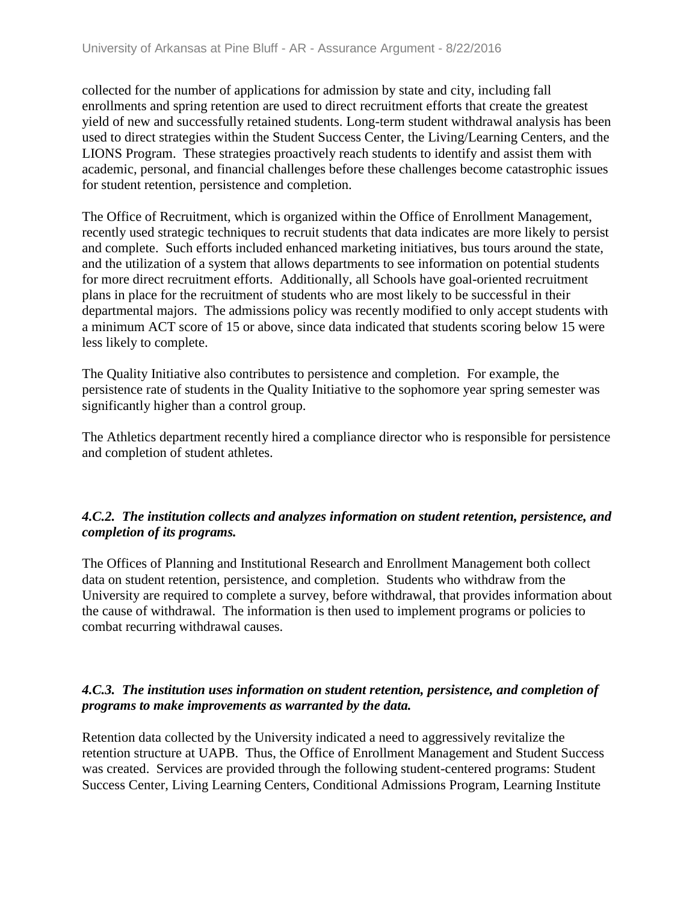collected for the number of applications for admission by state and city, including fall enrollments and spring retention are used to direct recruitment efforts that create the greatest yield of new and successfully retained students. Long-term student withdrawal analysis has been used to direct strategies within the Student Success Center, the Living/Learning Centers, and the LIONS Program. These strategies proactively reach students to identify and assist them with academic, personal, and financial challenges before these challenges become catastrophic issues for student retention, persistence and completion.

The Office of Recruitment, which is organized within the Office of Enrollment Management, recently used strategic techniques to recruit students that data indicates are more likely to persist and complete. Such efforts included enhanced marketing initiatives, bus tours around the state, and the utilization of a system that allows departments to see information on potential students for more direct recruitment efforts. Additionally, all Schools have goal-oriented recruitment plans in place for the recruitment of students who are most likely to be successful in their departmental majors. The admissions policy was recently modified to only accept students with a minimum ACT score of 15 or above, since data indicated that students scoring below 15 were less likely to complete.

The Quality Initiative also contributes to persistence and completion. For example, the persistence rate of students in the Quality Initiative to the sophomore year spring semester was significantly higher than a control group.

The Athletics department recently hired a compliance director who is responsible for persistence and completion of student athletes.

***4.C.2. The institution collects and analyzes information on student retention, persistence, and completion of its programs.***

The Offices of Planning and Institutional Research and Enrollment Management both collect data on student retention, persistence, and completion. Students who withdraw from the University are required to complete a survey, before withdrawal, that provides information about the cause of withdrawal. The information is then used to implement programs or policies to combat recurring withdrawal causes.

***4.C.3. The institution uses information on student retention, persistence, and completion of programs to make improvements as warranted by the data.***

Retention data collected by the University indicated a need to aggressively revitalize the retention structure at UAPB. Thus, the Office of Enrollment Management and Student Success was created. Services are provided through the following student-centered programs: Student Success Center, Living Learning Centers, Conditional Admissions Program, Learning Institute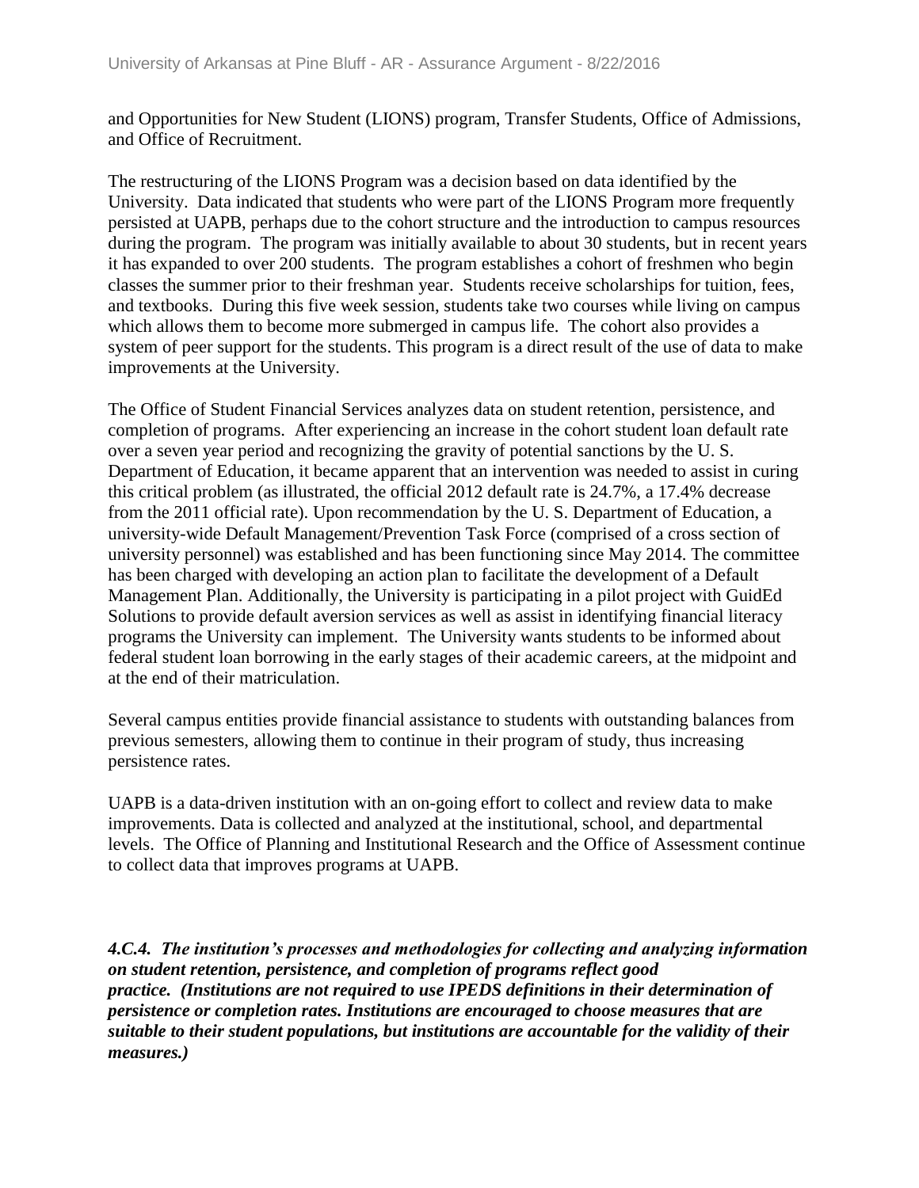and Opportunities for New Student (LIONS) program, Transfer Students, Office of Admissions, and Office of Recruitment.

The restructuring of the LIONS Program was a decision based on data identified by the University. Data indicated that students who were part of the LIONS Program more frequently persisted at UAPB, perhaps due to the cohort structure and the introduction to campus resources during the program. The program was initially available to about 30 students, but in recent years it has expanded to over 200 students. The program establishes a cohort of freshmen who begin classes the summer prior to their freshman year. Students receive scholarships for tuition, fees, and textbooks. During this five week session, students take two courses while living on campus which allows them to become more submerged in campus life. The cohort also provides a system of peer support for the students. This program is a direct result of the use of data to make improvements at the University.

The Office of Student Financial Services analyzes data on student retention, persistence, and completion of programs. After experiencing an increase in the cohort student loan default rate over a seven year period and recognizing the gravity of potential sanctions by the U. S. Department of Education, it became apparent that an intervention was needed to assist in curing this critical problem (as illustrated, the official 2012 default rate is 24.7%, a 17.4% decrease from the 2011 official rate). Upon recommendation by the U. S. Department of Education, a university-wide Default Management/Prevention Task Force (comprised of a cross section of university personnel) was established and has been functioning since May 2014. The committee has been charged with developing an action plan to facilitate the development of a Default Management Plan. Additionally, the University is participating in a pilot project with GuidEd Solutions to provide default aversion services as well as assist in identifying financial literacy programs the University can implement. The University wants students to be informed about federal student loan borrowing in the early stages of their academic careers, at the midpoint and at the end of their matriculation.

Several campus entities provide financial assistance to students with outstanding balances from previous semesters, allowing them to continue in their program of study, thus increasing persistence rates.

UAPB is a data-driven institution with an on-going effort to collect and review data to make improvements. Data is collected and analyzed at the institutional, school, and departmental levels. The Office of Planning and Institutional Research and the Office of Assessment continue to collect data that improves programs at UAPB.

***4.C.4. The institution's processes and methodologies for collecting and analyzing information on student retention, persistence, and completion of programs reflect good practice. (Institutions are not required to use IPEDS definitions in their determination of persistence or completion rates. Institutions are encouraged to choose measures that are suitable to their student populations, but institutions are accountable for the validity of their measures.)***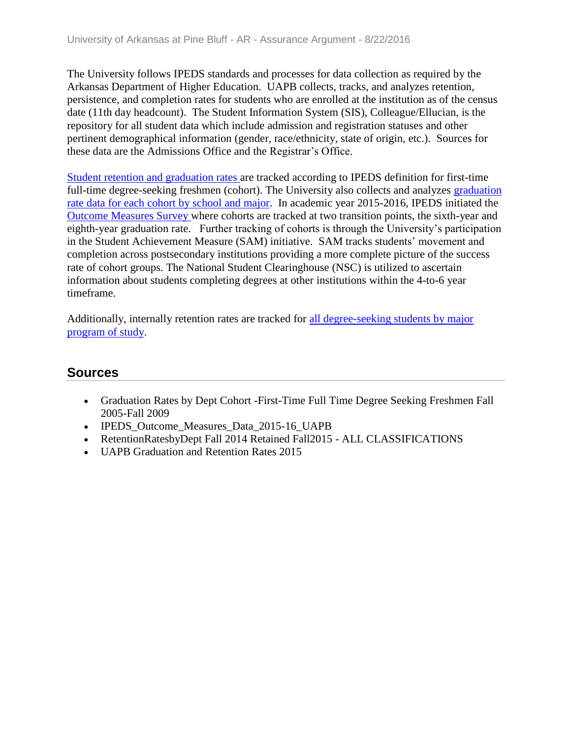The University follows IPEDS standards and processes for data collection as required by the Arkansas Department of Higher Education. UAPB collects, tracks, and analyzes retention, persistence, and completion rates for students who are enrolled at the institution as of the census date (11th day headcount). The Student Information System (SIS), Colleague/Ellucian, is the repository for all student data which include admission and registration statuses and other pertinent demographical information (gender, race/ethnicity, state of origin, etc.). Sources for these data are the Admissions Office and the Registrar's Office.

Student retention and graduation rates are tracked according to IPEDS definition for first-time full-time degree-seeking freshmen (cohort). The University also collects and analyzes graduation rate data for each cohort by school and major. In academic year 2015-2016, IPEDS initiated the Outcome Measures Survey where cohorts are tracked at two transition points, the sixth-year and eighth-year graduation rate. Further tracking of cohorts is through the University's participation in the Student Achievement Measure (SAM) initiative. SAM tracks students' movement and completion across postsecondary institutions providing a more complete picture of the success rate of cohort groups. The National Student Clearinghouse (NSC) is utilized to ascertain information about students completing degrees at other institutions within the 4-to-6 year timeframe.

Additionally, internally retention rates are tracked for all degree-seeking students by major program of study.

## Sources

- Graduation Rates by Dept Cohort -First-Time Full Time Degree Seeking Freshmen Fall 2005-Fall 2009
- IPEDS_Outcome_Measures_Data_2015-16_UAPB
- RetentionRatesbyDept Fall 2014 Retained Fall2015 - ALL CLASSIFICATIONS
- UAPB Graduation and Retention Rates 2015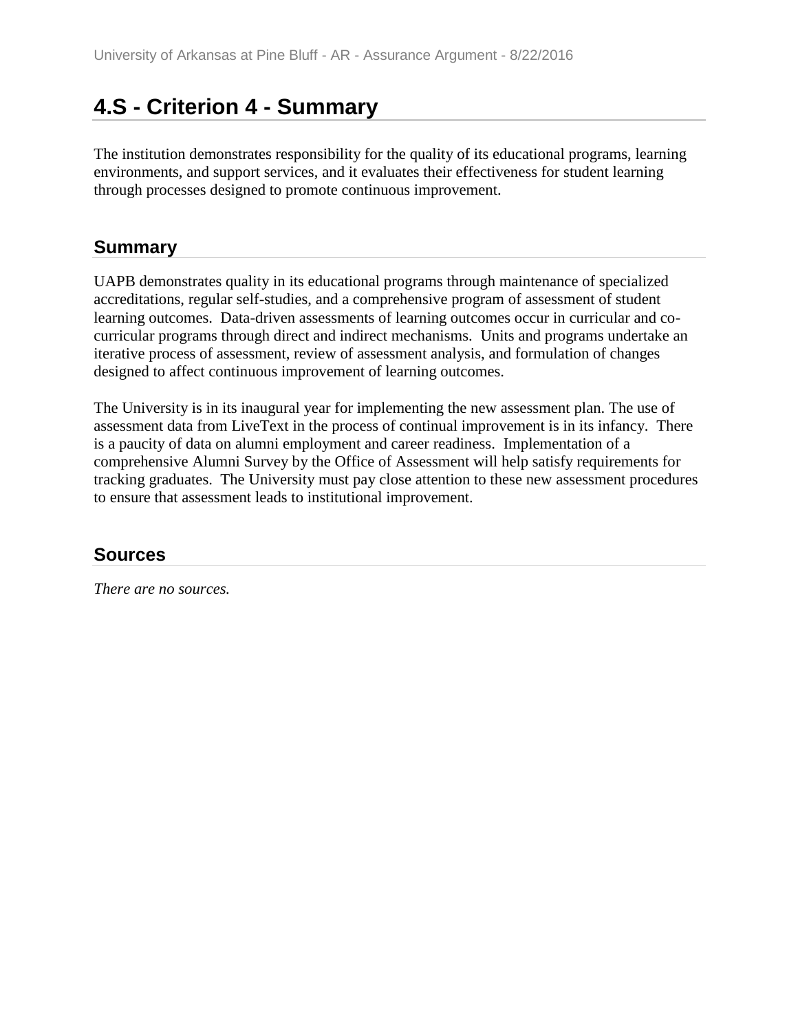# 4.S - Criterion 4 - Summary

The institution demonstrates responsibility for the quality of its educational programs, learning environments, and support services, and it evaluates their effectiveness for student learning through processes designed to promote continuous improvement.

## Summary

UAPB demonstrates quality in its educational programs through maintenance of specialized accreditations, regular self-studies, and a comprehensive program of assessment of student learning outcomes. Data-driven assessments of learning outcomes occur in curricular and co-curricular programs through direct and indirect mechanisms. Units and programs undertake an iterative process of assessment, review of assessment analysis, and formulation of changes designed to affect continuous improvement of learning outcomes.

The University is in its inaugural year for implementing the new assessment plan. The use of assessment data from LiveText in the process of continual improvement is in its infancy. There is a paucity of data on alumni employment and career readiness. Implementation of a comprehensive Alumni Survey by the Office of Assessment will help satisfy requirements for tracking graduates. The University must pay close attention to these new assessment procedures to ensure that assessment leads to institutional improvement.

## Sources

*There are no sources.*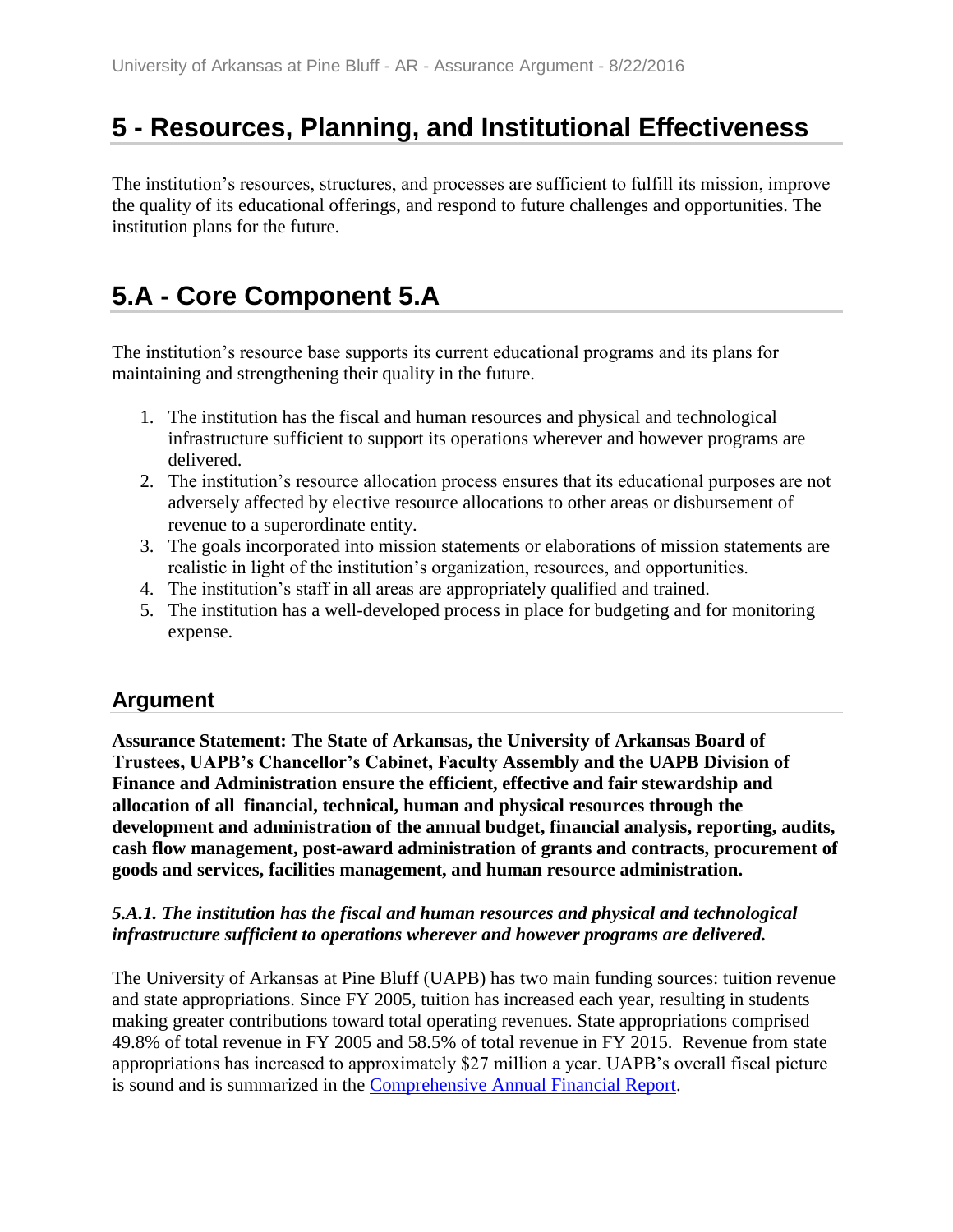# 5 - Resources, Planning, and Institutional Effectiveness

The institution's resources, structures, and processes are sufficient to fulfill its mission, improve the quality of its educational offerings, and respond to future challenges and opportunities. The institution plans for the future.

# 5.A - Core Component 5.A

The institution's resource base supports its current educational programs and its plans for maintaining and strengthening their quality in the future.

1. The institution has the fiscal and human resources and physical and technological infrastructure sufficient to support its operations wherever and however programs are delivered.
2. The institution's resource allocation process ensures that its educational purposes are not adversely affected by elective resource allocations to other areas or disbursement of revenue to a superordinate entity.
3. The goals incorporated into mission statements or elaborations of mission statements are realistic in light of the institution's organization, resources, and opportunities.
4. The institution's staff in all areas are appropriately qualified and trained.
5. The institution has a well-developed process in place for budgeting and for monitoring expense.

## Argument

**Assurance Statement: The State of Arkansas, the University of Arkansas Board of Trustees, UAPB's Chancellor's Cabinet, Faculty Assembly and the UAPB Division of Finance and Administration ensure the efficient, effective and fair stewardship and allocation of all financial, technical, human and physical resources through the development and administration of the annual budget, financial analysis, reporting, audits, cash flow management, post-award administration of grants and contracts, procurement of goods and services, facilities management, and human resource administration.**

***5.A.1. The institution has the fiscal and human resources and physical and technological infrastructure sufficient to operations wherever and however programs are delivered.***

The University of Arkansas at Pine Bluff (UAPB) has two main funding sources: tuition revenue and state appropriations. Since FY 2005, tuition has increased each year, resulting in students making greater contributions toward total operating revenues. State appropriations comprised 49.8% of total revenue in FY 2005 and 58.5% of total revenue in FY 2015. Revenue from state appropriations has increased to approximately $27 million a year. UAPB's overall fiscal picture is sound and is summarized in the Comprehensive Annual Financial Report.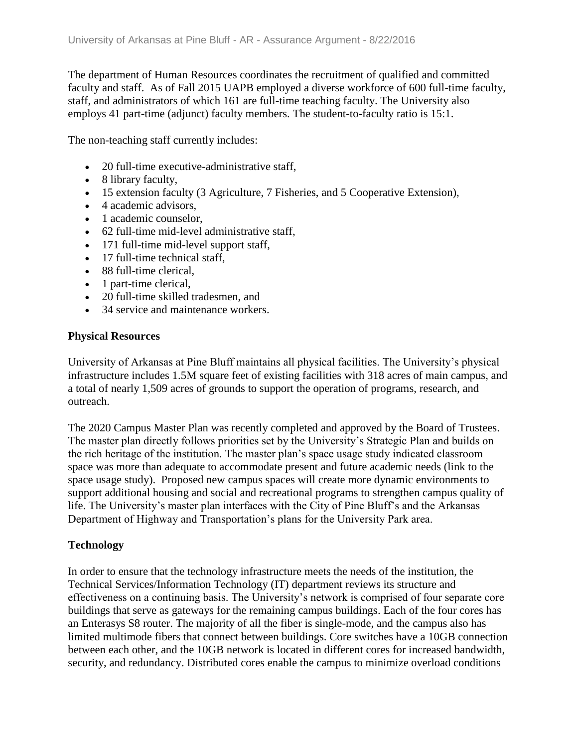The department of Human Resources coordinates the recruitment of qualified and committed faculty and staff. As of Fall 2015 UAPB employed a diverse workforce of 600 full-time faculty, staff, and administrators of which 161 are full-time teaching faculty. The University also employs 41 part-time (adjunct) faculty members. The student-to-faculty ratio is 15:1.

The non-teaching staff currently includes:

- 20 full-time executive-administrative staff,
- 8 library faculty,
- 15 extension faculty (3 Agriculture, 7 Fisheries, and 5 Cooperative Extension),
- 4 academic advisors,
- 1 academic counselor,
- 62 full-time mid-level administrative staff,
- 171 full-time mid-level support staff,
- 17 full-time technical staff,
- 88 full-time clerical,
- 1 part-time clerical,
- 20 full-time skilled tradesmen, and
- 34 service and maintenance workers.

**Physical Resources**

University of Arkansas at Pine Bluff maintains all physical facilities. The University's physical infrastructure includes 1.5M square feet of existing facilities with 318 acres of main campus, and a total of nearly 1,509 acres of grounds to support the operation of programs, research, and outreach.

The 2020 Campus Master Plan was recently completed and approved by the Board of Trustees. The master plan directly follows priorities set by the University's Strategic Plan and builds on the rich heritage of the institution. The master plan's space usage study indicated classroom space was more than adequate to accommodate present and future academic needs (link to the space usage study). Proposed new campus spaces will create more dynamic environments to support additional housing and social and recreational programs to strengthen campus quality of life. The University's master plan interfaces with the City of Pine Bluff's and the Arkansas Department of Highway and Transportation's plans for the University Park area.

**Technology**

In order to ensure that the technology infrastructure meets the needs of the institution, the Technical Services/Information Technology (IT) department reviews its structure and effectiveness on a continuing basis. The University's network is comprised of four separate core buildings that serve as gateways for the remaining campus buildings. Each of the four cores has an Enterasys S8 router. The majority of all the fiber is single-mode, and the campus also has limited multimode fibers that connect between buildings. Core switches have a 10GB connection between each other, and the 10GB network is located in different cores for increased bandwidth, security, and redundancy. Distributed cores enable the campus to minimize overload conditions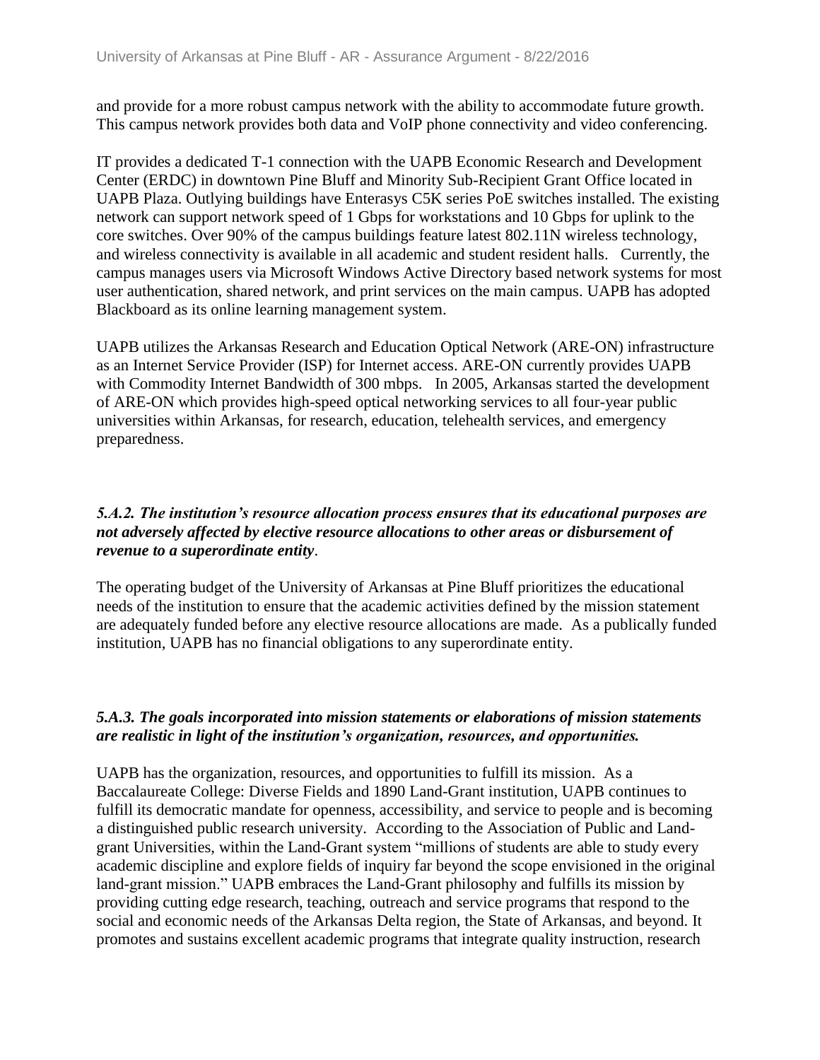and provide for a more robust campus network with the ability to accommodate future growth. This campus network provides both data and VoIP phone connectivity and video conferencing.

IT provides a dedicated T-1 connection with the UAPB Economic Research and Development Center (ERDC) in downtown Pine Bluff and Minority Sub-Recipient Grant Office located in UAPB Plaza. Outlying buildings have Enterasys C5K series PoE switches installed. The existing network can support network speed of 1 Gbps for workstations and 10 Gbps for uplink to the core switches. Over 90% of the campus buildings feature latest 802.11N wireless technology, and wireless connectivity is available in all academic and student resident halls. Currently, the campus manages users via Microsoft Windows Active Directory based network systems for most user authentication, shared network, and print services on the main campus. UAPB has adopted Blackboard as its online learning management system.

UAPB utilizes the Arkansas Research and Education Optical Network (ARE-ON) infrastructure as an Internet Service Provider (ISP) for Internet access. ARE-ON currently provides UAPB with Commodity Internet Bandwidth of 300 mbps. In 2005, Arkansas started the development of ARE-ON which provides high-speed optical networking services to all four-year public universities within Arkansas, for research, education, telehealth services, and emergency preparedness.

***5.A.2. The institution's resource allocation process ensures that its educational purposes are not adversely affected by elective resource allocations to other areas or disbursement of revenue to a superordinate entity***.

The operating budget of the University of Arkansas at Pine Bluff prioritizes the educational needs of the institution to ensure that the academic activities defined by the mission statement are adequately funded before any elective resource allocations are made. As a publically funded institution, UAPB has no financial obligations to any superordinate entity.

***5.A.3. The goals incorporated into mission statements or elaborations of mission statements are realistic in light of the institution's organization, resources, and opportunities.***

UAPB has the organization, resources, and opportunities to fulfill its mission. As a Baccalaureate College: Diverse Fields and 1890 Land-Grant institution, UAPB continues to fulfill its democratic mandate for openness, accessibility, and service to people and is becoming a distinguished public research university. According to the Association of Public and Land-grant Universities, within the Land-Grant system "millions of students are able to study every academic discipline and explore fields of inquiry far beyond the scope envisioned in the original land-grant mission." UAPB embraces the Land-Grant philosophy and fulfills its mission by providing cutting edge research, teaching, outreach and service programs that respond to the social and economic needs of the Arkansas Delta region, the State of Arkansas, and beyond. It promotes and sustains excellent academic programs that integrate quality instruction, research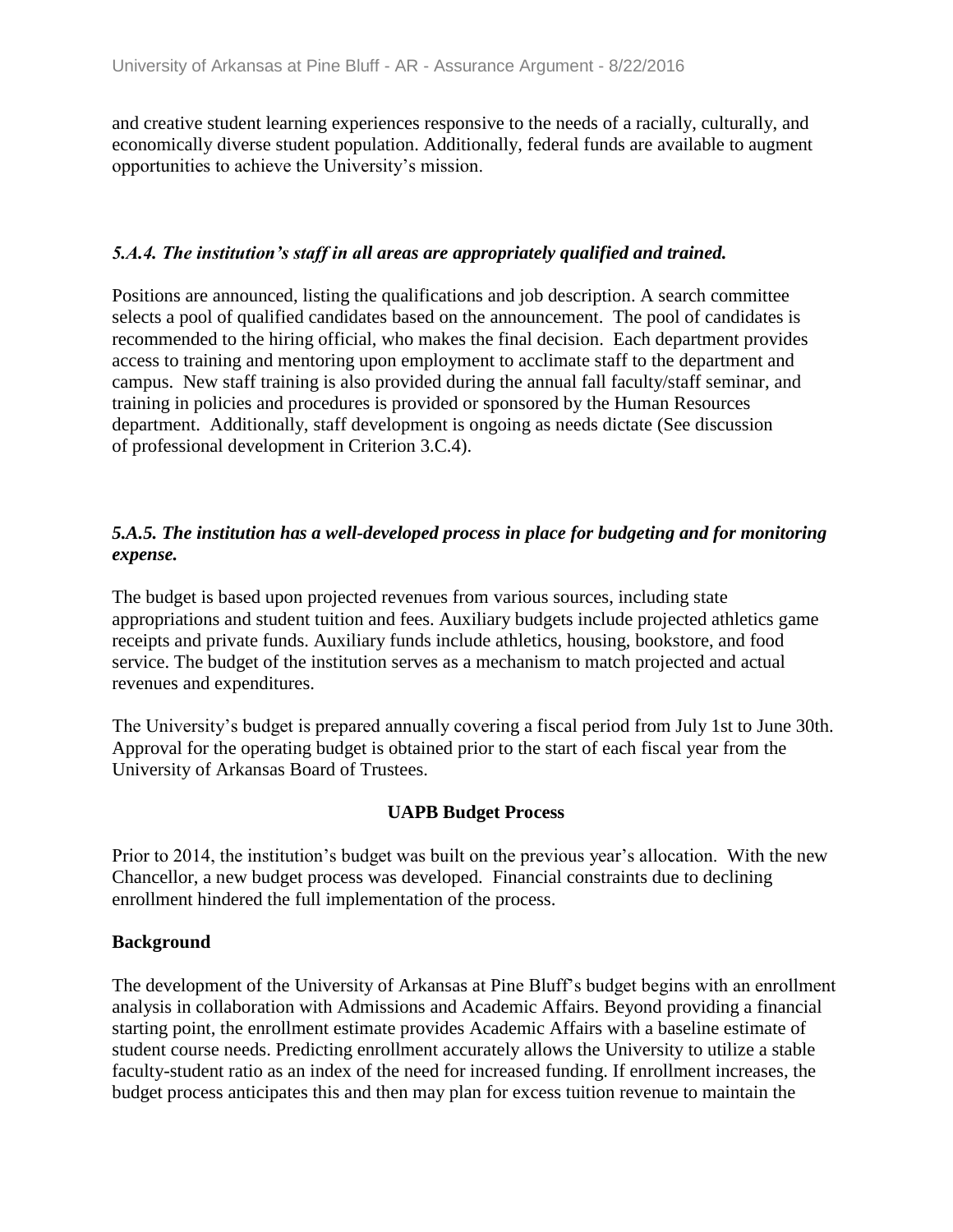and creative student learning experiences responsive to the needs of a racially, culturally, and economically diverse student population. Additionally, federal funds are available to augment opportunities to achieve the University's mission.

### *5.A.4. The institution's staff in all areas are appropriately qualified and trained.*

Positions are announced, listing the qualifications and job description. A search committee selects a pool of qualified candidates based on the announcement. The pool of candidates is recommended to the hiring official, who makes the final decision. Each department provides access to training and mentoring upon employment to acclimate staff to the department and campus. New staff training is also provided during the annual fall faculty/staff seminar, and training in policies and procedures is provided or sponsored by the Human Resources department. Additionally, staff development is ongoing as needs dictate (See discussion of professional development in Criterion 3.C.4).

### *5.A.5. The institution has a well-developed process in place for budgeting and for monitoring expense.*

The budget is based upon projected revenues from various sources, including state appropriations and student tuition and fees. Auxiliary budgets include projected athletics game receipts and private funds. Auxiliary funds include athletics, housing, bookstore, and food service. The budget of the institution serves as a mechanism to match projected and actual revenues and expenditures.

The University's budget is prepared annually covering a fiscal period from July 1st to June 30th. Approval for the operating budget is obtained prior to the start of each fiscal year from the University of Arkansas Board of Trustees.

**UAPB Budget Process**

Prior to 2014, the institution's budget was built on the previous year's allocation. With the new Chancellor, a new budget process was developed. Financial constraints due to declining enrollment hindered the full implementation of the process.

**Background**

The development of the University of Arkansas at Pine Bluff's budget begins with an enrollment analysis in collaboration with Admissions and Academic Affairs. Beyond providing a financial starting point, the enrollment estimate provides Academic Affairs with a baseline estimate of student course needs. Predicting enrollment accurately allows the University to utilize a stable faculty-student ratio as an index of the need for increased funding. If enrollment increases, the budget process anticipates this and then may plan for excess tuition revenue to maintain the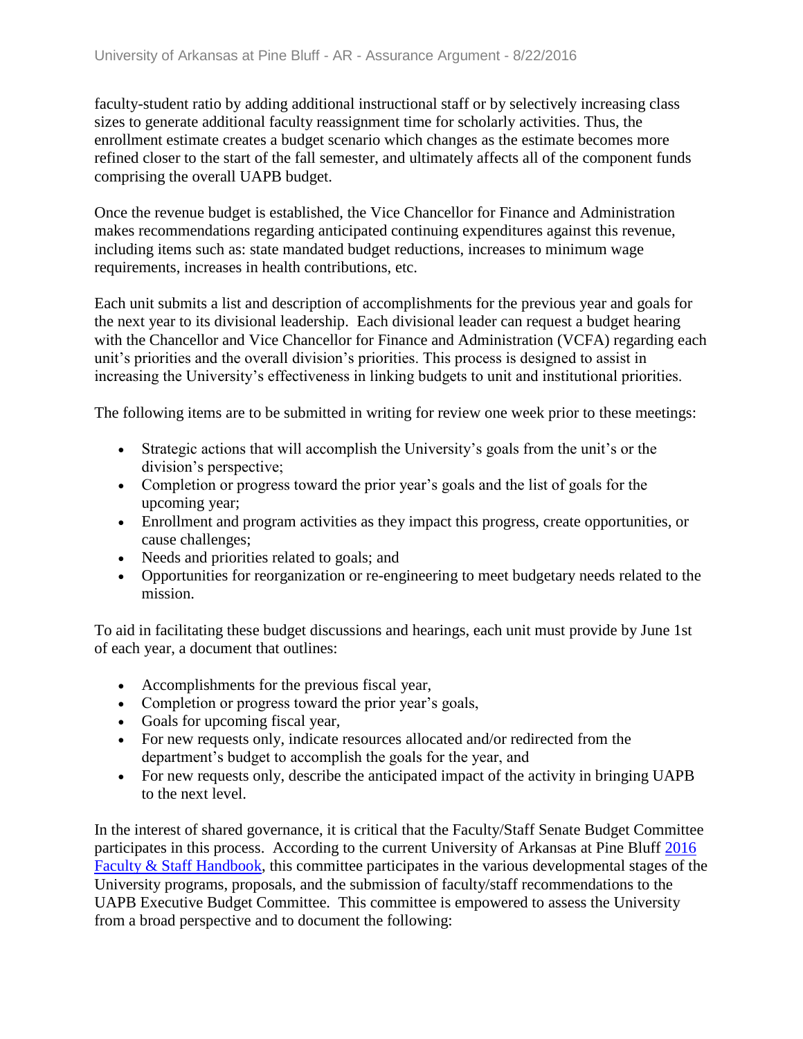faculty-student ratio by adding additional instructional staff or by selectively increasing class sizes to generate additional faculty reassignment time for scholarly activities. Thus, the enrollment estimate creates a budget scenario which changes as the estimate becomes more refined closer to the start of the fall semester, and ultimately affects all of the component funds comprising the overall UAPB budget.

Once the revenue budget is established, the Vice Chancellor for Finance and Administration makes recommendations regarding anticipated continuing expenditures against this revenue, including items such as: state mandated budget reductions, increases to minimum wage requirements, increases in health contributions, etc.

Each unit submits a list and description of accomplishments for the previous year and goals for the next year to its divisional leadership. Each divisional leader can request a budget hearing with the Chancellor and Vice Chancellor for Finance and Administration (VCFA) regarding each unit's priorities and the overall division's priorities. This process is designed to assist in increasing the University's effectiveness in linking budgets to unit and institutional priorities.

The following items are to be submitted in writing for review one week prior to these meetings:

- Strategic actions that will accomplish the University's goals from the unit's or the division's perspective;
- Completion or progress toward the prior year's goals and the list of goals for the upcoming year;
- Enrollment and program activities as they impact this progress, create opportunities, or cause challenges;
- Needs and priorities related to goals; and
- Opportunities for reorganization or re-engineering to meet budgetary needs related to the mission.

To aid in facilitating these budget discussions and hearings, each unit must provide by June 1st of each year, a document that outlines:

- Accomplishments for the previous fiscal year,
- Completion or progress toward the prior year's goals,
- Goals for upcoming fiscal year,
- For new requests only, indicate resources allocated and/or redirected from the department's budget to accomplish the goals for the year, and
- For new requests only, describe the anticipated impact of the activity in bringing UAPB to the next level.

In the interest of shared governance, it is critical that the Faculty/Staff Senate Budget Committee participates in this process. According to the current University of Arkansas at Pine Bluff 2016 Faculty & Staff Handbook, this committee participates in the various developmental stages of the University programs, proposals, and the submission of faculty/staff recommendations to the UAPB Executive Budget Committee. This committee is empowered to assess the University from a broad perspective and to document the following: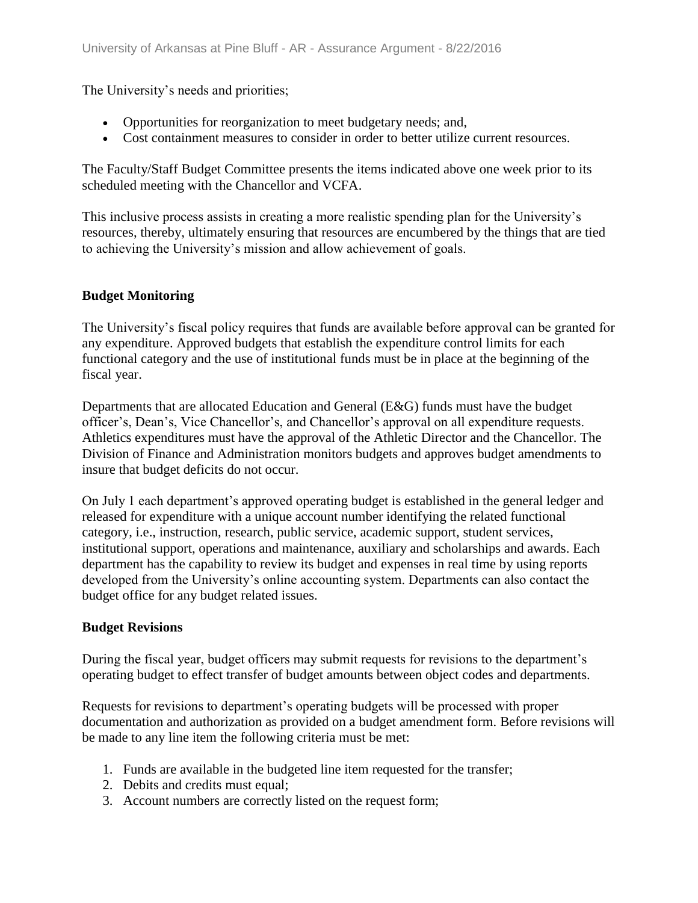The University's needs and priorities;

- Opportunities for reorganization to meet budgetary needs; and,
- Cost containment measures to consider in order to better utilize current resources.

The Faculty/Staff Budget Committee presents the items indicated above one week prior to its scheduled meeting with the Chancellor and VCFA.

This inclusive process assists in creating a more realistic spending plan for the University's resources, thereby, ultimately ensuring that resources are encumbered by the things that are tied to achieving the University's mission and allow achievement of goals.

**Budget Monitoring**

The University's fiscal policy requires that funds are available before approval can be granted for any expenditure. Approved budgets that establish the expenditure control limits for each functional category and the use of institutional funds must be in place at the beginning of the fiscal year.

Departments that are allocated Education and General (E&G) funds must have the budget officer's, Dean's, Vice Chancellor's, and Chancellor's approval on all expenditure requests. Athletics expenditures must have the approval of the Athletic Director and the Chancellor. The Division of Finance and Administration monitors budgets and approves budget amendments to insure that budget deficits do not occur.

On July 1 each department's approved operating budget is established in the general ledger and released for expenditure with a unique account number identifying the related functional category, i.e., instruction, research, public service, academic support, student services, institutional support, operations and maintenance, auxiliary and scholarships and awards. Each department has the capability to review its budget and expenses in real time by using reports developed from the University's online accounting system. Departments can also contact the budget office for any budget related issues.

**Budget Revisions**

During the fiscal year, budget officers may submit requests for revisions to the department's operating budget to effect transfer of budget amounts between object codes and departments.

Requests for revisions to department's operating budgets will be processed with proper documentation and authorization as provided on a budget amendment form. Before revisions will be made to any line item the following criteria must be met:

1. Funds are available in the budgeted line item requested for the transfer;
2. Debits and credits must equal;
3. Account numbers are correctly listed on the request form;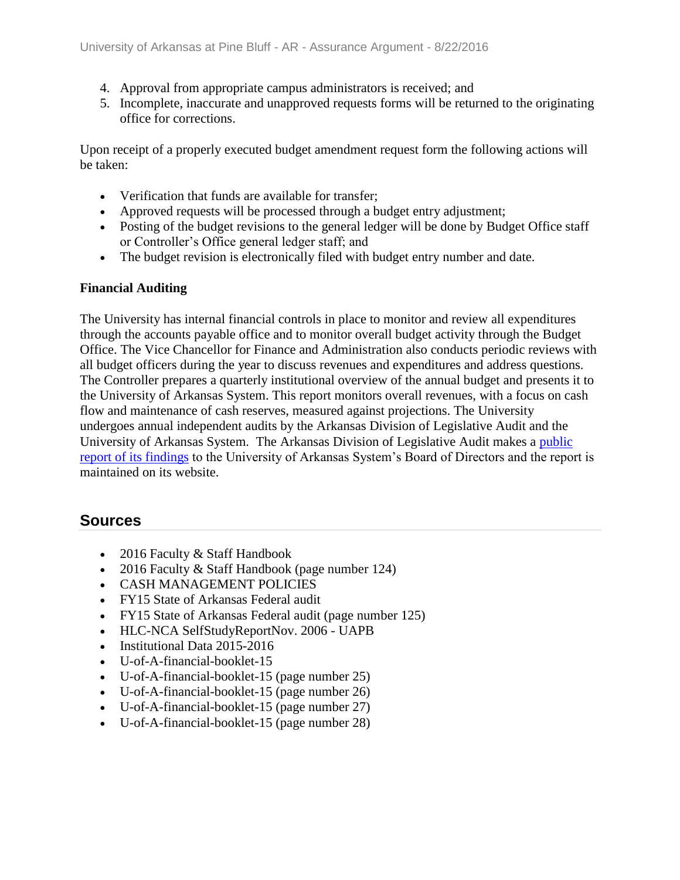4. Approval from appropriate campus administrators is received; and
5. Incomplete, inaccurate and unapproved requests forms will be returned to the originating office for corrections.

Upon receipt of a properly executed budget amendment request form the following actions will be taken:

- Verification that funds are available for transfer;
- Approved requests will be processed through a budget entry adjustment;
- Posting of the budget revisions to the general ledger will be done by Budget Office staff or Controller's Office general ledger staff; and
- The budget revision is electronically filed with budget entry number and date.

**Financial Auditing**

The University has internal financial controls in place to monitor and review all expenditures through the accounts payable office and to monitor overall budget activity through the Budget Office. The Vice Chancellor for Finance and Administration also conducts periodic reviews with all budget officers during the year to discuss revenues and expenditures and address questions. The Controller prepares a quarterly institutional overview of the annual budget and presents it to the University of Arkansas System. This report monitors overall revenues, with a focus on cash flow and maintenance of cash reserves, measured against projections. The University undergoes annual independent audits by the Arkansas Division of Legislative Audit and the University of Arkansas System. The Arkansas Division of Legislative Audit makes a public report of its findings to the University of Arkansas System's Board of Directors and the report is maintained on its website.

## Sources

- 2016 Faculty & Staff Handbook
- 2016 Faculty & Staff Handbook (page number 124)
- CASH MANAGEMENT POLICIES
- FY15 State of Arkansas Federal audit
- FY15 State of Arkansas Federal audit (page number 125)
- HLC-NCA SelfStudyReportNov. 2006 - UAPB
- Institutional Data 2015-2016
- U-of-A-financial-booklet-15
- U-of-A-financial-booklet-15 (page number 25)
- U-of-A-financial-booklet-15 (page number 26)
- U-of-A-financial-booklet-15 (page number 27)
- U-of-A-financial-booklet-15 (page number 28)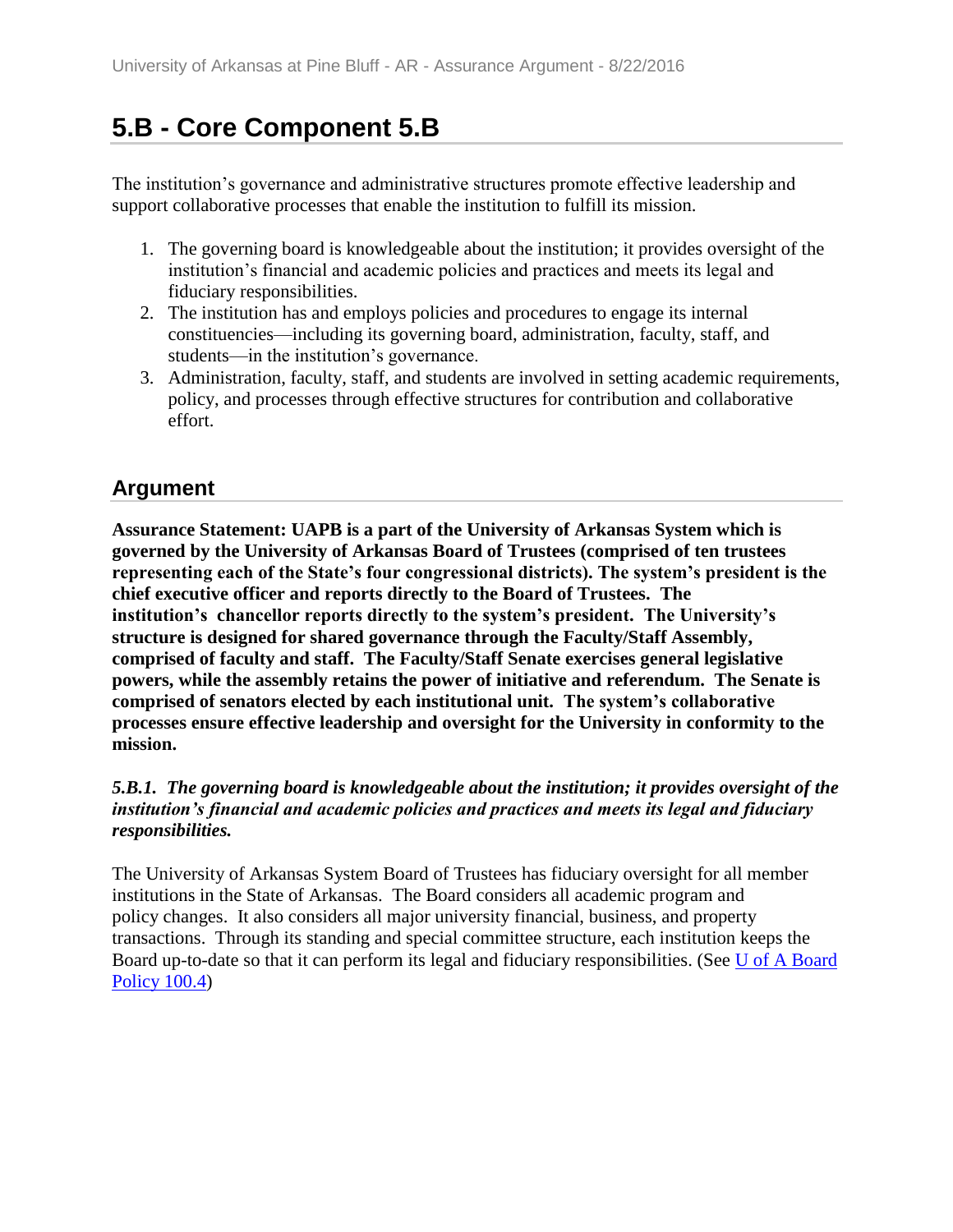# 5.B - Core Component 5.B

The institution's governance and administrative structures promote effective leadership and support collaborative processes that enable the institution to fulfill its mission.

1. The governing board is knowledgeable about the institution; it provides oversight of the institution's financial and academic policies and practices and meets its legal and fiduciary responsibilities.
2. The institution has and employs policies and procedures to engage its internal constituencies—including its governing board, administration, faculty, staff, and students—in the institution's governance.
3. Administration, faculty, staff, and students are involved in setting academic requirements, policy, and processes through effective structures for contribution and collaborative effort.

## Argument

**Assurance Statement: UAPB is a part of the University of Arkansas System which is governed by the University of Arkansas Board of Trustees (comprised of ten trustees representing each of the State's four congressional districts). The system's president is the chief executive officer and reports directly to the Board of Trustees. The institution's chancellor reports directly to the system's president. The University's structure is designed for shared governance through the Faculty/Staff Assembly, comprised of faculty and staff. The Faculty/Staff Senate exercises general legislative powers, while the assembly retains the power of initiative and referendum. The Senate is comprised of senators elected by each institutional unit. The system's collaborative processes ensure effective leadership and oversight for the University in conformity to the mission.**

***5.B.1. The governing board is knowledgeable about the institution; it provides oversight of the institution's financial and academic policies and practices and meets its legal and fiduciary responsibilities.***

The University of Arkansas System Board of Trustees has fiduciary oversight for all member institutions in the State of Arkansas. The Board considers all academic program and policy changes. It also considers all major university financial, business, and property transactions. Through its standing and special committee structure, each institution keeps the Board up-to-date so that it can perform its legal and fiduciary responsibilities. (See U of A Board Policy 100.4)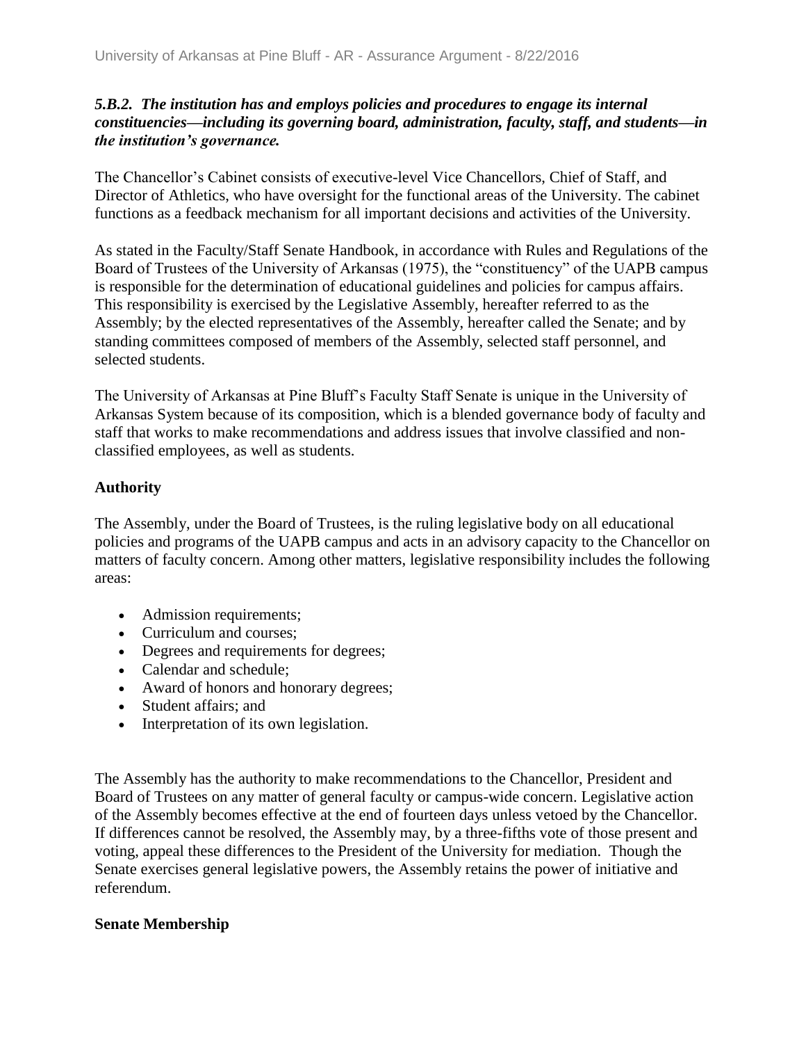***5.B.2. The institution has and employs policies and procedures to engage its internal constituencies—including its governing board, administration, faculty, staff, and students—in the institution's governance.***

The Chancellor's Cabinet consists of executive-level Vice Chancellors, Chief of Staff, and Director of Athletics, who have oversight for the functional areas of the University. The cabinet functions as a feedback mechanism for all important decisions and activities of the University.

As stated in the Faculty/Staff Senate Handbook, in accordance with Rules and Regulations of the Board of Trustees of the University of Arkansas (1975), the "constituency" of the UAPB campus is responsible for the determination of educational guidelines and policies for campus affairs. This responsibility is exercised by the Legislative Assembly, hereafter referred to as the Assembly; by the elected representatives of the Assembly, hereafter called the Senate; and by standing committees composed of members of the Assembly, selected staff personnel, and selected students.

The University of Arkansas at Pine Bluff's Faculty Staff Senate is unique in the University of Arkansas System because of its composition, which is a blended governance body of faculty and staff that works to make recommendations and address issues that involve classified and non-classified employees, as well as students.

**Authority**

The Assembly, under the Board of Trustees, is the ruling legislative body on all educational policies and programs of the UAPB campus and acts in an advisory capacity to the Chancellor on matters of faculty concern. Among other matters, legislative responsibility includes the following areas:

- Admission requirements;
- Curriculum and courses;
- Degrees and requirements for degrees;
- Calendar and schedule;
- Award of honors and honorary degrees;
- Student affairs; and
- Interpretation of its own legislation.

The Assembly has the authority to make recommendations to the Chancellor, President and Board of Trustees on any matter of general faculty or campus-wide concern. Legislative action of the Assembly becomes effective at the end of fourteen days unless vetoed by the Chancellor. If differences cannot be resolved, the Assembly may, by a three-fifths vote of those present and voting, appeal these differences to the President of the University for mediation. Though the Senate exercises general legislative powers, the Assembly retains the power of initiative and referendum.

**Senate Membership**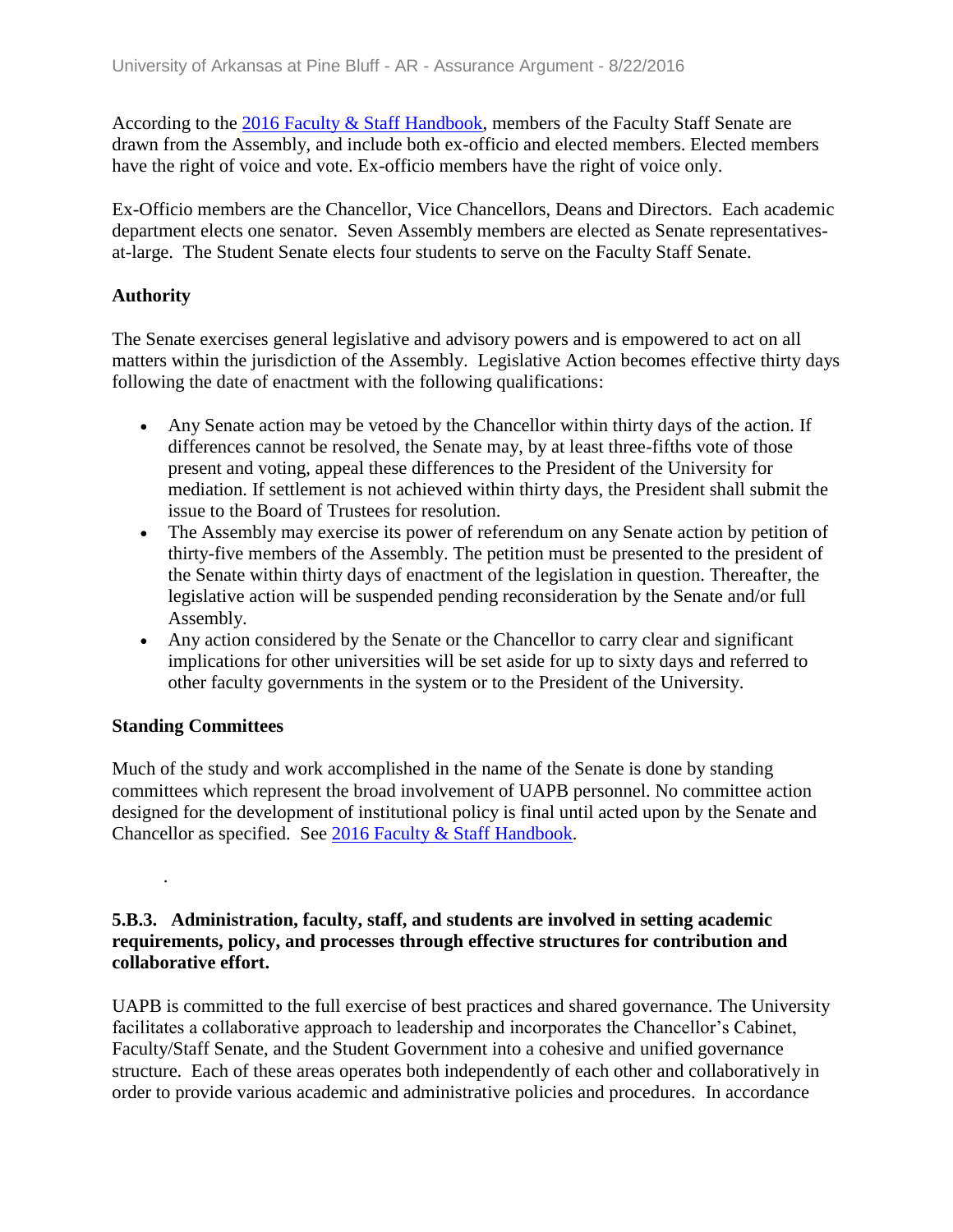According to the 2016 Faculty & Staff Handbook, members of the Faculty Staff Senate are drawn from the Assembly, and include both ex-officio and elected members. Elected members have the right of voice and vote. Ex-officio members have the right of voice only.

Ex-Officio members are the Chancellor, Vice Chancellors, Deans and Directors. Each academic department elects one senator. Seven Assembly members are elected as Senate representatives-at-large. The Student Senate elects four students to serve on the Faculty Staff Senate.

**Authority**

The Senate exercises general legislative and advisory powers and is empowered to act on all matters within the jurisdiction of the Assembly. Legislative Action becomes effective thirty days following the date of enactment with the following qualifications:

- Any Senate action may be vetoed by the Chancellor within thirty days of the action. If differences cannot be resolved, the Senate may, by at least three-fifths vote of those present and voting, appeal these differences to the President of the University for mediation. If settlement is not achieved within thirty days, the President shall submit the issue to the Board of Trustees for resolution.
- The Assembly may exercise its power of referendum on any Senate action by petition of thirty-five members of the Assembly. The petition must be presented to the president of the Senate within thirty days of enactment of the legislation in question. Thereafter, the legislative action will be suspended pending reconsideration by the Senate and/or full Assembly.
- Any action considered by the Senate or the Chancellor to carry clear and significant implications for other universities will be set aside for up to sixty days and referred to other faculty governments in the system or to the President of the University.

**Standing Committees**

Much of the study and work accomplished in the name of the Senate is done by standing committees which represent the broad involvement of UAPB personnel. No committee action designed for the development of institutional policy is final until acted upon by the Senate and Chancellor as specified. See 2016 Faculty & Staff Handbook.

.

**5.B.3. Administration, faculty, staff, and students are involved in setting academic requirements, policy, and processes through effective structures for contribution and collaborative effort.**

UAPB is committed to the full exercise of best practices and shared governance. The University facilitates a collaborative approach to leadership and incorporates the Chancellor's Cabinet, Faculty/Staff Senate, and the Student Government into a cohesive and unified governance structure. Each of these areas operates both independently of each other and collaboratively in order to provide various academic and administrative policies and procedures. In accordance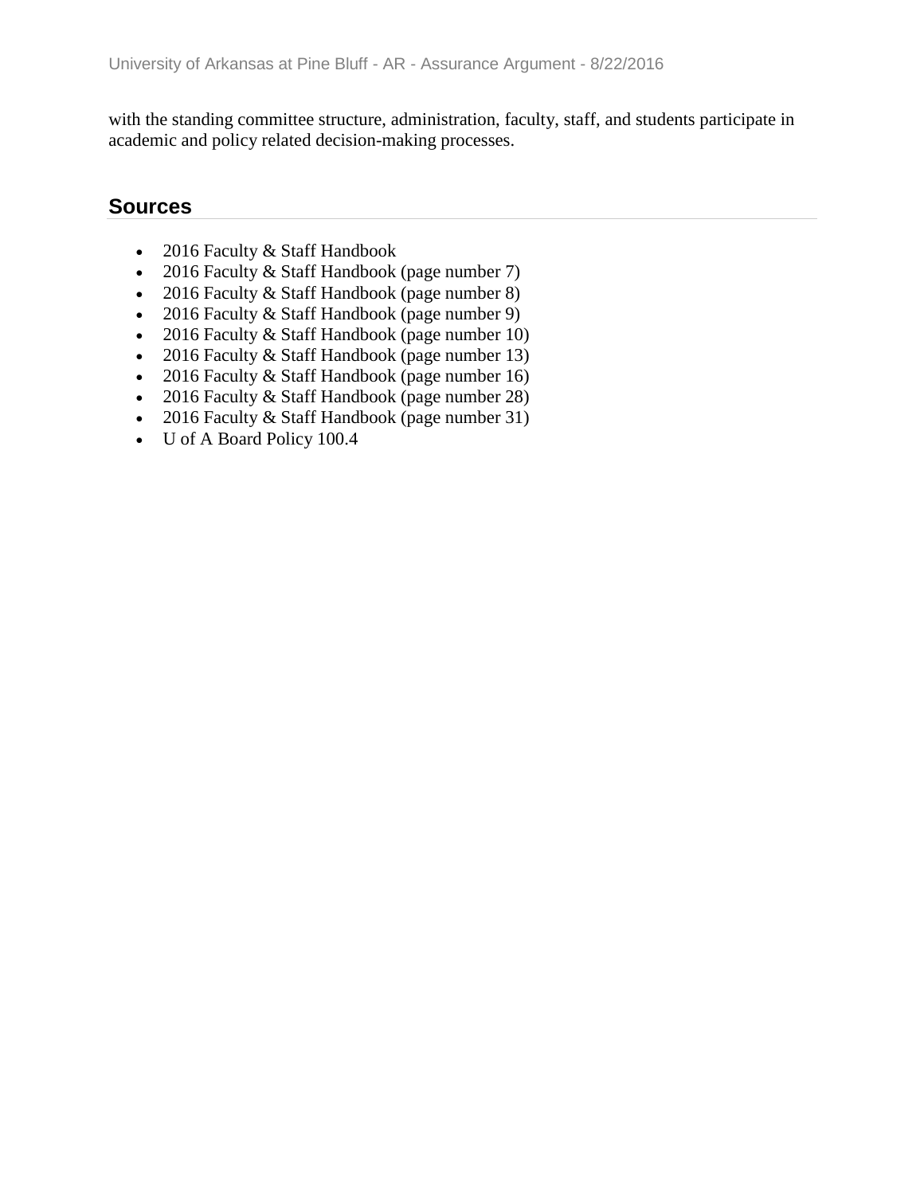with the standing committee structure, administration, faculty, staff, and students participate in academic and policy related decision-making processes.

## Sources

- 2016 Faculty & Staff Handbook
- 2016 Faculty & Staff Handbook (page number 7)
- 2016 Faculty & Staff Handbook (page number 8)
- 2016 Faculty & Staff Handbook (page number 9)
- 2016 Faculty & Staff Handbook (page number 10)
- 2016 Faculty & Staff Handbook (page number 13)
- 2016 Faculty & Staff Handbook (page number 16)
- 2016 Faculty & Staff Handbook (page number 28)
- 2016 Faculty & Staff Handbook (page number 31)
- U of A Board Policy 100.4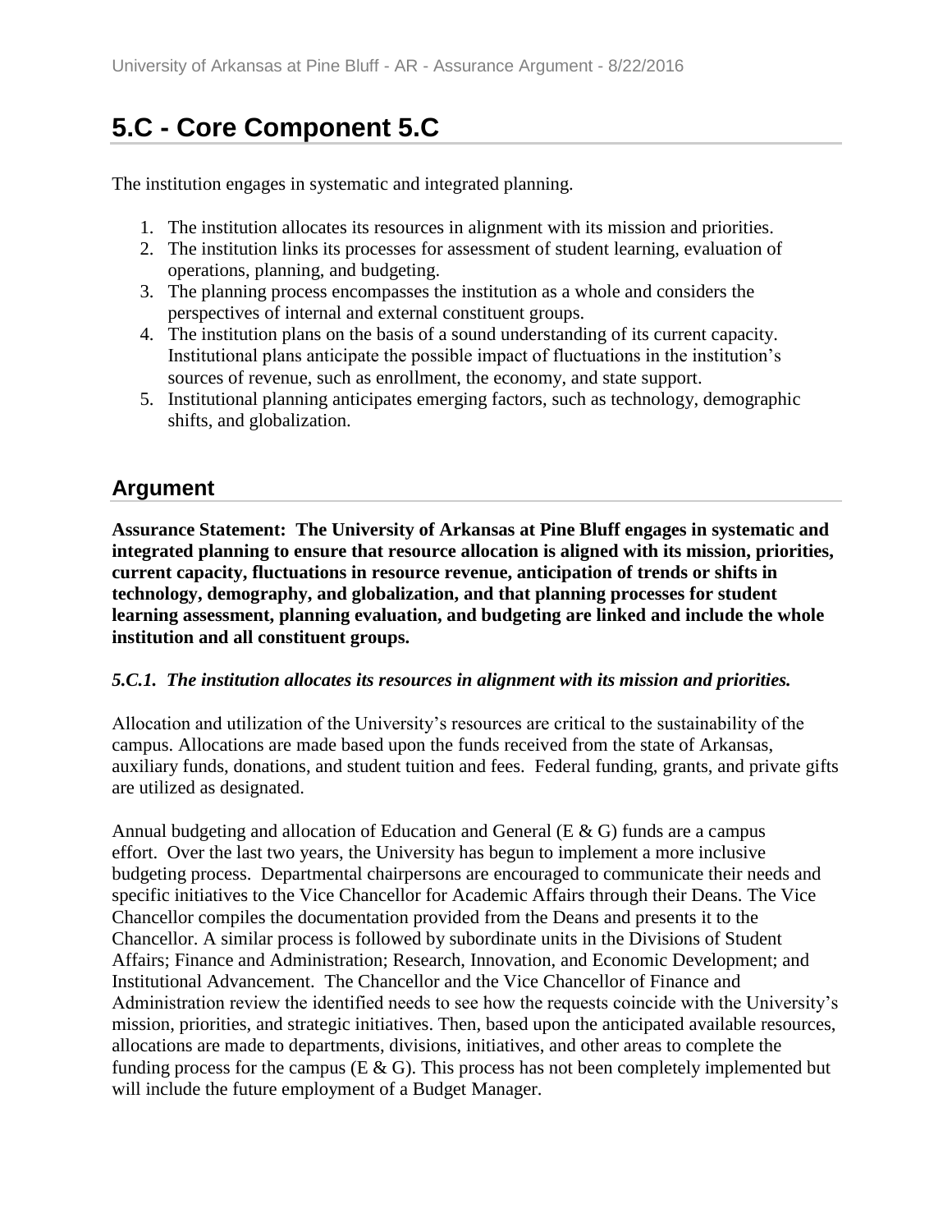# 5.C - Core Component 5.C

The institution engages in systematic and integrated planning.

1. The institution allocates its resources in alignment with its mission and priorities.
2. The institution links its processes for assessment of student learning, evaluation of operations, planning, and budgeting.
3. The planning process encompasses the institution as a whole and considers the perspectives of internal and external constituent groups.
4. The institution plans on the basis of a sound understanding of its current capacity. Institutional plans anticipate the possible impact of fluctuations in the institution's sources of revenue, such as enrollment, the economy, and state support.
5. Institutional planning anticipates emerging factors, such as technology, demographic shifts, and globalization.

## Argument

**Assurance Statement: The University of Arkansas at Pine Bluff engages in systematic and integrated planning to ensure that resource allocation is aligned with its mission, priorities, current capacity, fluctuations in resource revenue, anticipation of trends or shifts in technology, demography, and globalization, and that planning processes for student learning assessment, planning evaluation, and budgeting are linked and include the whole institution and all constituent groups.**

***5.C.1. The institution allocates its resources in alignment with its mission and priorities.***

Allocation and utilization of the University's resources are critical to the sustainability of the campus. Allocations are made based upon the funds received from the state of Arkansas, auxiliary funds, donations, and student tuition and fees. Federal funding, grants, and private gifts are utilized as designated.

Annual budgeting and allocation of Education and General (E & G) funds are a campus effort. Over the last two years, the University has begun to implement a more inclusive budgeting process. Departmental chairpersons are encouraged to communicate their needs and specific initiatives to the Vice Chancellor for Academic Affairs through their Deans. The Vice Chancellor compiles the documentation provided from the Deans and presents it to the Chancellor. A similar process is followed by subordinate units in the Divisions of Student Affairs; Finance and Administration; Research, Innovation, and Economic Development; and Institutional Advancement. The Chancellor and the Vice Chancellor of Finance and Administration review the identified needs to see how the requests coincide with the University's mission, priorities, and strategic initiatives. Then, based upon the anticipated available resources, allocations are made to departments, divisions, initiatives, and other areas to complete the funding process for the campus (E & G). This process has not been completely implemented but will include the future employment of a Budget Manager.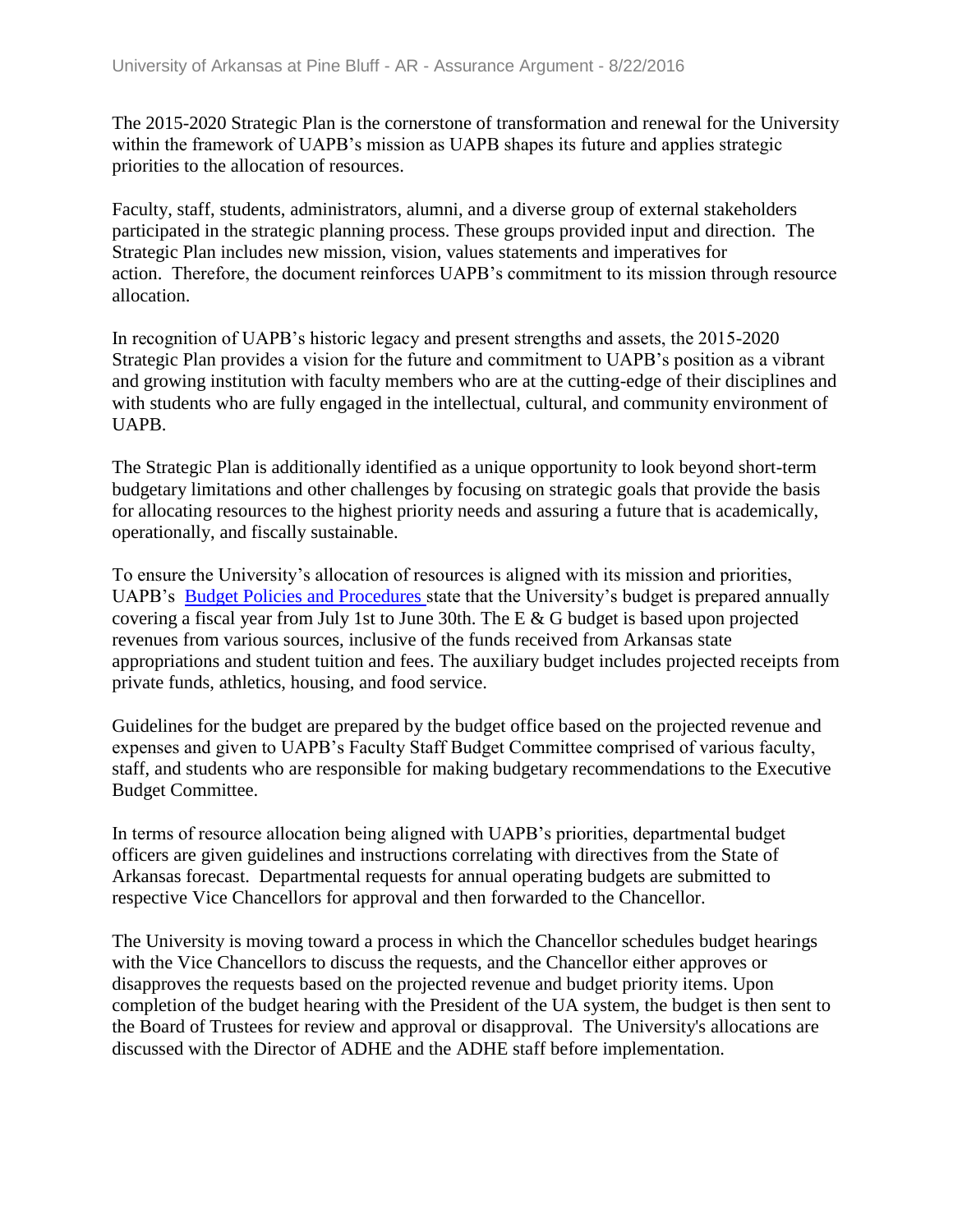The 2015-2020 Strategic Plan is the cornerstone of transformation and renewal for the University within the framework of UAPB's mission as UAPB shapes its future and applies strategic priorities to the allocation of resources.

Faculty, staff, students, administrators, alumni, and a diverse group of external stakeholders participated in the strategic planning process. These groups provided input and direction. The Strategic Plan includes new mission, vision, values statements and imperatives for action. Therefore, the document reinforces UAPB's commitment to its mission through resource allocation.

In recognition of UAPB's historic legacy and present strengths and assets, the 2015-2020 Strategic Plan provides a vision for the future and commitment to UAPB's position as a vibrant and growing institution with faculty members who are at the cutting-edge of their disciplines and with students who are fully engaged in the intellectual, cultural, and community environment of UAPB.

The Strategic Plan is additionally identified as a unique opportunity to look beyond short-term budgetary limitations and other challenges by focusing on strategic goals that provide the basis for allocating resources to the highest priority needs and assuring a future that is academically, operationally, and fiscally sustainable.

To ensure the University's allocation of resources is aligned with its mission and priorities, UAPB's Budget Policies and Procedures state that the University's budget is prepared annually covering a fiscal year from July 1st to June 30th. The E & G budget is based upon projected revenues from various sources, inclusive of the funds received from Arkansas state appropriations and student tuition and fees. The auxiliary budget includes projected receipts from private funds, athletics, housing, and food service.

Guidelines for the budget are prepared by the budget office based on the projected revenue and expenses and given to UAPB's Faculty Staff Budget Committee comprised of various faculty, staff, and students who are responsible for making budgetary recommendations to the Executive Budget Committee.

In terms of resource allocation being aligned with UAPB's priorities, departmental budget officers are given guidelines and instructions correlating with directives from the State of Arkansas forecast. Departmental requests for annual operating budgets are submitted to respective Vice Chancellors for approval and then forwarded to the Chancellor.

The University is moving toward a process in which the Chancellor schedules budget hearings with the Vice Chancellors to discuss the requests, and the Chancellor either approves or disapproves the requests based on the projected revenue and budget priority items. Upon completion of the budget hearing with the President of the UA system, the budget is then sent to the Board of Trustees for review and approval or disapproval. The University's allocations are discussed with the Director of ADHE and the ADHE staff before implementation.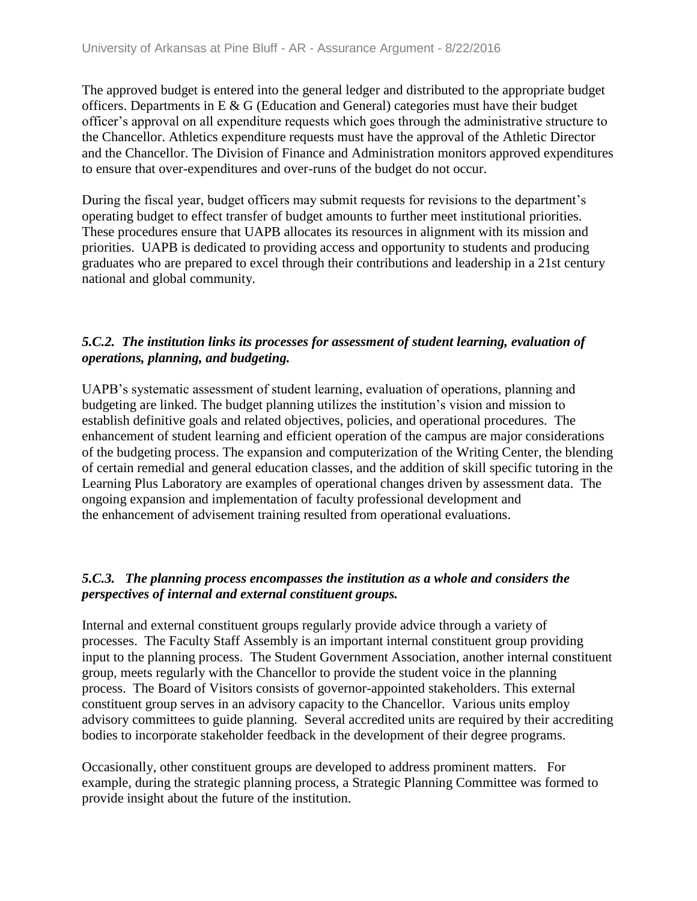The approved budget is entered into the general ledger and distributed to the appropriate budget officers. Departments in E & G (Education and General) categories must have their budget officer's approval on all expenditure requests which goes through the administrative structure to the Chancellor. Athletics expenditure requests must have the approval of the Athletic Director and the Chancellor. The Division of Finance and Administration monitors approved expenditures to ensure that over-expenditures and over-runs of the budget do not occur.

During the fiscal year, budget officers may submit requests for revisions to the department's operating budget to effect transfer of budget amounts to further meet institutional priorities. These procedures ensure that UAPB allocates its resources in alignment with its mission and priorities. UAPB is dedicated to providing access and opportunity to students and producing graduates who are prepared to excel through their contributions and leadership in a 21st century national and global community.

***5.C.2. The institution links its processes for assessment of student learning, evaluation of operations, planning, and budgeting.***

UAPB's systematic assessment of student learning, evaluation of operations, planning and budgeting are linked. The budget planning utilizes the institution's vision and mission to establish definitive goals and related objectives, policies, and operational procedures. The enhancement of student learning and efficient operation of the campus are major considerations of the budgeting process. The expansion and computerization of the Writing Center, the blending of certain remedial and general education classes, and the addition of skill specific tutoring in the Learning Plus Laboratory are examples of operational changes driven by assessment data. The ongoing expansion and implementation of faculty professional development and the enhancement of advisement training resulted from operational evaluations.

***5.C.3. The planning process encompasses the institution as a whole and considers the perspectives of internal and external constituent groups.***

Internal and external constituent groups regularly provide advice through a variety of processes. The Faculty Staff Assembly is an important internal constituent group providing input to the planning process. The Student Government Association, another internal constituent group, meets regularly with the Chancellor to provide the student voice in the planning process. The Board of Visitors consists of governor-appointed stakeholders. This external constituent group serves in an advisory capacity to the Chancellor. Various units employ advisory committees to guide planning. Several accredited units are required by their accrediting bodies to incorporate stakeholder feedback in the development of their degree programs.

Occasionally, other constituent groups are developed to address prominent matters. For example, during the strategic planning process, a Strategic Planning Committee was formed to provide insight about the future of the institution.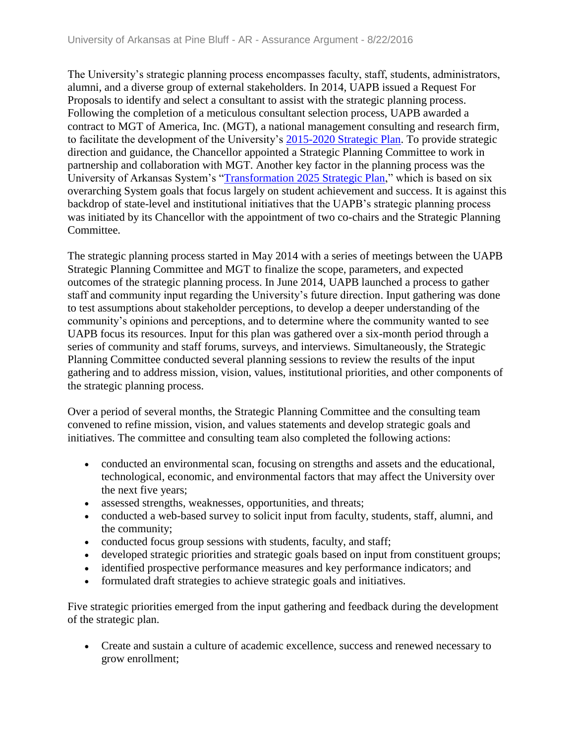The University's strategic planning process encompasses faculty, staff, students, administrators, alumni, and a diverse group of external stakeholders. In 2014, UAPB issued a Request For Proposals to identify and select a consultant to assist with the strategic planning process. Following the completion of a meticulous consultant selection process, UAPB awarded a contract to MGT of America, Inc. (MGT), a national management consulting and research firm, to facilitate the development of the University's 2015-2020 Strategic Plan. To provide strategic direction and guidance, the Chancellor appointed a Strategic Planning Committee to work in partnership and collaboration with MGT. Another key factor in the planning process was the University of Arkansas System's "Transformation 2025 Strategic Plan," which is based on six overarching System goals that focus largely on student achievement and success. It is against this backdrop of state-level and institutional initiatives that the UAPB's strategic planning process was initiated by its Chancellor with the appointment of two co-chairs and the Strategic Planning Committee.

The strategic planning process started in May 2014 with a series of meetings between the UAPB Strategic Planning Committee and MGT to finalize the scope, parameters, and expected outcomes of the strategic planning process. In June 2014, UAPB launched a process to gather staff and community input regarding the University's future direction. Input gathering was done to test assumptions about stakeholder perceptions, to develop a deeper understanding of the community's opinions and perceptions, and to determine where the community wanted to see UAPB focus its resources. Input for this plan was gathered over a six-month period through a series of community and staff forums, surveys, and interviews. Simultaneously, the Strategic Planning Committee conducted several planning sessions to review the results of the input gathering and to address mission, vision, values, institutional priorities, and other components of the strategic planning process.

Over a period of several months, the Strategic Planning Committee and the consulting team convened to refine mission, vision, and values statements and develop strategic goals and initiatives. The committee and consulting team also completed the following actions:

- conducted an environmental scan, focusing on strengths and assets and the educational, technological, economic, and environmental factors that may affect the University over the next five years;
- assessed strengths, weaknesses, opportunities, and threats;
- conducted a web-based survey to solicit input from faculty, students, staff, alumni, and the community;
- conducted focus group sessions with students, faculty, and staff;
- developed strategic priorities and strategic goals based on input from constituent groups;
- identified prospective performance measures and key performance indicators; and
- formulated draft strategies to achieve strategic goals and initiatives.

Five strategic priorities emerged from the input gathering and feedback during the development of the strategic plan.

- Create and sustain a culture of academic excellence, success and renewed necessary to grow enrollment;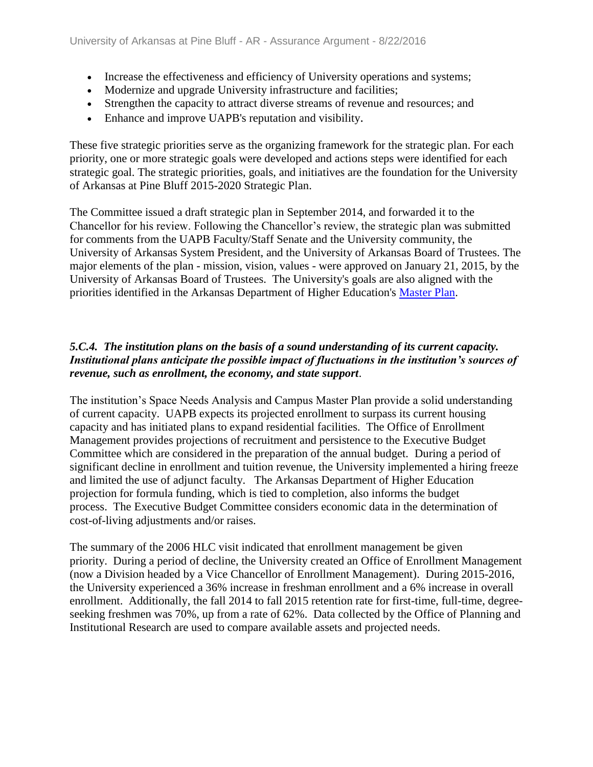- Increase the effectiveness and efficiency of University operations and systems;
- Modernize and upgrade University infrastructure and facilities;
- Strengthen the capacity to attract diverse streams of revenue and resources; and
- Enhance and improve UAPB's reputation and visibility.

These five strategic priorities serve as the organizing framework for the strategic plan. For each priority, one or more strategic goals were developed and actions steps were identified for each strategic goal. The strategic priorities, goals, and initiatives are the foundation for the University of Arkansas at Pine Bluff 2015-2020 Strategic Plan.

The Committee issued a draft strategic plan in September 2014, and forwarded it to the Chancellor for his review. Following the Chancellor's review, the strategic plan was submitted for comments from the UAPB Faculty/Staff Senate and the University community, the University of Arkansas System President, and the University of Arkansas Board of Trustees. The major elements of the plan - mission, vision, values - were approved on January 21, 2015, by the University of Arkansas Board of Trustees. The University's goals are also aligned with the priorities identified in the Arkansas Department of Higher Education's Master Plan.

***5.C.4. The institution plans on the basis of a sound understanding of its current capacity. Institutional plans anticipate the possible impact of fluctuations in the institution's sources of revenue, such as enrollment, the economy, and state support.***

The institution's Space Needs Analysis and Campus Master Plan provide a solid understanding of current capacity. UAPB expects its projected enrollment to surpass its current housing capacity and has initiated plans to expand residential facilities. The Office of Enrollment Management provides projections of recruitment and persistence to the Executive Budget Committee which are considered in the preparation of the annual budget. During a period of significant decline in enrollment and tuition revenue, the University implemented a hiring freeze and limited the use of adjunct faculty. The Arkansas Department of Higher Education projection for formula funding, which is tied to completion, also informs the budget process. The Executive Budget Committee considers economic data in the determination of cost-of-living adjustments and/or raises.

The summary of the 2006 HLC visit indicated that enrollment management be given priority. During a period of decline, the University created an Office of Enrollment Management (now a Division headed by a Vice Chancellor of Enrollment Management). During 2015-2016, the University experienced a 36% increase in freshman enrollment and a 6% increase in overall enrollment. Additionally, the fall 2014 to fall 2015 retention rate for first-time, full-time, degree-seeking freshmen was 70%, up from a rate of 62%. Data collected by the Office of Planning and Institutional Research are used to compare available assets and projected needs.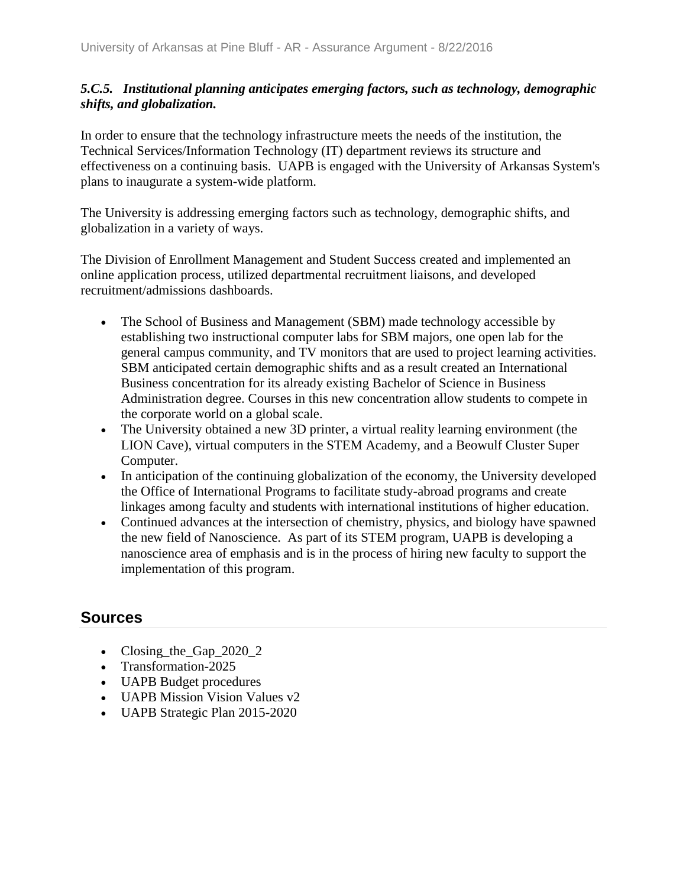***5.C.5. Institutional planning anticipates emerging factors, such as technology, demographic shifts, and globalization.***

In order to ensure that the technology infrastructure meets the needs of the institution, the Technical Services/Information Technology (IT) department reviews its structure and effectiveness on a continuing basis. UAPB is engaged with the University of Arkansas System's plans to inaugurate a system-wide platform.

The University is addressing emerging factors such as technology, demographic shifts, and globalization in a variety of ways.

The Division of Enrollment Management and Student Success created and implemented an online application process, utilized departmental recruitment liaisons, and developed recruitment/admissions dashboards.

- The School of Business and Management (SBM) made technology accessible by establishing two instructional computer labs for SBM majors, one open lab for the general campus community, and TV monitors that are used to project learning activities. SBM anticipated certain demographic shifts and as a result created an International Business concentration for its already existing Bachelor of Science in Business Administration degree. Courses in this new concentration allow students to compete in the corporate world on a global scale.
- The University obtained a new 3D printer, a virtual reality learning environment (the LION Cave), virtual computers in the STEM Academy, and a Beowulf Cluster Super Computer.
- In anticipation of the continuing globalization of the economy, the University developed the Office of International Programs to facilitate study-abroad programs and create linkages among faculty and students with international institutions of higher education.
- Continued advances at the intersection of chemistry, physics, and biology have spawned the new field of Nanoscience. As part of its STEM program, UAPB is developing a nanoscience area of emphasis and is in the process of hiring new faculty to support the implementation of this program.

## Sources

- Closing_the_Gap_2020_2
- Transformation-2025
- UAPB Budget procedures
- UAPB Mission Vision Values v2
- UAPB Strategic Plan 2015-2020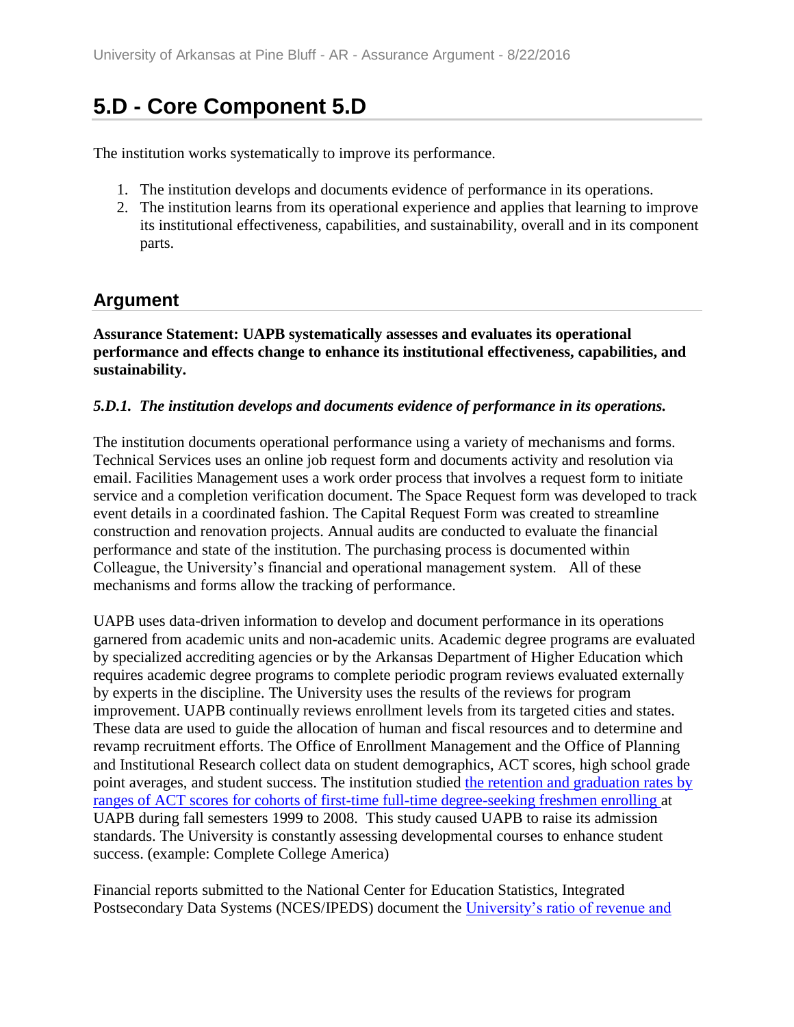# 5.D - Core Component 5.D

The institution works systematically to improve its performance.

1. The institution develops and documents evidence of performance in its operations.
2. The institution learns from its operational experience and applies that learning to improve its institutional effectiveness, capabilities, and sustainability, overall and in its component parts.

## Argument

**Assurance Statement: UAPB systematically assesses and evaluates its operational performance and effects change to enhance its institutional effectiveness, capabilities, and sustainability.**

***5.D.1. The institution develops and documents evidence of performance in its operations.***

The institution documents operational performance using a variety of mechanisms and forms. Technical Services uses an online job request form and documents activity and resolution via email. Facilities Management uses a work order process that involves a request form to initiate service and a completion verification document. The Space Request form was developed to track event details in a coordinated fashion. The Capital Request Form was created to streamline construction and renovation projects. Annual audits are conducted to evaluate the financial performance and state of the institution. The purchasing process is documented within Colleague, the University's financial and operational management system. All of these mechanisms and forms allow the tracking of performance.

UAPB uses data-driven information to develop and document performance in its operations garnered from academic units and non-academic units. Academic degree programs are evaluated by specialized accrediting agencies or by the Arkansas Department of Higher Education which requires academic degree programs to complete periodic program reviews evaluated externally by experts in the discipline. The University uses the results of the reviews for program improvement. UAPB continually reviews enrollment levels from its targeted cities and states. These data are used to guide the allocation of human and fiscal resources and to determine and revamp recruitment efforts. The Office of Enrollment Management and the Office of Planning and Institutional Research collect data on student demographics, ACT scores, high school grade point averages, and student success. The institution studied the retention and graduation rates by ranges of ACT scores for cohorts of first-time full-time degree-seeking freshmen enrolling at UAPB during fall semesters 1999 to 2008. This study caused UAPB to raise its admission standards. The University is constantly assessing developmental courses to enhance student success. (example: Complete College America)

Financial reports submitted to the National Center for Education Statistics, Integrated Postsecondary Data Systems (NCES/IPEDS) document the University's ratio of revenue and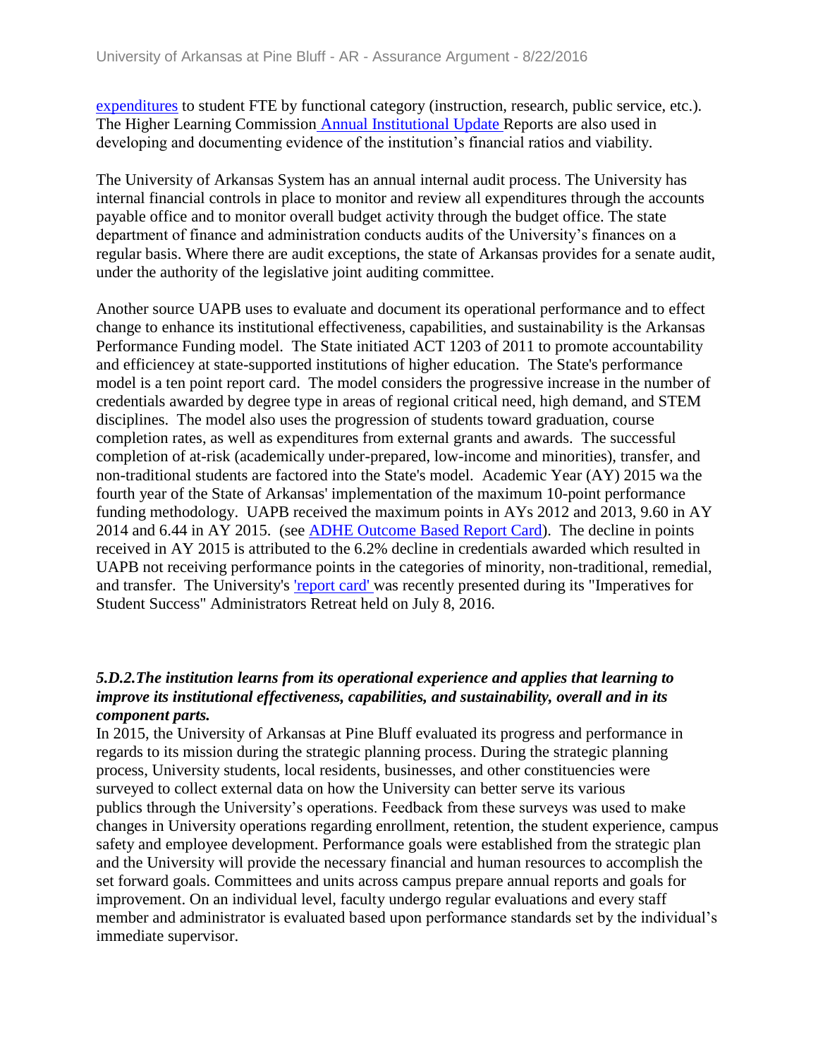expenditures to student FTE by functional category (instruction, research, public service, etc.). The Higher Learning Commission Annual Institutional Update Reports are also used in developing and documenting evidence of the institution's financial ratios and viability.

The University of Arkansas System has an annual internal audit process. The University has internal financial controls in place to monitor and review all expenditures through the accounts payable office and to monitor overall budget activity through the budget office. The state department of finance and administration conducts audits of the University's finances on a regular basis. Where there are audit exceptions, the state of Arkansas provides for a senate audit, under the authority of the legislative joint auditing committee.

Another source UAPB uses to evaluate and document its operational performance and to effect change to enhance its institutional effectiveness, capabilities, and sustainability is the Arkansas Performance Funding model. The State initiated ACT 1203 of 2011 to promote accountability and efficiencey at state-supported institutions of higher education. The State's performance model is a ten point report card. The model considers the progressive increase in the number of credentials awarded by degree type in areas of regional critical need, high demand, and STEM disciplines. The model also uses the progression of students toward graduation, course completion rates, as well as expenditures from external grants and awards. The successful completion of at-risk (academically under-prepared, low-income and minorities), transfer, and non-traditional students are factored into the State's model. Academic Year (AY) 2015 wa the fourth year of the State of Arkansas' implementation of the maximum 10-point performance funding methodology. UAPB received the maximum points in AYs 2012 and 2013, 9.60 in AY 2014 and 6.44 in AY 2015. (see ADHE Outcome Based Report Card). The decline in points received in AY 2015 is attributed to the 6.2% decline in credentials awarded which resulted in UAPB not receiving performance points in the categories of minority, non-traditional, remedial, and transfer. The University's 'report card' was recently presented during its "Imperatives for Student Success" Administrators Retreat held on July 8, 2016.

***5.D.2.The institution learns from its operational experience and applies that learning to improve its institutional effectiveness, capabilities, and sustainability, overall and in its component parts.***

In 2015, the University of Arkansas at Pine Bluff evaluated its progress and performance in regards to its mission during the strategic planning process. During the strategic planning process, University students, local residents, businesses, and other constituencies were surveyed to collect external data on how the University can better serve its various publics through the University's operations. Feedback from these surveys was used to make changes in University operations regarding enrollment, retention, the student experience, campus safety and employee development. Performance goals were established from the strategic plan and the University will provide the necessary financial and human resources to accomplish the set forward goals. Committees and units across campus prepare annual reports and goals for improvement. On an individual level, faculty undergo regular evaluations and every staff member and administrator is evaluated based upon performance standards set by the individual's immediate supervisor.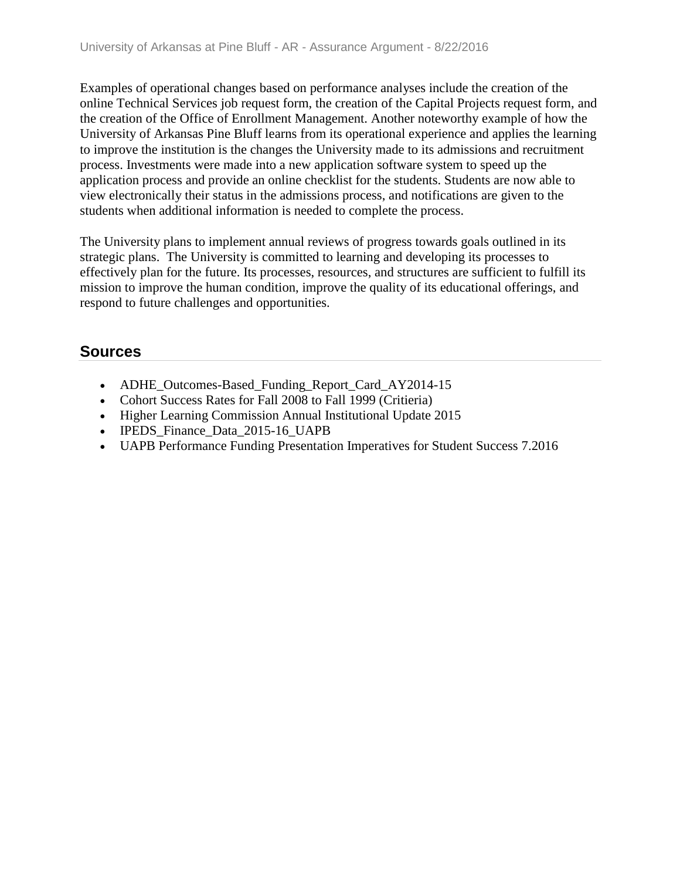Examples of operational changes based on performance analyses include the creation of the online Technical Services job request form, the creation of the Capital Projects request form, and the creation of the Office of Enrollment Management. Another noteworthy example of how the University of Arkansas Pine Bluff learns from its operational experience and applies the learning to improve the institution is the changes the University made to its admissions and recruitment process. Investments were made into a new application software system to speed up the application process and provide an online checklist for the students. Students are now able to view electronically their status in the admissions process, and notifications are given to the students when additional information is needed to complete the process.

The University plans to implement annual reviews of progress towards goals outlined in its strategic plans. The University is committed to learning and developing its processes to effectively plan for the future. Its processes, resources, and structures are sufficient to fulfill its mission to improve the human condition, improve the quality of its educational offerings, and respond to future challenges and opportunities.

## Sources

- ADHE_Outcomes-Based_Funding_Report_Card_AY2014-15
- Cohort Success Rates for Fall 2008 to Fall 1999 (Critieria)
- Higher Learning Commission Annual Institutional Update 2015
- IPEDS_Finance_Data_2015-16_UAPB
- UAPB Performance Funding Presentation Imperatives for Student Success 7.2016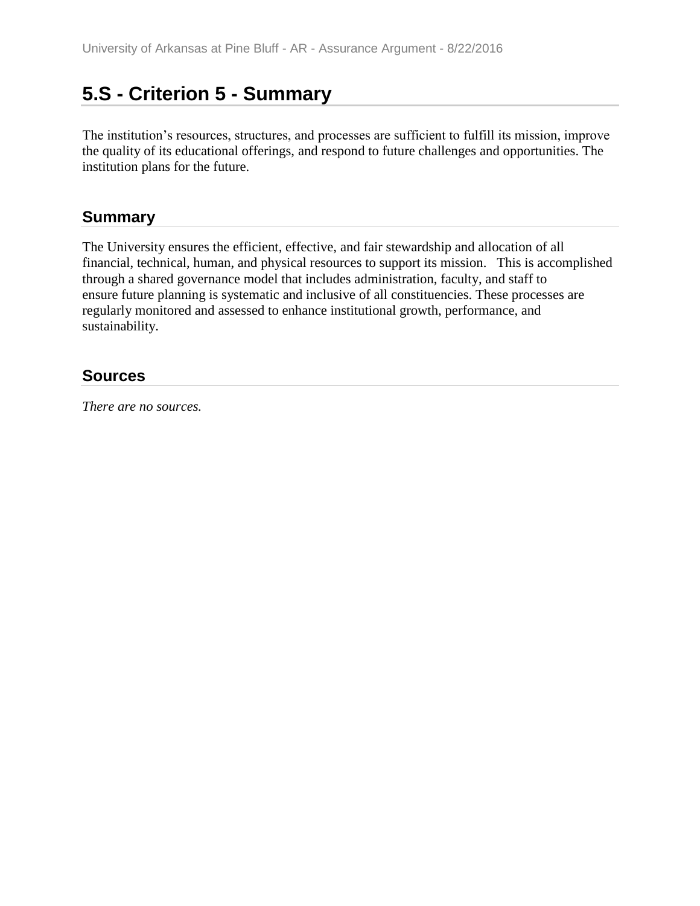# 5.S - Criterion 5 - Summary

The institution's resources, structures, and processes are sufficient to fulfill its mission, improve the quality of its educational offerings, and respond to future challenges and opportunities. The institution plans for the future.

## Summary

The University ensures the efficient, effective, and fair stewardship and allocation of all financial, technical, human, and physical resources to support its mission. This is accomplished through a shared governance model that includes administration, faculty, and staff to ensure future planning is systematic and inclusive of all constituencies. These processes are regularly monitored and assessed to enhance institutional growth, performance, and sustainability.

## Sources

*There are no sources.*